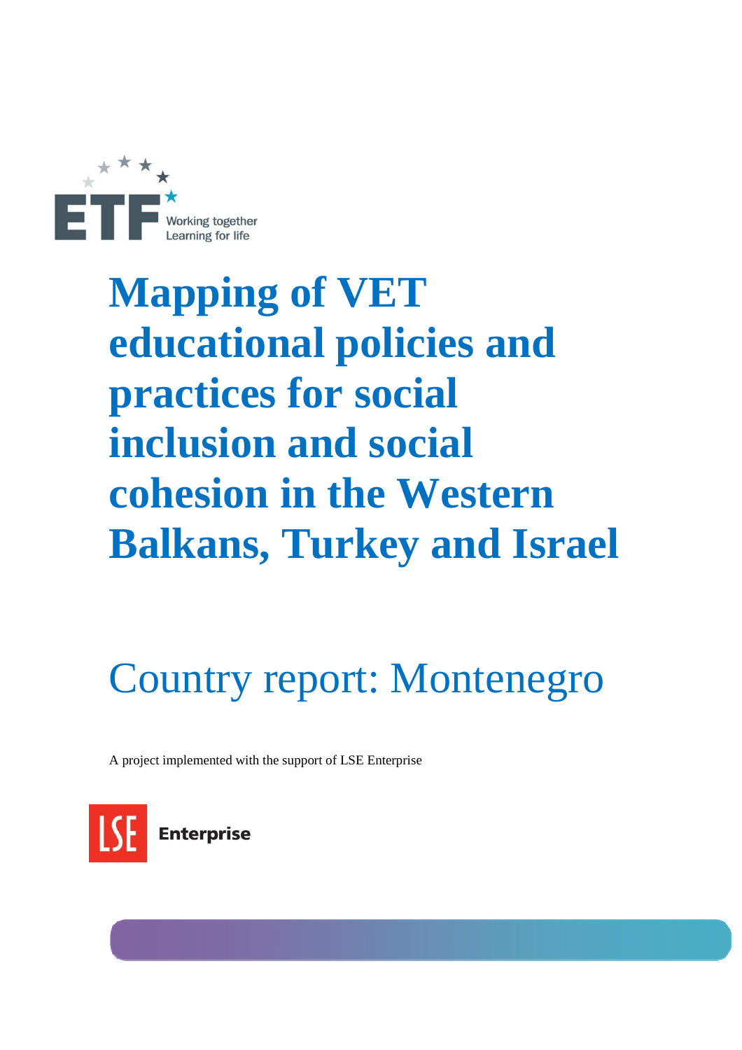ETF

Working together
Learning for life

# Mapping of VET educational policies and practices for social inclusion and social cohesion in the Western Balkans, Turkey and Israel

## Country report: Montenegro

A project implemented with the support of LSE Enterprise

LSE Enterprise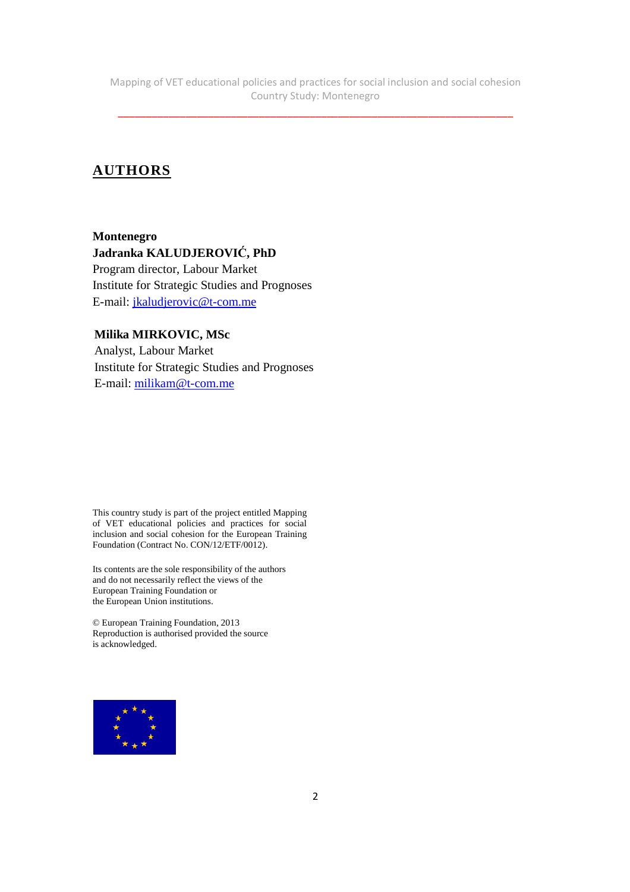# AUTHORS

**Montenegro**
**Jadranka KALUDJEROVIĆ, PhD**
Program director, Labour Market
Institute for Strategic Studies and Prognoses
E-mail: jkaludjerovic@t-com.me

**Milika MIRKOVIC, MSc**
Analyst, Labour Market
Institute for Strategic Studies and Prognoses
E-mail: milikam@t-com.me

This country study is part of the project entitled Mapping of VET educational policies and practices for social inclusion and social cohesion for the European Training Foundation (Contract No. CON/12/ETF/0012).

Its contents are the sole responsibility of the authors and do not necessarily reflect the views of the European Training Foundation or the European Union institutions.

© European Training Foundation, 2013
Reproduction is authorised provided the source is acknowledged.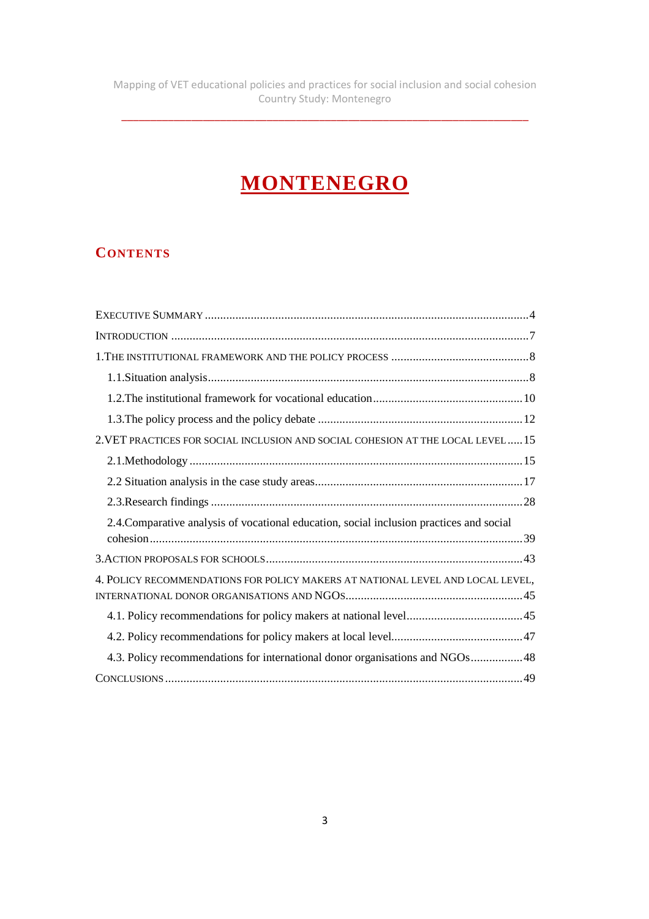# MONTENEGRO

## CONTENTS

EXECUTIVE SUMMARY ........................................................................................................4

INTRODUCTION ...................................................................................................................7

1.THE INSTITUTIONAL FRAMEWORK AND THE POLICY PROCESS ............................................8

- 1.1.Situation analysis........................................................................................................8
- 1.2.The institutional framework for vocational education................................................10
- 1.3.The policy process and the policy debate ..................................................................12

2.VET PRACTICES FOR SOCIAL INCLUSION AND SOCIAL COHESION AT THE LOCAL LEVEL .....15

- 2.1.Methodology ............................................................................................................15
- 2.2 Situation analysis in the case study areas...................................................................17
- 2.3.Research findings .....................................................................................................28
- 2.4.Comparative analysis of vocational education, social inclusion practices and social cohesion.........................................................................................................................39

3.ACTION PROPOSALS FOR SCHOOLS..................................................................................43

4. POLICY RECOMMENDATIONS FOR POLICY MAKERS AT NATIONAL LEVEL AND LOCAL LEVEL, INTERNATIONAL DONOR ORGANISATIONS AND NGOS.........................................................45

- 4.1. Policy recommendations for policy makers at national level......................................45
- 4.2. Policy recommendations for policy makers at local level...........................................47
- 4.3. Policy recommendations for international donor organisations and NGOs.................48

CONCLUSIONS ...................................................................................................................49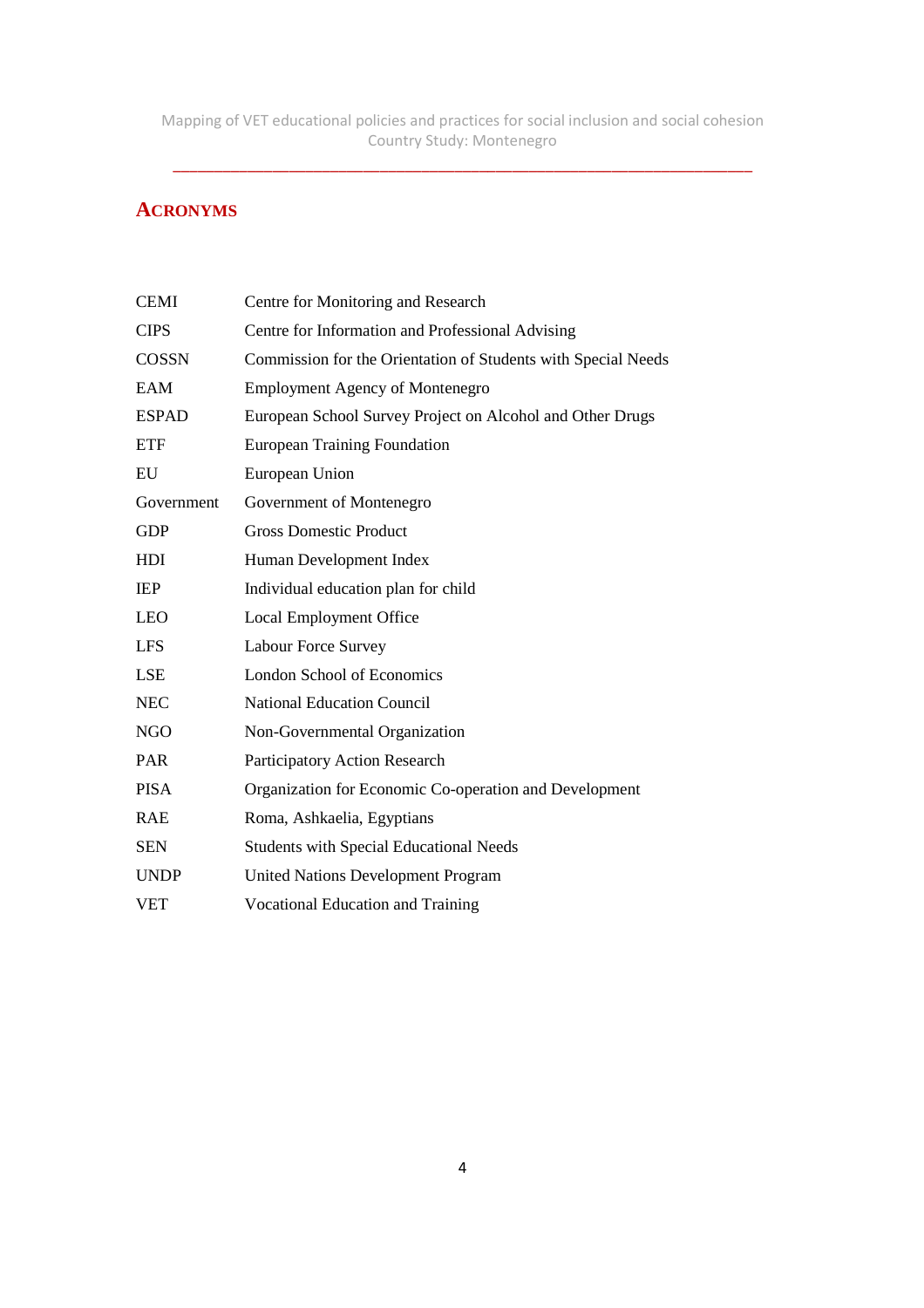## ACRONYMS

| | |
|---|---|
| CEMI | Centre for Monitoring and Research |
| CIPS | Centre for Information and Professional Advising |
| COSSN | Commission for the Orientation of Students with Special Needs |
| EAM | Employment Agency of Montenegro |
| ESPAD | European School Survey Project on Alcohol and Other Drugs |
| ETF | European Training Foundation |
| EU | European Union |
| Government | Government of Montenegro |
| GDP | Gross Domestic Product |
| HDI | Human Development Index |
| IEP | Individual education plan for child |
| LEO | Local Employment Office |
| LFS | Labour Force Survey |
| LSE | London School of Economics |
| NEC | National Education Council |
| NGO | Non-Governmental Organization |
| PAR | Participatory Action Research |
| PISA | Organization for Economic Co-operation and Development |
| RAE | Roma, Ashkaelia, Egyptians |
| SEN | Students with Special Educational Needs |
| UNDP | United Nations Development Program |
| VET | Vocational Education and Training |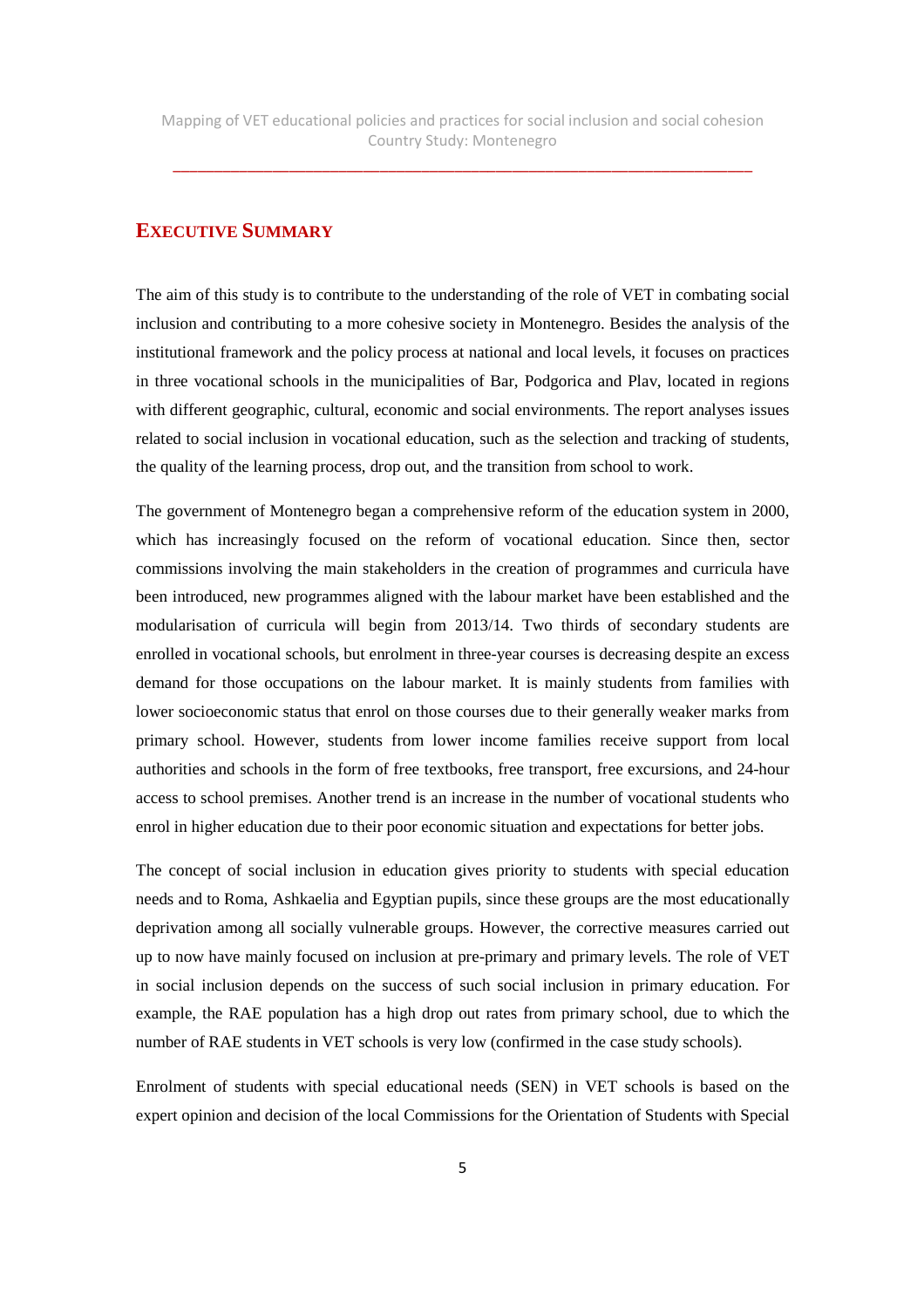## EXECUTIVE SUMMARY

The aim of this study is to contribute to the understanding of the role of VET in combating social inclusion and contributing to a more cohesive society in Montenegro. Besides the analysis of the institutional framework and the policy process at national and local levels, it focuses on practices in three vocational schools in the municipalities of Bar, Podgorica and Plav, located in regions with different geographic, cultural, economic and social environments. The report analyses issues related to social inclusion in vocational education, such as the selection and tracking of students, the quality of the learning process, drop out, and the transition from school to work.

The government of Montenegro began a comprehensive reform of the education system in 2000, which has increasingly focused on the reform of vocational education. Since then, sector commissions involving the main stakeholders in the creation of programmes and curricula have been introduced, new programmes aligned with the labour market have been established and the modularisation of curricula will begin from 2013/14. Two thirds of secondary students are enrolled in vocational schools, but enrolment in three-year courses is decreasing despite an excess demand for those occupations on the labour market. It is mainly students from families with lower socioeconomic status that enrol on those courses due to their generally weaker marks from primary school. However, students from lower income families receive support from local authorities and schools in the form of free textbooks, free transport, free excursions, and 24-hour access to school premises. Another trend is an increase in the number of vocational students who enrol in higher education due to their poor economic situation and expectations for better jobs.

The concept of social inclusion in education gives priority to students with special education needs and to Roma, Ashkaelia and Egyptian pupils, since these groups are the most educationally deprivation among all socially vulnerable groups. However, the corrective measures carried out up to now have mainly focused on inclusion at pre-primary and primary levels. The role of VET in social inclusion depends on the success of such social inclusion in primary education. For example, the RAE population has a high drop out rates from primary school, due to which the number of RAE students in VET schools is very low (confirmed in the case study schools).

Enrolment of students with special educational needs (SEN) in VET schools is based on the expert opinion and decision of the local Commissions for the Orientation of Students with Special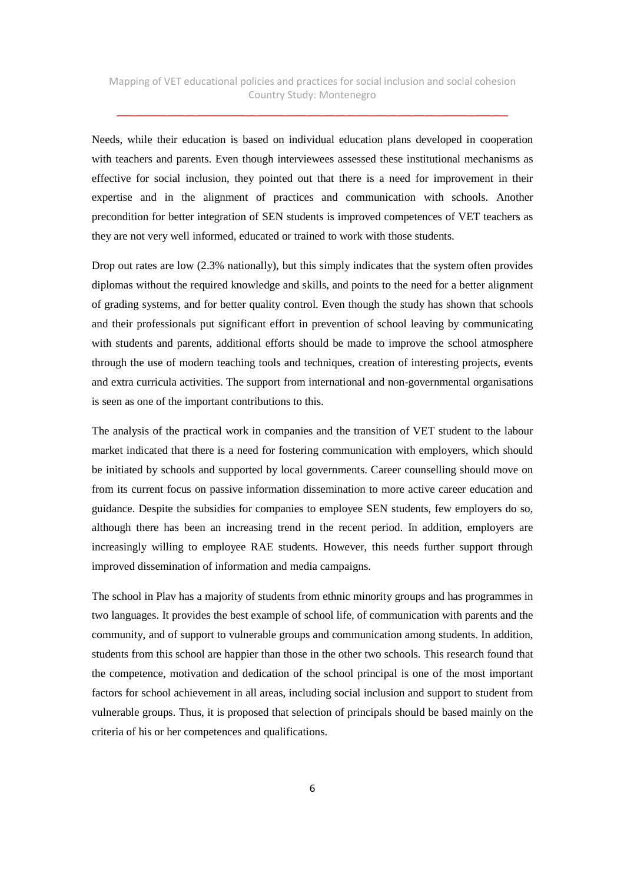Needs, while their education is based on individual education plans developed in cooperation with teachers and parents. Even though interviewees assessed these institutional mechanisms as effective for social inclusion, they pointed out that there is a need for improvement in their expertise and in the alignment of practices and communication with schools. Another precondition for better integration of SEN students is improved competences of VET teachers as they are not very well informed, educated or trained to work with those students.

Drop out rates are low (2.3% nationally), but this simply indicates that the system often provides diplomas without the required knowledge and skills, and points to the need for a better alignment of grading systems, and for better quality control. Even though the study has shown that schools and their professionals put significant effort in prevention of school leaving by communicating with students and parents, additional efforts should be made to improve the school atmosphere through the use of modern teaching tools and techniques, creation of interesting projects, events and extra curricula activities. The support from international and non-governmental organisations is seen as one of the important contributions to this.

The analysis of the practical work in companies and the transition of VET student to the labour market indicated that there is a need for fostering communication with employers, which should be initiated by schools and supported by local governments. Career counselling should move on from its current focus on passive information dissemination to more active career education and guidance. Despite the subsidies for companies to employee SEN students, few employers do so, although there has been an increasing trend in the recent period. In addition, employers are increasingly willing to employee RAE students. However, this needs further support through improved dissemination of information and media campaigns.

The school in Plav has a majority of students from ethnic minority groups and has programmes in two languages. It provides the best example of school life, of communication with parents and the community, and of support to vulnerable groups and communication among students. In addition, students from this school are happier than those in the other two schools. This research found that the competence, motivation and dedication of the school principal is one of the most important factors for school achievement in all areas, including social inclusion and support to student from vulnerable groups. Thus, it is proposed that selection of principals should be based mainly on the criteria of his or her competences and qualifications.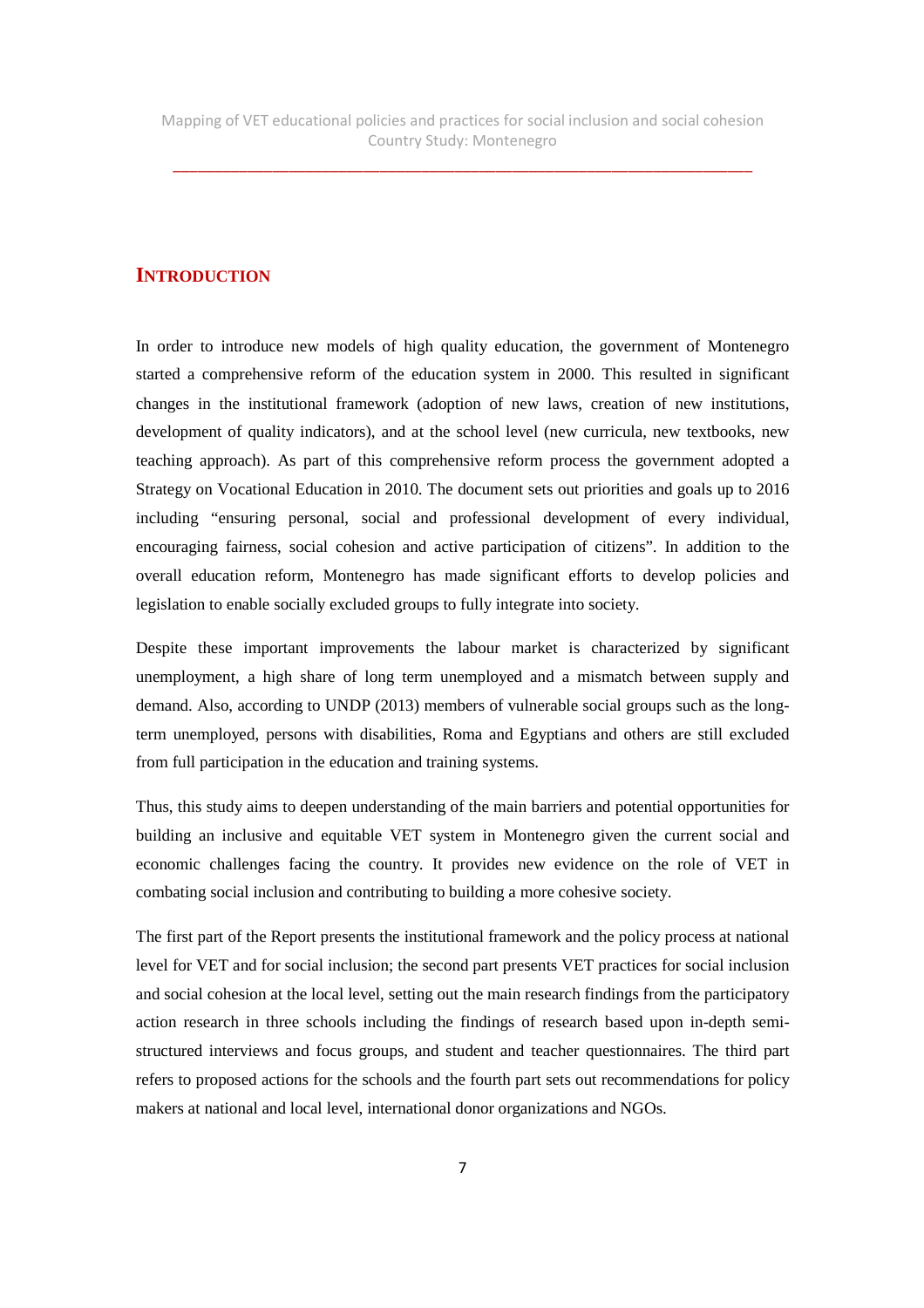# INTRODUCTION

In order to introduce new models of high quality education, the government of Montenegro started a comprehensive reform of the education system in 2000. This resulted in significant changes in the institutional framework (adoption of new laws, creation of new institutions, development of quality indicators), and at the school level (new curricula, new textbooks, new teaching approach). As part of this comprehensive reform process the government adopted a Strategy on Vocational Education in 2010. The document sets out priorities and goals up to 2016 including "ensuring personal, social and professional development of every individual, encouraging fairness, social cohesion and active participation of citizens". In addition to the overall education reform, Montenegro has made significant efforts to develop policies and legislation to enable socially excluded groups to fully integrate into society.

Despite these important improvements the labour market is characterized by significant unemployment, a high share of long term unemployed and a mismatch between supply and demand. Also, according to UNDP (2013) members of vulnerable social groups such as the long-term unemployed, persons with disabilities, Roma and Egyptians and others are still excluded from full participation in the education and training systems.

Thus, this study aims to deepen understanding of the main barriers and potential opportunities for building an inclusive and equitable VET system in Montenegro given the current social and economic challenges facing the country. It provides new evidence on the role of VET in combating social inclusion and contributing to building a more cohesive society.

The first part of the Report presents the institutional framework and the policy process at national level for VET and for social inclusion; the second part presents VET practices for social inclusion and social cohesion at the local level, setting out the main research findings from the participatory action research in three schools including the findings of research based upon in-depth semi-structured interviews and focus groups, and student and teacher questionnaires. The third part refers to proposed actions for the schools and the fourth part sets out recommendations for policy makers at national and local level, international donor organizations and NGOs.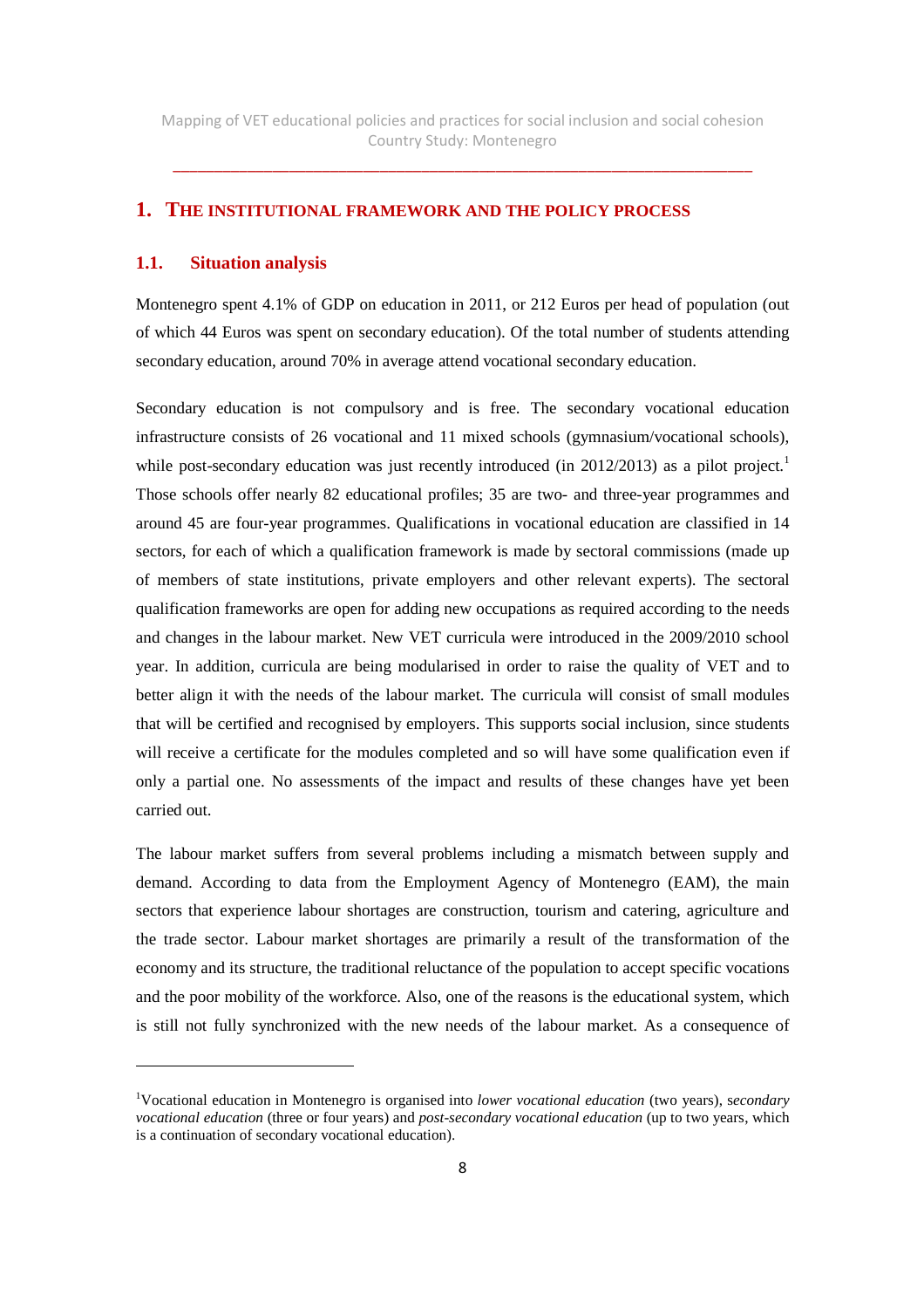# 1. THE INSTITUTIONAL FRAMEWORK AND THE POLICY PROCESS

## 1.1. Situation analysis

Montenegro spent 4.1% of GDP on education in 2011, or 212 Euros per head of population (out of which 44 Euros was spent on secondary education). Of the total number of students attending secondary education, around 70% in average attend vocational secondary education.

Secondary education is not compulsory and is free. The secondary vocational education infrastructure consists of 26 vocational and 11 mixed schools (gymnasium/vocational schools), while post-secondary education was just recently introduced (in 2012/2013) as a pilot project.[1] Those schools offer nearly 82 educational profiles; 35 are two- and three-year programmes and around 45 are four-year programmes. Qualifications in vocational education are classified in 14 sectors, for each of which a qualification framework is made by sectoral commissions (made up of members of state institutions, private employers and other relevant experts). The sectoral qualification frameworks are open for adding new occupations as required according to the needs and changes in the labour market. New VET curricula were introduced in the 2009/2010 school year. In addition, curricula are being modularised in order to raise the quality of VET and to better align it with the needs of the labour market. The curricula will consist of small modules that will be certified and recognised by employers. This supports social inclusion, since students will receive a certificate for the modules completed and so will have some qualification even if only a partial one. No assessments of the impact and results of these changes have yet been carried out.

The labour market suffers from several problems including a mismatch between supply and demand. According to data from the Employment Agency of Montenegro (EAM), the main sectors that experience labour shortages are construction, tourism and catering, agriculture and the trade sector. Labour market shortages are primarily a result of the transformation of the economy and its structure, the traditional reluctance of the population to accept specific vocations and the poor mobility of the workforce. Also, one of the reasons is the educational system, which is still not fully synchronized with the new needs of the labour market. As a consequence of

---

[1] Vocational education in Montenegro is organised into *lower vocational education* (two years), *secondary vocational education* (three or four years) and *post-secondary vocational education* (up to two years, which is a continuation of secondary vocational education).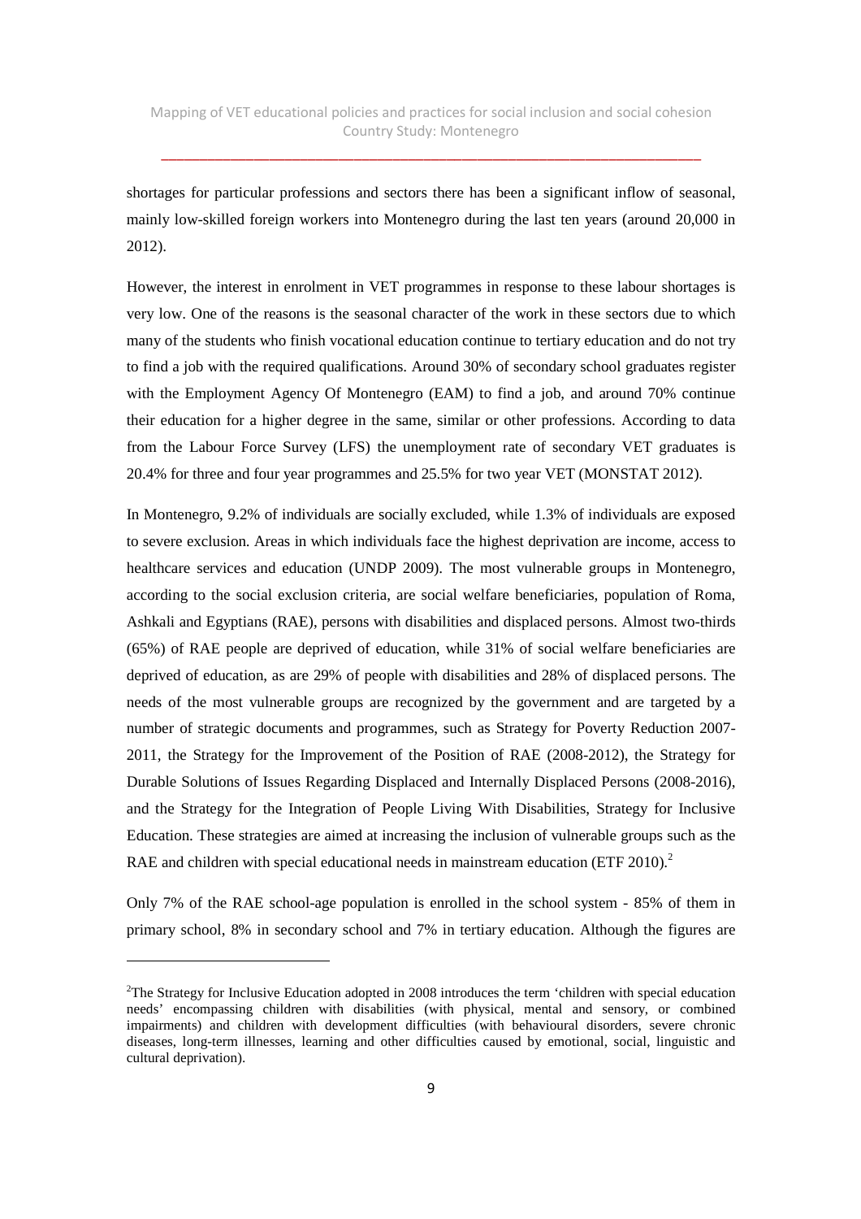shortages for particular professions and sectors there has been a significant inflow of seasonal, mainly low-skilled foreign workers into Montenegro during the last ten years (around 20,000 in 2012).

However, the interest in enrolment in VET programmes in response to these labour shortages is very low. One of the reasons is the seasonal character of the work in these sectors due to which many of the students who finish vocational education continue to tertiary education and do not try to find a job with the required qualifications. Around 30% of secondary school graduates register with the Employment Agency Of Montenegro (EAM) to find a job, and around 70% continue their education for a higher degree in the same, similar or other professions. According to data from the Labour Force Survey (LFS) the unemployment rate of secondary VET graduates is 20.4% for three and four year programmes and 25.5% for two year VET (MONSTAT 2012).

In Montenegro, 9.2% of individuals are socially excluded, while 1.3% of individuals are exposed to severe exclusion. Areas in which individuals face the highest deprivation are income, access to healthcare services and education (UNDP 2009). The most vulnerable groups in Montenegro, according to the social exclusion criteria, are social welfare beneficiaries, population of Roma, Ashkali and Egyptians (RAE), persons with disabilities and displaced persons. Almost two-thirds (65%) of RAE people are deprived of education, while 31% of social welfare beneficiaries are deprived of education, as are 29% of people with disabilities and 28% of displaced persons. The needs of the most vulnerable groups are recognized by the government and are targeted by a number of strategic documents and programmes, such as Strategy for Poverty Reduction 2007-2011, the Strategy for the Improvement of the Position of RAE (2008-2012), the Strategy for Durable Solutions of Issues Regarding Displaced and Internally Displaced Persons (2008-2016), and the Strategy for the Integration of People Living With Disabilities, Strategy for Inclusive Education. These strategies are aimed at increasing the inclusion of vulnerable groups such as the RAE and children with special educational needs in mainstream education (ETF 2010).[2]

Only 7% of the RAE school-age population is enrolled in the school system - 85% of them in primary school, 8% in secondary school and 7% in tertiary education. Although the figures are

[2]The Strategy for Inclusive Education adopted in 2008 introduces the term 'children with special education needs' encompassing children with disabilities (with physical, mental and sensory, or combined impairments) and children with development difficulties (with behavioural disorders, severe chronic diseases, long-term illnesses, learning and other difficulties caused by emotional, social, linguistic and cultural deprivation).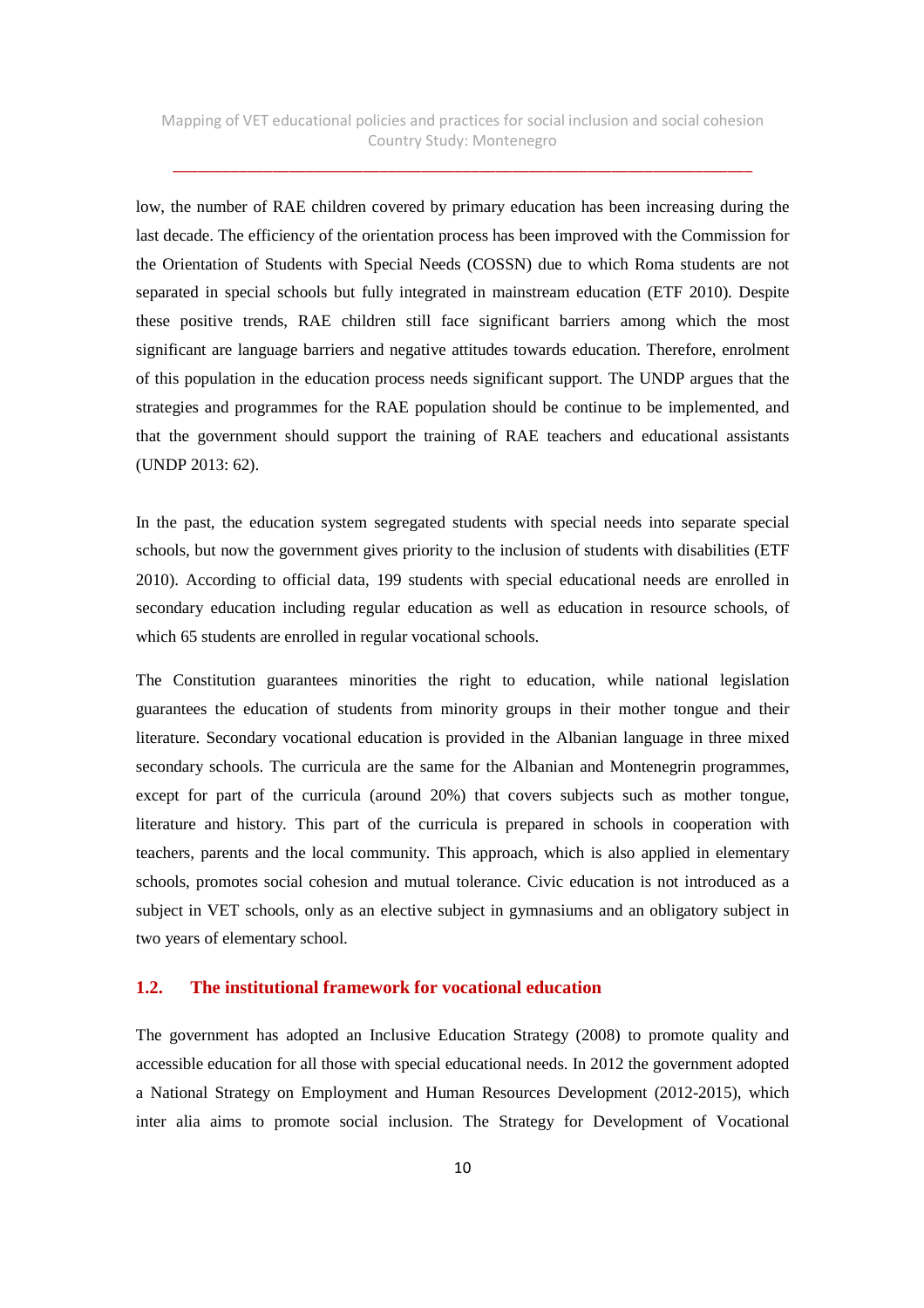low, the number of RAE children covered by primary education has been increasing during the last decade. The efficiency of the orientation process has been improved with the Commission for the Orientation of Students with Special Needs (COSSN) due to which Roma students are not separated in special schools but fully integrated in mainstream education (ETF 2010). Despite these positive trends, RAE children still face significant barriers among which the most significant are language barriers and negative attitudes towards education. Therefore, enrolment of this population in the education process needs significant support. The UNDP argues that the strategies and programmes for the RAE population should be continue to be implemented, and that the government should support the training of RAE teachers and educational assistants (UNDP 2013: 62).

In the past, the education system segregated students with special needs into separate special schools, but now the government gives priority to the inclusion of students with disabilities (ETF 2010). According to official data, 199 students with special educational needs are enrolled in secondary education including regular education as well as education in resource schools, of which 65 students are enrolled in regular vocational schools.

The Constitution guarantees minorities the right to education, while national legislation guarantees the education of students from minority groups in their mother tongue and their literature. Secondary vocational education is provided in the Albanian language in three mixed secondary schools. The curricula are the same for the Albanian and Montenegrin programmes, except for part of the curricula (around 20%) that covers subjects such as mother tongue, literature and history. This part of the curricula is prepared in schools in cooperation with teachers, parents and the local community. This approach, which is also applied in elementary schools, promotes social cohesion and mutual tolerance. Civic education is not introduced as a subject in VET schools, only as an elective subject in gymnasiums and an obligatory subject in two years of elementary school.

## 1.2. The institutional framework for vocational education

The government has adopted an Inclusive Education Strategy (2008) to promote quality and accessible education for all those with special educational needs. In 2012 the government adopted a National Strategy on Employment and Human Resources Development (2012-2015), which inter alia aims to promote social inclusion. The Strategy for Development of Vocational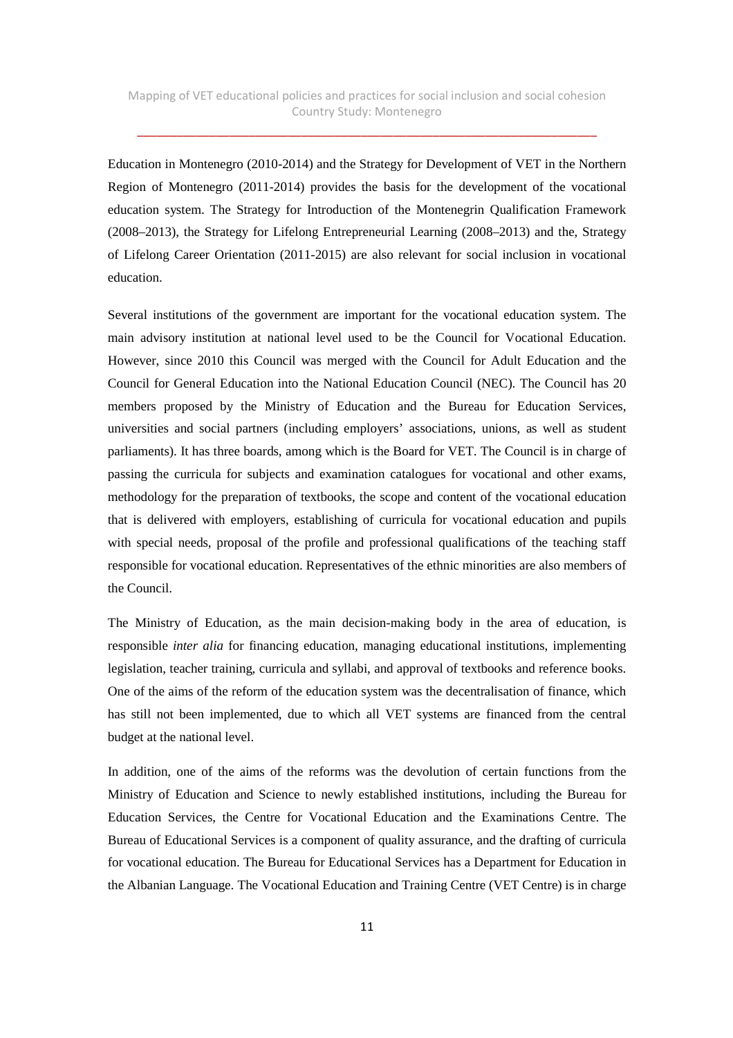Education in Montenegro (2010-2014) and the Strategy for Development of VET in the Northern Region of Montenegro (2011-2014) provides the basis for the development of the vocational education system. The Strategy for Introduction of the Montenegrin Qualification Framework (2008–2013), the Strategy for Lifelong Entrepreneurial Learning (2008–2013) and the, Strategy of Lifelong Career Orientation (2011-2015) are also relevant for social inclusion in vocational education.

Several institutions of the government are important for the vocational education system. The main advisory institution at national level used to be the Council for Vocational Education. However, since 2010 this Council was merged with the Council for Adult Education and the Council for General Education into the National Education Council (NEC). The Council has 20 members proposed by the Ministry of Education and the Bureau for Education Services, universities and social partners (including employers' associations, unions, as well as student parliaments). It has three boards, among which is the Board for VET. The Council is in charge of passing the curricula for subjects and examination catalogues for vocational and other exams, methodology for the preparation of textbooks, the scope and content of the vocational education that is delivered with employers, establishing of curricula for vocational education and pupils with special needs, proposal of the profile and professional qualifications of the teaching staff responsible for vocational education. Representatives of the ethnic minorities are also members of the Council.

The Ministry of Education, as the main decision-making body in the area of education, is responsible *inter alia* for financing education, managing educational institutions, implementing legislation, teacher training, curricula and syllabi, and approval of textbooks and reference books. One of the aims of the reform of the education system was the decentralisation of finance, which has still not been implemented, due to which all VET systems are financed from the central budget at the national level.

In addition, one of the aims of the reforms was the devolution of certain functions from the Ministry of Education and Science to newly established institutions, including the Bureau for Education Services, the Centre for Vocational Education and the Examinations Centre. The Bureau of Educational Services is a component of quality assurance, and the drafting of curricula for vocational education. The Bureau for Educational Services has a Department for Education in the Albanian Language. The Vocational Education and Training Centre (VET Centre) is in charge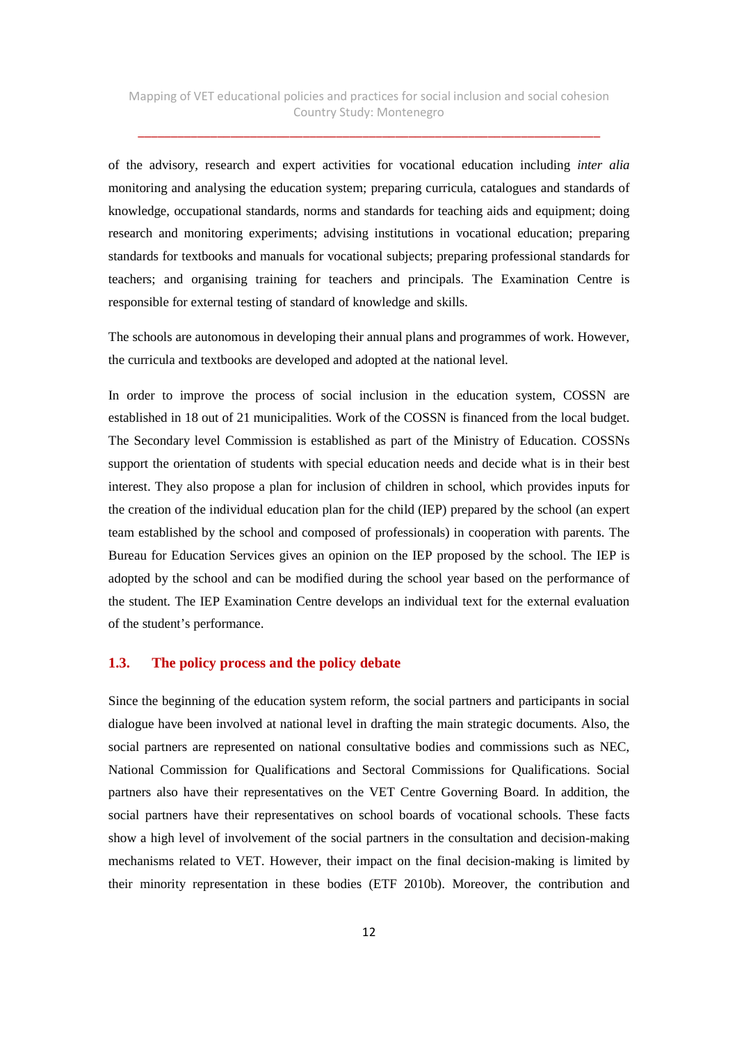of the advisory, research and expert activities for vocational education including *inter alia* monitoring and analysing the education system; preparing curricula, catalogues and standards of knowledge, occupational standards, norms and standards for teaching aids and equipment; doing research and monitoring experiments; advising institutions in vocational education; preparing standards for textbooks and manuals for vocational subjects; preparing professional standards for teachers; and organising training for teachers and principals. The Examination Centre is responsible for external testing of standard of knowledge and skills.

The schools are autonomous in developing their annual plans and programmes of work. However, the curricula and textbooks are developed and adopted at the national level.

In order to improve the process of social inclusion in the education system, COSSN are established in 18 out of 21 municipalities. Work of the COSSN is financed from the local budget. The Secondary level Commission is established as part of the Ministry of Education. COSSNs support the orientation of students with special education needs and decide what is in their best interest. They also propose a plan for inclusion of children in school, which provides inputs for the creation of the individual education plan for the child (IEP) prepared by the school (an expert team established by the school and composed of professionals) in cooperation with parents. The Bureau for Education Services gives an opinion on the IEP proposed by the school. The IEP is adopted by the school and can be modified during the school year based on the performance of the student. The IEP Examination Centre develops an individual text for the external evaluation of the student's performance.

## 1.3. The policy process and the policy debate

Since the beginning of the education system reform, the social partners and participants in social dialogue have been involved at national level in drafting the main strategic documents. Also, the social partners are represented on national consultative bodies and commissions such as NEC, National Commission for Qualifications and Sectoral Commissions for Qualifications. Social partners also have their representatives on the VET Centre Governing Board. In addition, the social partners have their representatives on school boards of vocational schools. These facts show a high level of involvement of the social partners in the consultation and decision-making mechanisms related to VET. However, their impact on the final decision-making is limited by their minority representation in these bodies (ETF 2010b). Moreover, the contribution and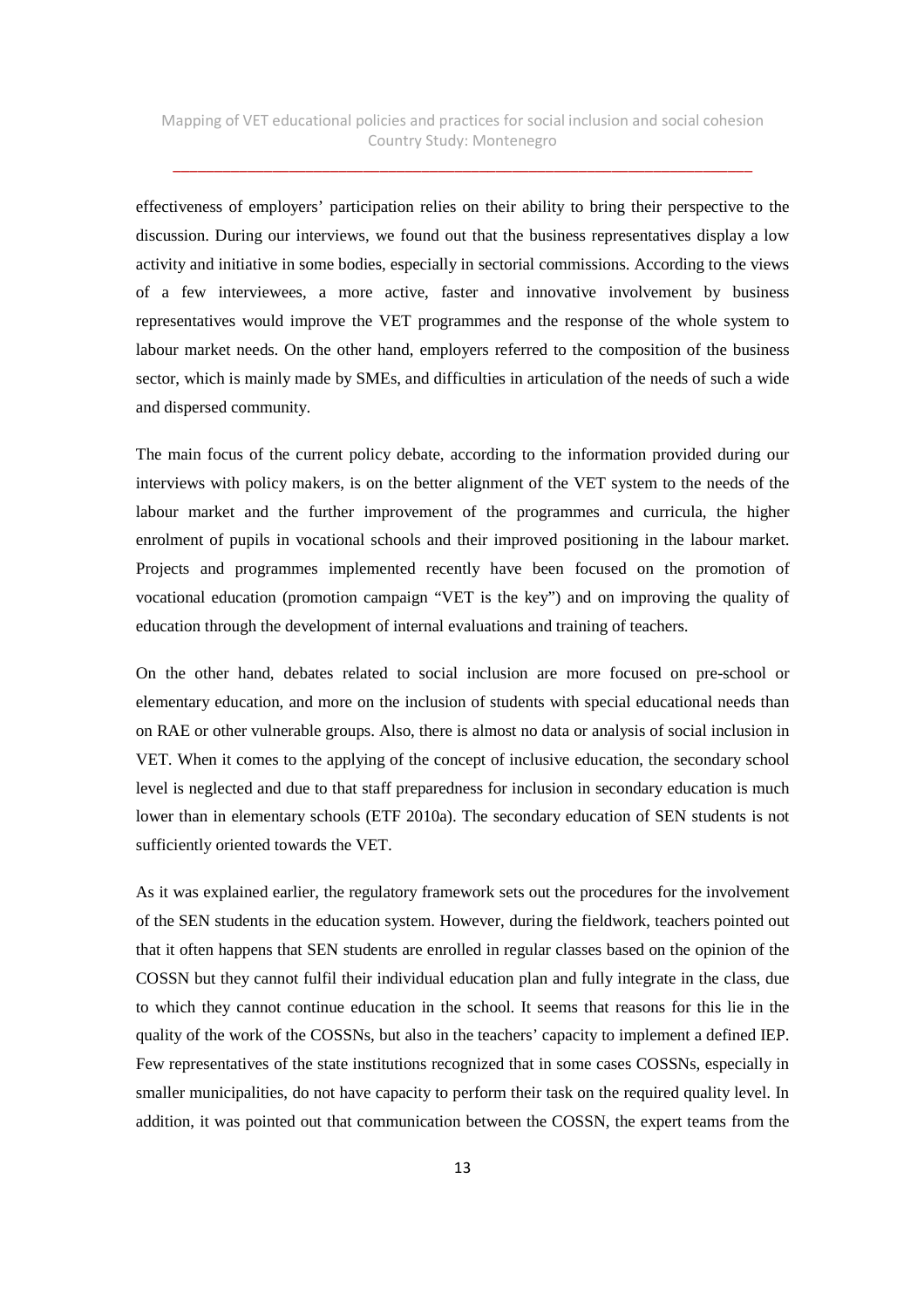effectiveness of employers' participation relies on their ability to bring their perspective to the discussion. During our interviews, we found out that the business representatives display a low activity and initiative in some bodies, especially in sectorial commissions. According to the views of a few interviewees, a more active, faster and innovative involvement by business representatives would improve the VET programmes and the response of the whole system to labour market needs. On the other hand, employers referred to the composition of the business sector, which is mainly made by SMEs, and difficulties in articulation of the needs of such a wide and dispersed community.

The main focus of the current policy debate, according to the information provided during our interviews with policy makers, is on the better alignment of the VET system to the needs of the labour market and the further improvement of the programmes and curricula, the higher enrolment of pupils in vocational schools and their improved positioning in the labour market. Projects and programmes implemented recently have been focused on the promotion of vocational education (promotion campaign "VET is the key") and on improving the quality of education through the development of internal evaluations and training of teachers.

On the other hand, debates related to social inclusion are more focused on pre-school or elementary education, and more on the inclusion of students with special educational needs than on RAE or other vulnerable groups. Also, there is almost no data or analysis of social inclusion in VET. When it comes to the applying of the concept of inclusive education, the secondary school level is neglected and due to that staff preparedness for inclusion in secondary education is much lower than in elementary schools (ETF 2010a). The secondary education of SEN students is not sufficiently oriented towards the VET.

As it was explained earlier, the regulatory framework sets out the procedures for the involvement of the SEN students in the education system. However, during the fieldwork, teachers pointed out that it often happens that SEN students are enrolled in regular classes based on the opinion of the COSSN but they cannot fulfil their individual education plan and fully integrate in the class, due to which they cannot continue education in the school. It seems that reasons for this lie in the quality of the work of the COSSNs, but also in the teachers' capacity to implement a defined IEP. Few representatives of the state institutions recognized that in some cases COSSNs, especially in smaller municipalities, do not have capacity to perform their task on the required quality level. In addition, it was pointed out that communication between the COSSN, the expert teams from the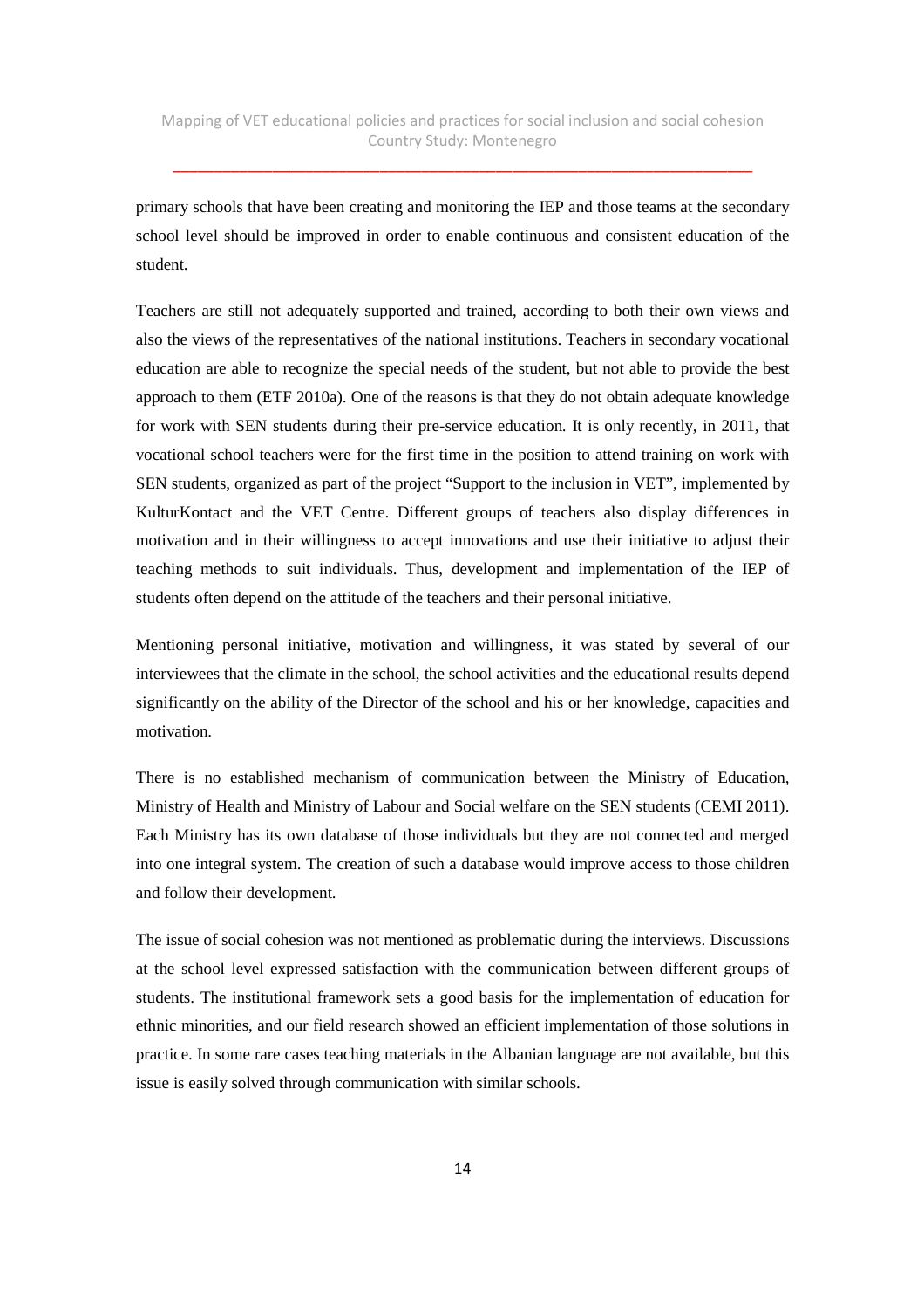primary schools that have been creating and monitoring the IEP and those teams at the secondary school level should be improved in order to enable continuous and consistent education of the student.

Teachers are still not adequately supported and trained, according to both their own views and also the views of the representatives of the national institutions. Teachers in secondary vocational education are able to recognize the special needs of the student, but not able to provide the best approach to them (ETF 2010a). One of the reasons is that they do not obtain adequate knowledge for work with SEN students during their pre-service education. It is only recently, in 2011, that vocational school teachers were for the first time in the position to attend training on work with SEN students, organized as part of the project "Support to the inclusion in VET", implemented by KulturKontact and the VET Centre. Different groups of teachers also display differences in motivation and in their willingness to accept innovations and use their initiative to adjust their teaching methods to suit individuals. Thus, development and implementation of the IEP of students often depend on the attitude of the teachers and their personal initiative.

Mentioning personal initiative, motivation and willingness, it was stated by several of our interviewees that the climate in the school, the school activities and the educational results depend significantly on the ability of the Director of the school and his or her knowledge, capacities and motivation.

There is no established mechanism of communication between the Ministry of Education, Ministry of Health and Ministry of Labour and Social welfare on the SEN students (CEMI 2011). Each Ministry has its own database of those individuals but they are not connected and merged into one integral system. The creation of such a database would improve access to those children and follow their development.

The issue of social cohesion was not mentioned as problematic during the interviews. Discussions at the school level expressed satisfaction with the communication between different groups of students. The institutional framework sets a good basis for the implementation of education for ethnic minorities, and our field research showed an efficient implementation of those solutions in practice. In some rare cases teaching materials in the Albanian language are not available, but this issue is easily solved through communication with similar schools.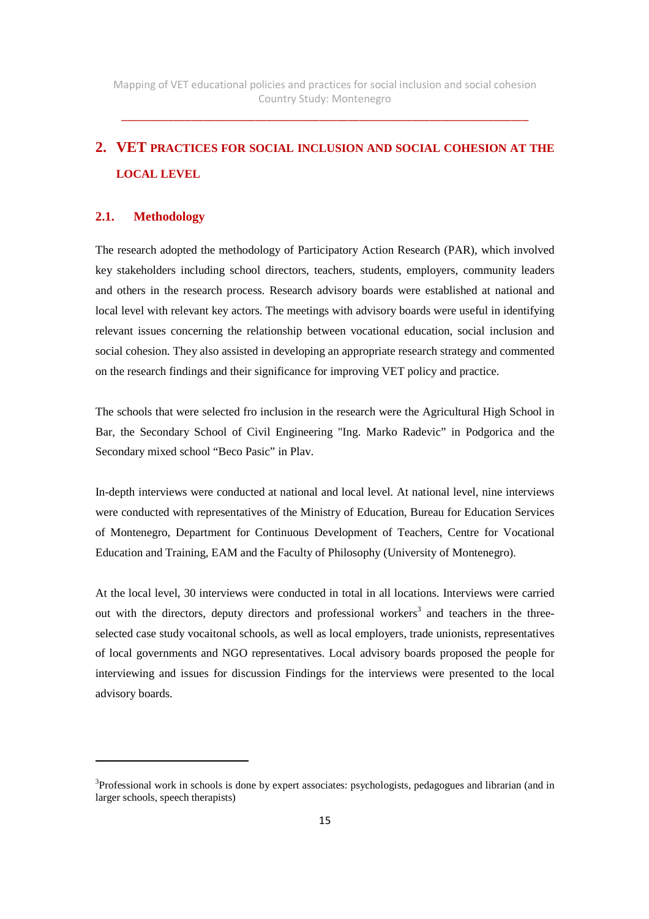## 2. VET PRACTICES FOR SOCIAL INCLUSION AND SOCIAL COHESION AT THE LOCAL LEVEL

### 2.1. Methodology

The research adopted the methodology of Participatory Action Research (PAR), which involved key stakeholders including school directors, teachers, students, employers, community leaders and others in the research process. Research advisory boards were established at national and local level with relevant key actors. The meetings with advisory boards were useful in identifying relevant issues concerning the relationship between vocational education, social inclusion and social cohesion. They also assisted in developing an appropriate research strategy and commented on the research findings and their significance for improving VET policy and practice.

The schools that were selected fro inclusion in the research were the Agricultural High School in Bar, the Secondary School of Civil Engineering "Ing. Marko Radevic" in Podgorica and the Secondary mixed school "Beco Pasic" in Plav.

In-depth interviews were conducted at national and local level. At national level, nine interviews were conducted with representatives of the Ministry of Education, Bureau for Education Services of Montenegro, Department for Continuous Development of Teachers, Centre for Vocational Education and Training, EAM and the Faculty of Philosophy (University of Montenegro).

At the local level, 30 interviews were conducted in total in all locations. Interviews were carried out with the directors, deputy directors and professional workers[3] and teachers in the three-selected case study vocaitonal schools, as well as local employers, trade unionists, representatives of local governments and NGO representatives. Local advisory boards proposed the people for interviewing and issues for discussion Findings for the interviews were presented to the local advisory boards.

---

[3] Professional work in schools is done by expert associates: psychologists, pedagogues and librarian (and in larger schools, speech therapists)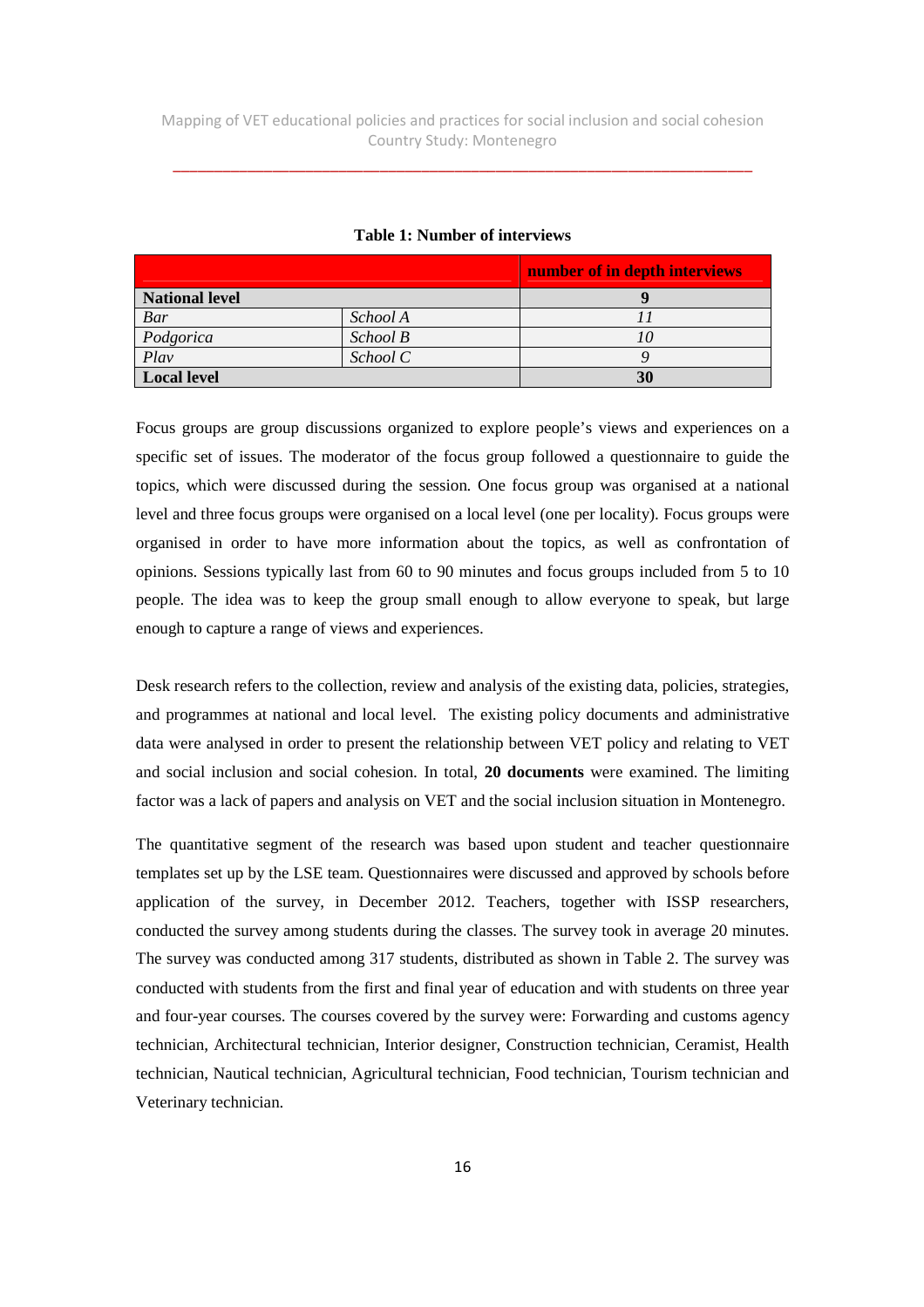**Table 1: Number of interviews**

| | | number of in depth interviews |
|---|---|---|
| **National level** | | **9** |
| *Bar* | *School A* | *11* |
| *Podgorica* | *School B* | *10* |
| *Plav* | *School C* | *9* |
| **Local level** | | **30** |

Focus groups are group discussions organized to explore people's views and experiences on a specific set of issues. The moderator of the focus group followed a questionnaire to guide the topics, which were discussed during the session. One focus group was organised at a national level and three focus groups were organised on a local level (one per locality). Focus groups were organised in order to have more information about the topics, as well as confrontation of opinions. Sessions typically last from 60 to 90 minutes and focus groups included from 5 to 10 people. The idea was to keep the group small enough to allow everyone to speak, but large enough to capture a range of views and experiences.

Desk research refers to the collection, review and analysis of the existing data, policies, strategies, and programmes at national and local level. The existing policy documents and administrative data were analysed in order to present the relationship between VET policy and relating to VET and social inclusion and social cohesion. In total, **20 documents** were examined. The limiting factor was a lack of papers and analysis on VET and the social inclusion situation in Montenegro.

The quantitative segment of the research was based upon student and teacher questionnaire templates set up by the LSE team. Questionnaires were discussed and approved by schools before application of the survey, in December 2012. Teachers, together with ISSP researchers, conducted the survey among students during the classes. The survey took in average 20 minutes. The survey was conducted among 317 students, distributed as shown in Table 2. The survey was conducted with students from the first and final year of education and with students on three year and four-year courses. The courses covered by the survey were: Forwarding and customs agency technician, Architectural technician, Interior designer, Construction technician, Ceramist, Health technician, Nautical technician, Agricultural technician, Food technician, Tourism technician and Veterinary technician.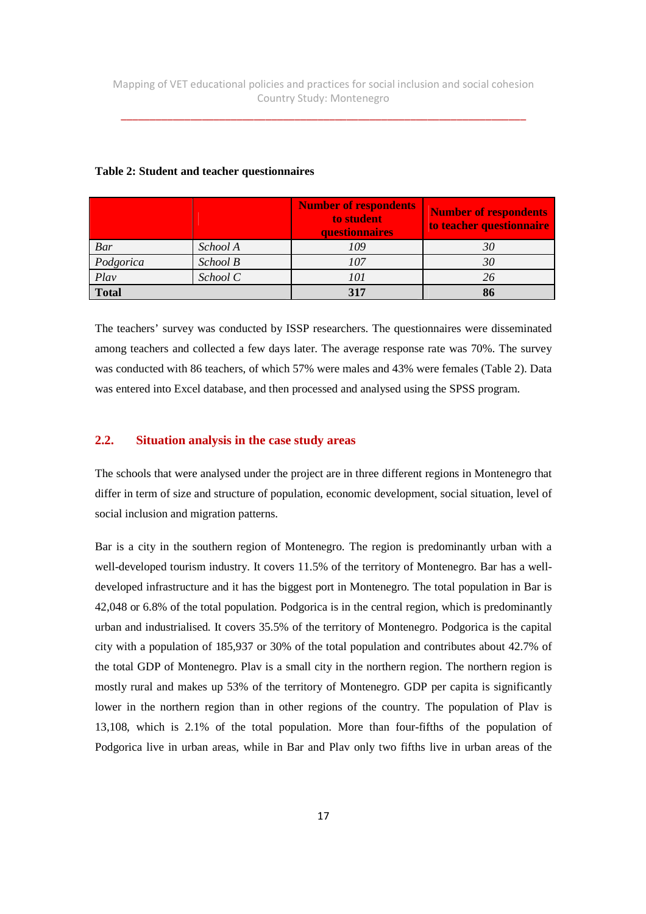**Table 2: Student and teacher questionnaires**

| | | Number of respondents to student questionnaires | Number of respondents to teacher questionnaire |
|---|---|---|---|
| *Bar* | *School A* | *109* | *30* |
| *Podgorica* | *School B* | *107* | *30* |
| *Plav* | *School C* | *101* | *26* |
| **Total** | | **317** | **86** |

The teachers' survey was conducted by ISSP researchers. The questionnaires were disseminated among teachers and collected a few days later. The average response rate was 70%. The survey was conducted with 86 teachers, of which 57% were males and 43% were females (Table 2). Data was entered into Excel database, and then processed and analysed using the SPSS program.

## 2.2. Situation analysis in the case study areas

The schools that were analysed under the project are in three different regions in Montenegro that differ in term of size and structure of population, economic development, social situation, level of social inclusion and migration patterns.

Bar is a city in the southern region of Montenegro. The region is predominantly urban with a well-developed tourism industry. It covers 11.5% of the territory of Montenegro. Bar has a well-developed infrastructure and it has the biggest port in Montenegro. The total population in Bar is 42,048 or 6.8% of the total population. Podgorica is in the central region, which is predominantly urban and industrialised. It covers 35.5% of the territory of Montenegro. Podgorica is the capital city with a population of 185,937 or 30% of the total population and contributes about 42.7% of the total GDP of Montenegro. Plav is a small city in the northern region. The northern region is mostly rural and makes up 53% of the territory of Montenegro. GDP per capita is significantly lower in the northern region than in other regions of the country. The population of Plav is 13,108, which is 2.1% of the total population. More than four-fifths of the population of Podgorica live in urban areas, while in Bar and Plav only two fifths live in urban areas of the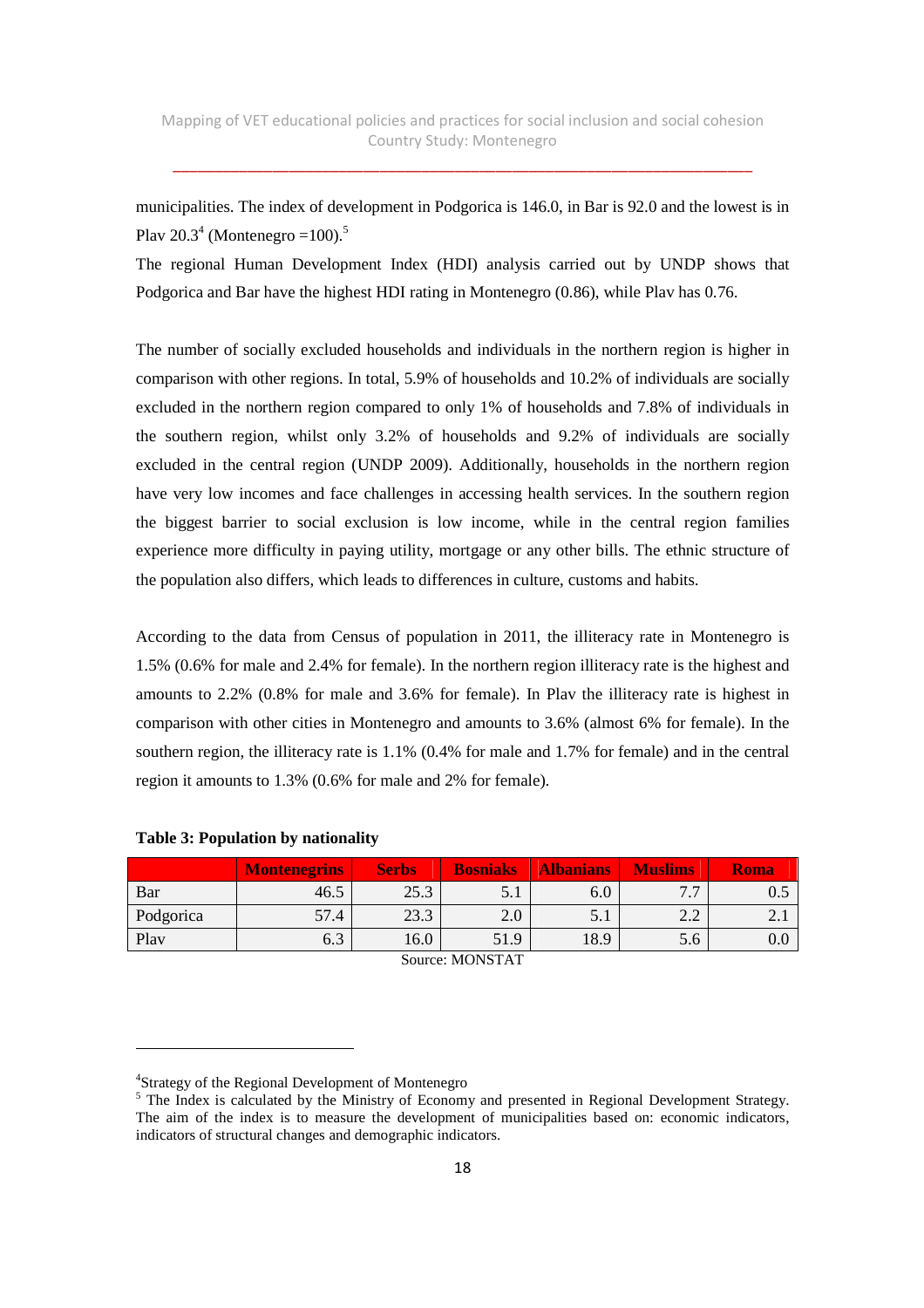municipalities. The index of development in Podgorica is 146.0, in Bar is 92.0 and the lowest is in Plav 20.3[4] (Montenegro =100).[5]

The regional Human Development Index (HDI) analysis carried out by UNDP shows that Podgorica and Bar have the highest HDI rating in Montenegro (0.86), while Plav has 0.76.

The number of socially excluded households and individuals in the northern region is higher in comparison with other regions. In total, 5.9% of households and 10.2% of individuals are socially excluded in the northern region compared to only 1% of households and 7.8% of individuals in the southern region, whilst only 3.2% of households and 9.2% of individuals are socially excluded in the central region (UNDP 2009). Additionally, households in the northern region have very low incomes and face challenges in accessing health services. In the southern region the biggest barrier to social exclusion is low income, while in the central region families experience more difficulty in paying utility, mortgage or any other bills. The ethnic structure of the population also differs, which leads to differences in culture, customs and habits.

According to the data from Census of population in 2011, the illiteracy rate in Montenegro is 1.5% (0.6% for male and 2.4% for female). In the northern region illiteracy rate is the highest and amounts to 2.2% (0.8% for male and 3.6% for female). In Plav the illiteracy rate is highest in comparison with other cities in Montenegro and amounts to 3.6% (almost 6% for female). In the southern region, the illiteracy rate is 1.1% (0.4% for male and 1.7% for female) and in the central region it amounts to 1.3% (0.6% for male and 2% for female).

**Table 3: Population by nationality**

| | Montenegrins | Serbs | Bosniaks | Albanians | Muslims | Roma |
|---|---|---|---|---|---|---|
| Bar | 46.5 | 25.3 | 5.1 | 6.0 | 7.7 | 0.5 |
| Podgorica | 57.4 | 23.3 | 2.0 | 5.1 | 2.2 | 2.1 |
| Plav | 6.3 | 16.0 | 51.9 | 18.9 | 5.6 | 0.0 |

Source: MONSTAT

---

[4] Strategy of the Regional Development of Montenegro

[5] The Index is calculated by the Ministry of Economy and presented in Regional Development Strategy. The aim of the index is to measure the development of municipalities based on: economic indicators, indicators of structural changes and demographic indicators.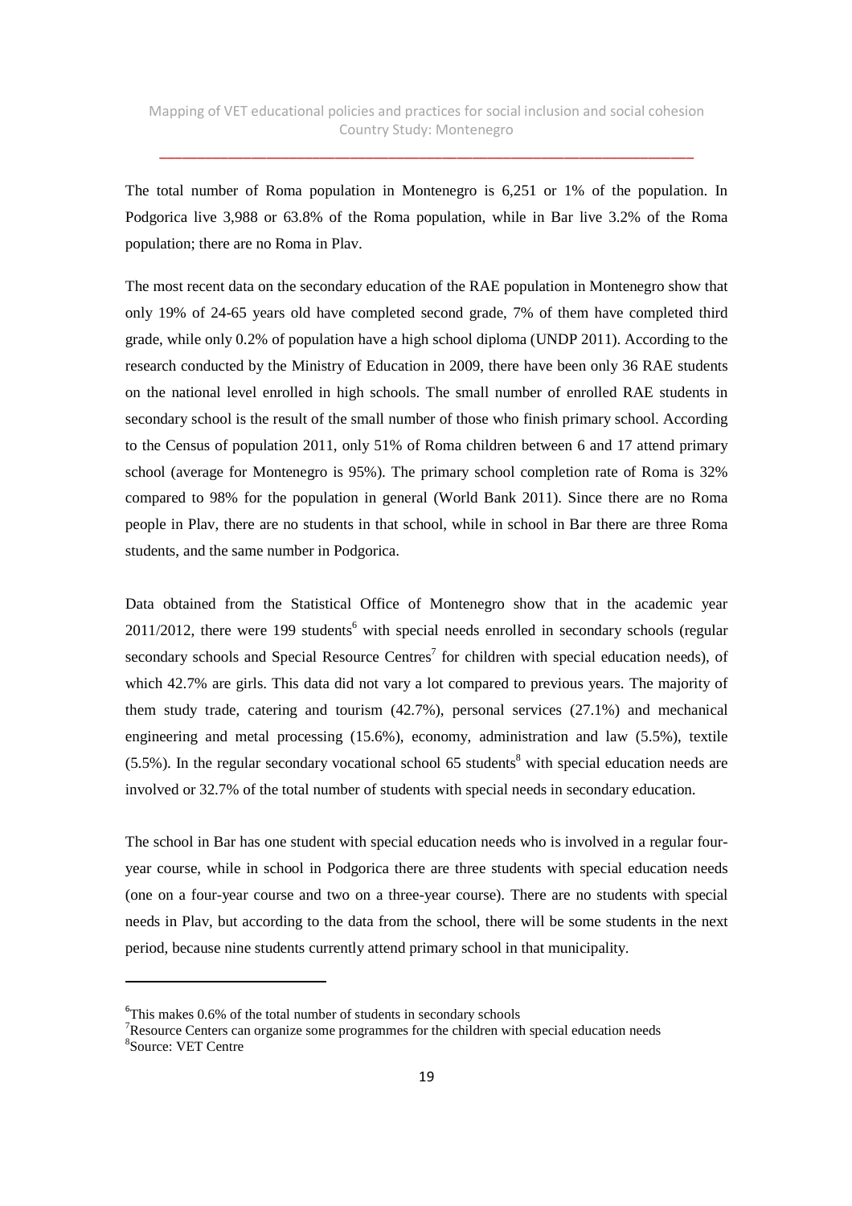The total number of Roma population in Montenegro is 6,251 or 1% of the population. In Podgorica live 3,988 or 63.8% of the Roma population, while in Bar live 3.2% of the Roma population; there are no Roma in Plav.

The most recent data on the secondary education of the RAE population in Montenegro show that only 19% of 24-65 years old have completed second grade, 7% of them have completed third grade, while only 0.2% of population have a high school diploma (UNDP 2011). According to the research conducted by the Ministry of Education in 2009, there have been only 36 RAE students on the national level enrolled in high schools. The small number of enrolled RAE students in secondary school is the result of the small number of those who finish primary school. According to the Census of population 2011, only 51% of Roma children between 6 and 17 attend primary school (average for Montenegro is 95%). The primary school completion rate of Roma is 32% compared to 98% for the population in general (World Bank 2011). Since there are no Roma people in Plav, there are no students in that school, while in school in Bar there are three Roma students, and the same number in Podgorica.

Data obtained from the Statistical Office of Montenegro show that in the academic year 2011/2012, there were 199 students[6] with special needs enrolled in secondary schools (regular secondary schools and Special Resource Centres[7] for children with special education needs), of which 42.7% are girls. This data did not vary a lot compared to previous years. The majority of them study trade, catering and tourism (42.7%), personal services (27.1%) and mechanical engineering and metal processing (15.6%), economy, administration and law (5.5%), textile (5.5%). In the regular secondary vocational school 65 students[8] with special education needs are involved or 32.7% of the total number of students with special needs in secondary education.

The school in Bar has one student with special education needs who is involved in a regular four-year course, while in school in Podgorica there are three students with special education needs (one on a four-year course and two on a three-year course). There are no students with special needs in Plav, but according to the data from the school, there will be some students in the next period, because nine students currently attend primary school in that municipality.

---

[6] This makes 0.6% of the total number of students in secondary schools

[7] Resource Centers can organize some programmes for the children with special education needs

[8] Source: VET Centre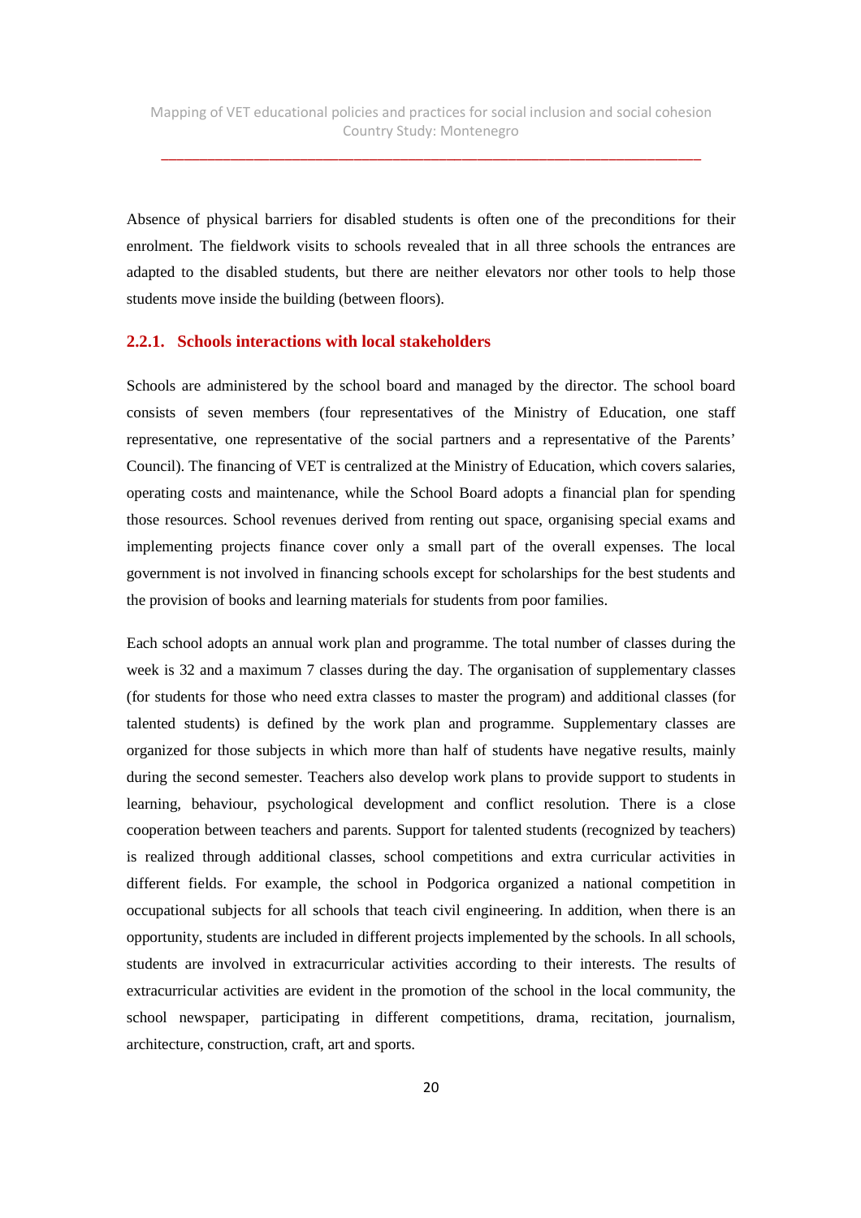Absence of physical barriers for disabled students is often one of the preconditions for their enrolment. The fieldwork visits to schools revealed that in all three schools the entrances are adapted to the disabled students, but there are neither elevators nor other tools to help those students move inside the building (between floors).

### 2.2.1. Schools interactions with local stakeholders

Schools are administered by the school board and managed by the director. The school board consists of seven members (four representatives of the Ministry of Education, one staff representative, one representative of the social partners and a representative of the Parents' Council). The financing of VET is centralized at the Ministry of Education, which covers salaries, operating costs and maintenance, while the School Board adopts a financial plan for spending those resources. School revenues derived from renting out space, organising special exams and implementing projects finance cover only a small part of the overall expenses. The local government is not involved in financing schools except for scholarships for the best students and the provision of books and learning materials for students from poor families.

Each school adopts an annual work plan and programme. The total number of classes during the week is 32 and a maximum 7 classes during the day. The organisation of supplementary classes (for students for those who need extra classes to master the program) and additional classes (for talented students) is defined by the work plan and programme. Supplementary classes are organized for those subjects in which more than half of students have negative results, mainly during the second semester. Teachers also develop work plans to provide support to students in learning, behaviour, psychological development and conflict resolution. There is a close cooperation between teachers and parents. Support for talented students (recognized by teachers) is realized through additional classes, school competitions and extra curricular activities in different fields. For example, the school in Podgorica organized a national competition in occupational subjects for all schools that teach civil engineering. In addition, when there is an opportunity, students are included in different projects implemented by the schools. In all schools, students are involved in extracurricular activities according to their interests. The results of extracurricular activities are evident in the promotion of the school in the local community, the school newspaper, participating in different competitions, drama, recitation, journalism, architecture, construction, craft, art and sports.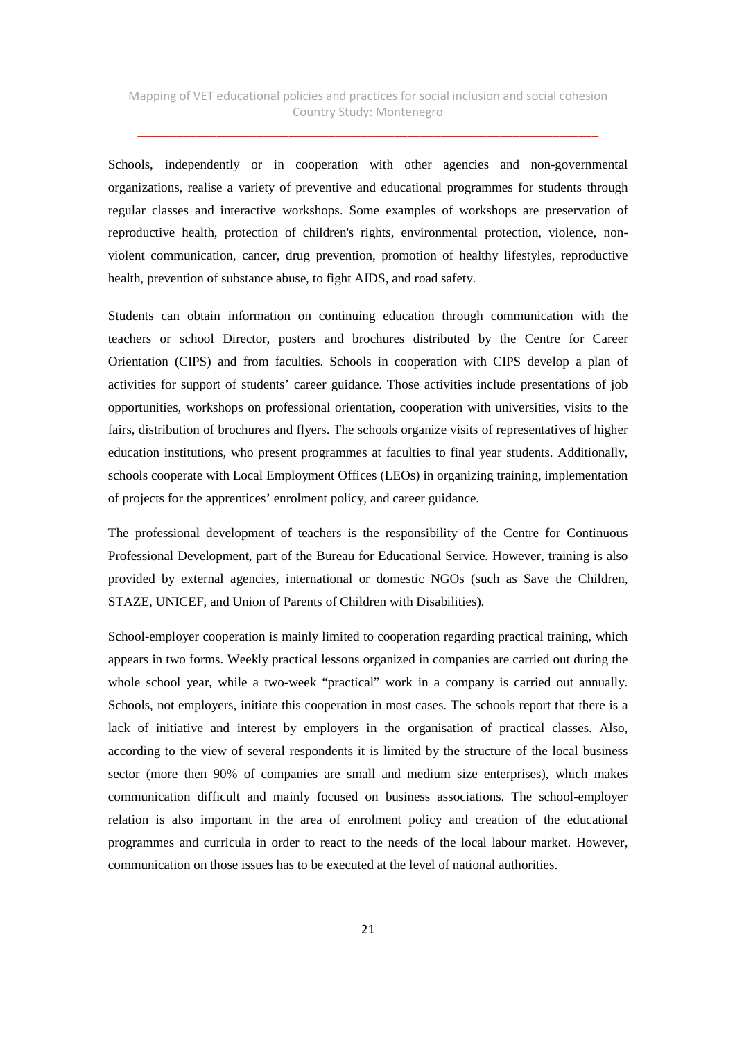Schools, independently or in cooperation with other agencies and non-governmental organizations, realise a variety of preventive and educational programmes for students through regular classes and interactive workshops. Some examples of workshops are preservation of reproductive health, protection of children's rights, environmental protection, violence, non-violent communication, cancer, drug prevention, promotion of healthy lifestyles, reproductive health, prevention of substance abuse, to fight AIDS, and road safety.

Students can obtain information on continuing education through communication with the teachers or school Director, posters and brochures distributed by the Centre for Career Orientation (CIPS) and from faculties. Schools in cooperation with CIPS develop a plan of activities for support of students' career guidance. Those activities include presentations of job opportunities, workshops on professional orientation, cooperation with universities, visits to the fairs, distribution of brochures and flyers. The schools organize visits of representatives of higher education institutions, who present programmes at faculties to final year students. Additionally, schools cooperate with Local Employment Offices (LEOs) in organizing training, implementation of projects for the apprentices' enrolment policy, and career guidance.

The professional development of teachers is the responsibility of the Centre for Continuous Professional Development, part of the Bureau for Educational Service. However, training is also provided by external agencies, international or domestic NGOs (such as Save the Children, STAZE, UNICEF, and Union of Parents of Children with Disabilities).

School-employer cooperation is mainly limited to cooperation regarding practical training, which appears in two forms. Weekly practical lessons organized in companies are carried out during the whole school year, while a two-week "practical" work in a company is carried out annually. Schools, not employers, initiate this cooperation in most cases. The schools report that there is a lack of initiative and interest by employers in the organisation of practical classes. Also, according to the view of several respondents it is limited by the structure of the local business sector (more then 90% of companies are small and medium size enterprises), which makes communication difficult and mainly focused on business associations. The school-employer relation is also important in the area of enrolment policy and creation of the educational programmes and curricula in order to react to the needs of the local labour market. However, communication on those issues has to be executed at the level of national authorities.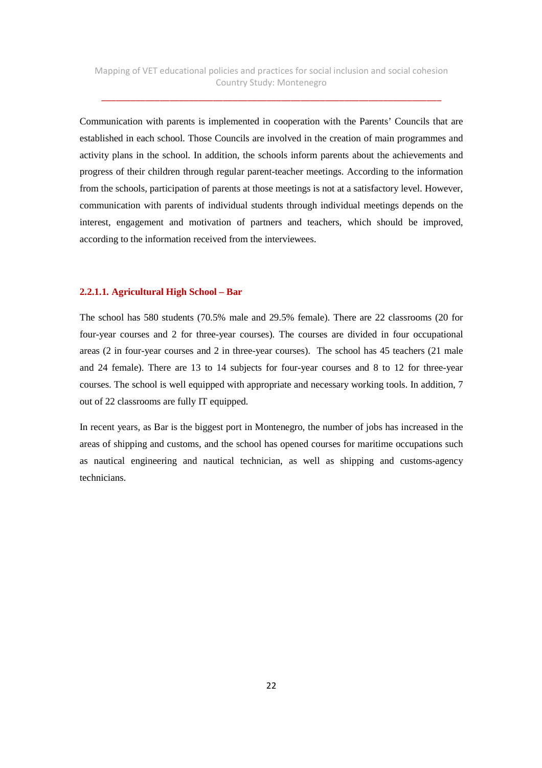Communication with parents is implemented in cooperation with the Parents' Councils that are established in each school. Those Councils are involved in the creation of main programmes and activity plans in the school. In addition, the schools inform parents about the achievements and progress of their children through regular parent-teacher meetings. According to the information from the schools, participation of parents at those meetings is not at a satisfactory level. However, communication with parents of individual students through individual meetings depends on the interest, engagement and motivation of partners and teachers, which should be improved, according to the information received from the interviewees.

#### 2.2.1.1. Agricultural High School – Bar

The school has 580 students (70.5% male and 29.5% female). There are 22 classrooms (20 for four-year courses and 2 for three-year courses). The courses are divided in four occupational areas (2 in four-year courses and 2 in three-year courses). The school has 45 teachers (21 male and 24 female). There are 13 to 14 subjects for four-year courses and 8 to 12 for three-year courses. The school is well equipped with appropriate and necessary working tools. In addition, 7 out of 22 classrooms are fully IT equipped.

In recent years, as Bar is the biggest port in Montenegro, the number of jobs has increased in the areas of shipping and customs, and the school has opened courses for maritime occupations such as nautical engineering and nautical technician, as well as shipping and customs-agency technicians.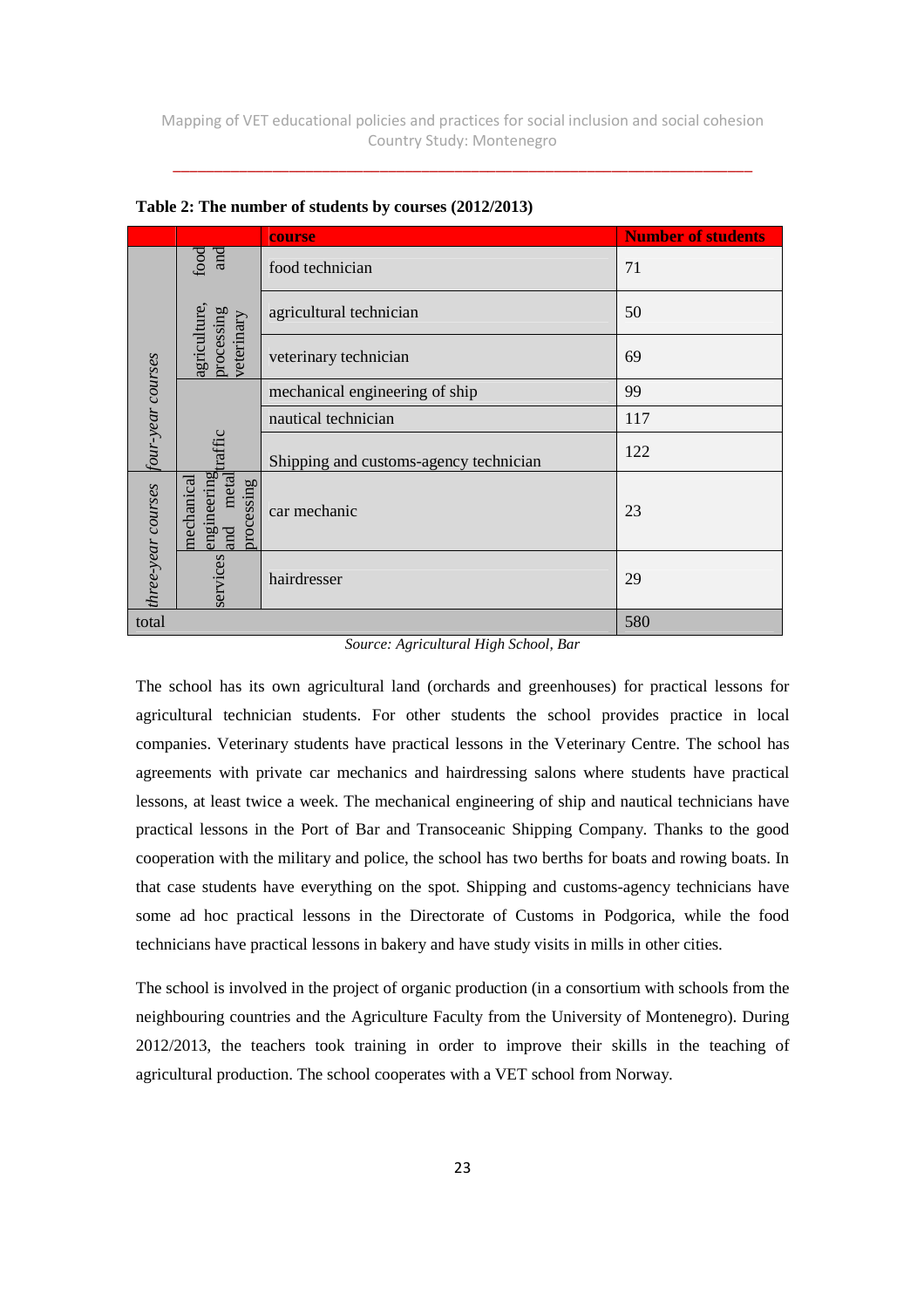**Table 2: The number of students by courses (2012/2013)**

| | | course | Number of students |
|---|---|---|---|
| *four-year courses* | agriculture, food and processing veterinary | food technician | 71 |
| | | agricultural technician | 50 |
| | | veterinary technician | 69 |
| | traffic | mechanical engineering of ship | 99 |
| | | nautical technician | 117 |
| | | Shipping and customs-agency technician | 122 |
| *three-year courses* | mechanical engineering and metal processing | car mechanic | 23 |
| | services | hairdresser | 29 |
| total | | | 580 |

*Source: Agricultural High School, Bar*

The school has its own agricultural land (orchards and greenhouses) for practical lessons for agricultural technician students. For other students the school provides practice in local companies. Veterinary students have practical lessons in the Veterinary Centre. The school has agreements with private car mechanics and hairdressing salons where students have practical lessons, at least twice a week. The mechanical engineering of ship and nautical technicians have practical lessons in the Port of Bar and Transoceanic Shipping Company. Thanks to the good cooperation with the military and police, the school has two berths for boats and rowing boats. In that case students have everything on the spot. Shipping and customs-agency technicians have some ad hoc practical lessons in the Directorate of Customs in Podgorica, while the food technicians have practical lessons in bakery and have study visits in mills in other cities.

The school is involved in the project of organic production (in a consortium with schools from the neighbouring countries and the Agriculture Faculty from the University of Montenegro). During 2012/2013, the teachers took training in order to improve their skills in the teaching of agricultural production. The school cooperates with a VET school from Norway.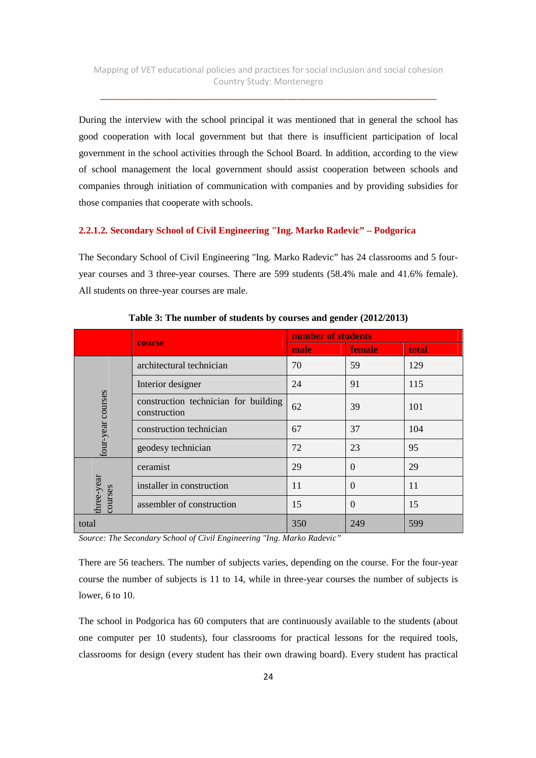During the interview with the school principal it was mentioned that in general the school has good cooperation with local government but that there is insufficient participation of local government in the school activities through the School Board. In addition, according to the view of school management the local government should assist cooperation between schools and companies through initiation of communication with companies and by providing subsidies for those companies that cooperate with schools.

### 2.2.1.2. Secondary School of Civil Engineering "Ing. Marko Radevic" – Podgorica

The Secondary School of Civil Engineering "Ing. Marko Radevic" has 24 classrooms and 5 four-year courses and 3 three-year courses. There are 599 students (58.4% male and 41.6% female). All students on three-year courses are male.

**Table 3: The number of students by courses and gender (2012/2013)**

| | course | number of students | | |
|---|---|---|---|---|
| | | male | female | total |
| four-year courses | architectural technician | 70 | 59 | 129 |
| | Interior designer | 24 | 91 | 115 |
| | construction technician for building construction | 62 | 39 | 101 |
| | construction technician | 67 | 37 | 104 |
| | geodesy technician | 72 | 23 | 95 |
| three-year courses | ceramist | 29 | 0 | 29 |
| | installer in construction | 11 | 0 | 11 |
| | assembler of construction | 15 | 0 | 15 |
| total | | 350 | 249 | 599 |

*Source: The Secondary School of Civil Engineering "Ing. Marko Radevic"*

There are 56 teachers. The number of subjects varies, depending on the course. For the four-year course the number of subjects is 11 to 14, while in three-year courses the number of subjects is lower, 6 to 10.

The school in Podgorica has 60 computers that are continuously available to the students (about one computer per 10 students), four classrooms for practical lessons for the required tools, classrooms for design (every student has their own drawing board). Every student has practical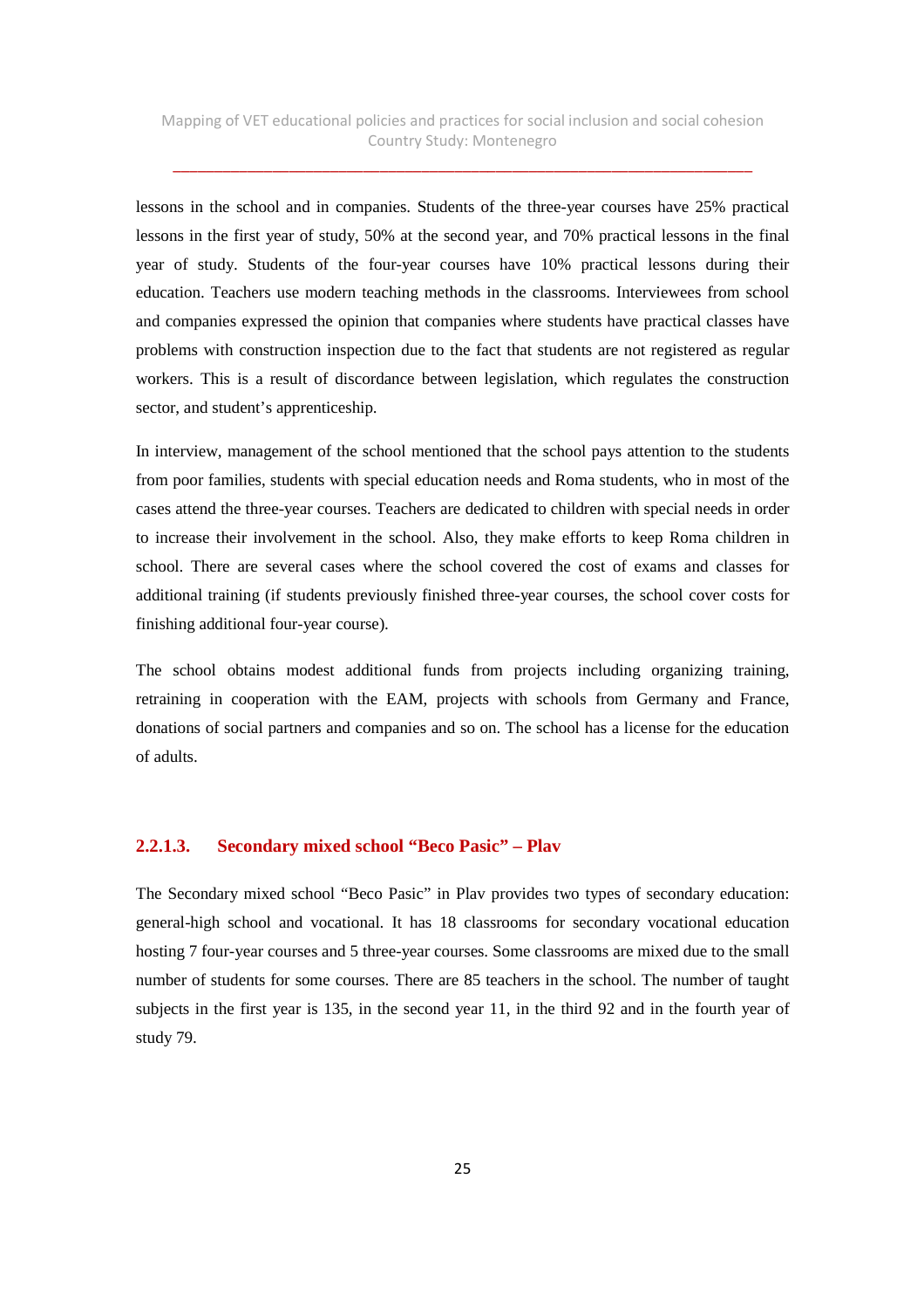lessons in the school and in companies. Students of the three-year courses have 25% practical lessons in the first year of study, 50% at the second year, and 70% practical lessons in the final year of study. Students of the four-year courses have 10% practical lessons during their education. Teachers use modern teaching methods in the classrooms. Interviewees from school and companies expressed the opinion that companies where students have practical classes have problems with construction inspection due to the fact that students are not registered as regular workers. This is a result of discordance between legislation, which regulates the construction sector, and student's apprenticeship.

In interview, management of the school mentioned that the school pays attention to the students from poor families, students with special education needs and Roma students, who in most of the cases attend the three-year courses. Teachers are dedicated to children with special needs in order to increase their involvement in the school. Also, they make efforts to keep Roma children in school. There are several cases where the school covered the cost of exams and classes for additional training (if students previously finished three-year courses, the school cover costs for finishing additional four-year course).

The school obtains modest additional funds from projects including organizing training, retraining in cooperation with the EAM, projects with schools from Germany and France, donations of social partners and companies and so on. The school has a license for the education of adults.

#### 2.2.1.3. Secondary mixed school "Beco Pasic" – Plav

The Secondary mixed school "Beco Pasic" in Plav provides two types of secondary education: general-high school and vocational. It has 18 classrooms for secondary vocational education hosting 7 four-year courses and 5 three-year courses. Some classrooms are mixed due to the small number of students for some courses. There are 85 teachers in the school. The number of taught subjects in the first year is 135, in the second year 11, in the third 92 and in the fourth year of study 79.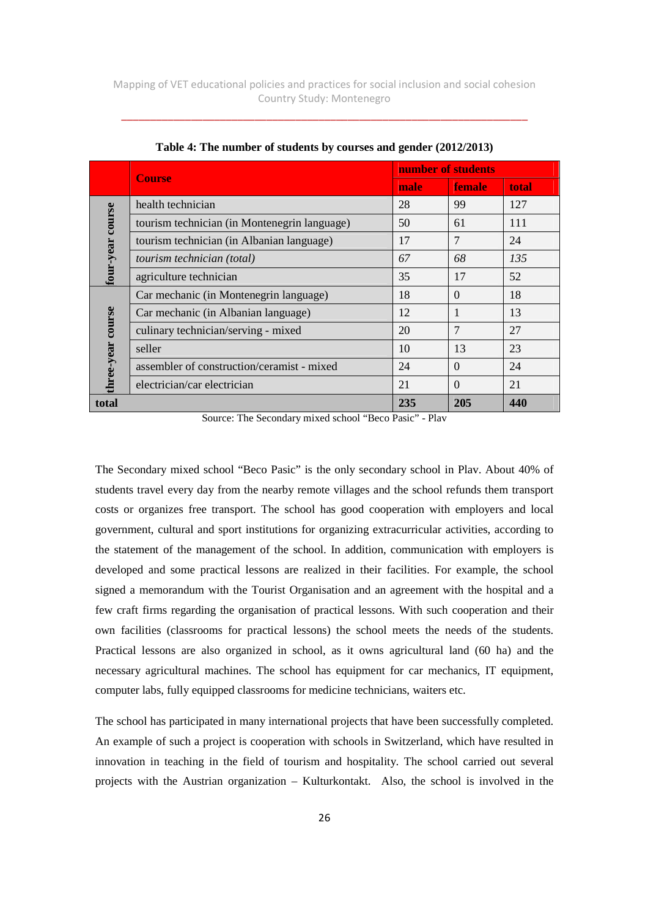**Table 4: The number of students by courses and gender (2012/2013)**

| | Course | number of students | | |
|---|---|---|---|---|
| | | male | female | total |
| four-year course | health technician | 28 | 99 | 127 |
| | tourism technician (in Montenegrin language) | 50 | 61 | 111 |
| | tourism technician (in Albanian language) | 17 | 7 | 24 |
| | *tourism technician (total)* | *67* | *68* | *135* |
| | agriculture technician | 35 | 17 | 52 |
| three-year course | Car mechanic (in Montenegrin language) | 18 | 0 | 18 |
| | Car mechanic (in Albanian language) | 12 | 1 | 13 |
| | culinary technician/serving - mixed | 20 | 7 | 27 |
| | seller | 10 | 13 | 23 |
| | assembler of construction/ceramist - mixed | 24 | 0 | 24 |
| | electrician/car electrician | 21 | 0 | 21 |
| **total** | | **235** | **205** | **440** |

Source: The Secondary mixed school "Beco Pasic" - Plav

The Secondary mixed school "Beco Pasic" is the only secondary school in Plav. About 40% of students travel every day from the nearby remote villages and the school refunds them transport costs or organizes free transport. The school has good cooperation with employers and local government, cultural and sport institutions for organizing extracurricular activities, according to the statement of the management of the school. In addition, communication with employers is developed and some practical lessons are realized in their facilities. For example, the school signed a memorandum with the Tourist Organisation and an agreement with the hospital and a few craft firms regarding the organisation of practical lessons. With such cooperation and their own facilities (classrooms for practical lessons) the school meets the needs of the students. Practical lessons are also organized in school, as it owns agricultural land (60 ha) and the necessary agricultural machines. The school has equipment for car mechanics, IT equipment, computer labs, fully equipped classrooms for medicine technicians, waiters etc.

The school has participated in many international projects that have been successfully completed. An example of such a project is cooperation with schools in Switzerland, which have resulted in innovation in teaching in the field of tourism and hospitality. The school carried out several projects with the Austrian organization – Kulturkontakt. Also, the school is involved in the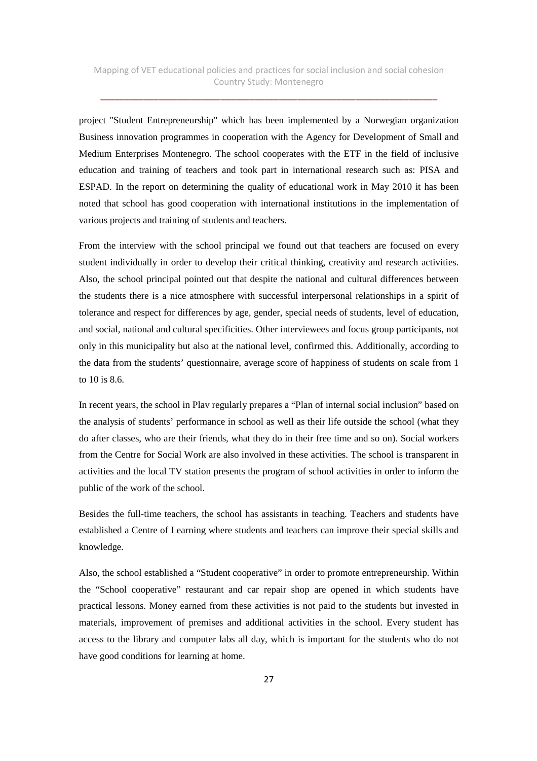project "Student Entrepreneurship" which has been implemented by a Norwegian organization Business innovation programmes in cooperation with the Agency for Development of Small and Medium Enterprises Montenegro. The school cooperates with the ETF in the field of inclusive education and training of teachers and took part in international research such as: PISA and ESPAD. In the report on determining the quality of educational work in May 2010 it has been noted that school has good cooperation with international institutions in the implementation of various projects and training of students and teachers.

From the interview with the school principal we found out that teachers are focused on every student individually in order to develop their critical thinking, creativity and research activities. Also, the school principal pointed out that despite the national and cultural differences between the students there is a nice atmosphere with successful interpersonal relationships in a spirit of tolerance and respect for differences by age, gender, special needs of students, level of education, and social, national and cultural specificities. Other interviewees and focus group participants, not only in this municipality but also at the national level, confirmed this. Additionally, according to the data from the students' questionnaire, average score of happiness of students on scale from 1 to 10 is 8.6.

In recent years, the school in Plav regularly prepares a "Plan of internal social inclusion" based on the analysis of students' performance in school as well as their life outside the school (what they do after classes, who are their friends, what they do in their free time and so on). Social workers from the Centre for Social Work are also involved in these activities. The school is transparent in activities and the local TV station presents the program of school activities in order to inform the public of the work of the school.

Besides the full-time teachers, the school has assistants in teaching. Teachers and students have established a Centre of Learning where students and teachers can improve their special skills and knowledge.

Also, the school established a "Student cooperative" in order to promote entrepreneurship. Within the "School cooperative" restaurant and car repair shop are opened in which students have practical lessons. Money earned from these activities is not paid to the students but invested in materials, improvement of premises and additional activities in the school. Every student has access to the library and computer labs all day, which is important for the students who do not have good conditions for learning at home.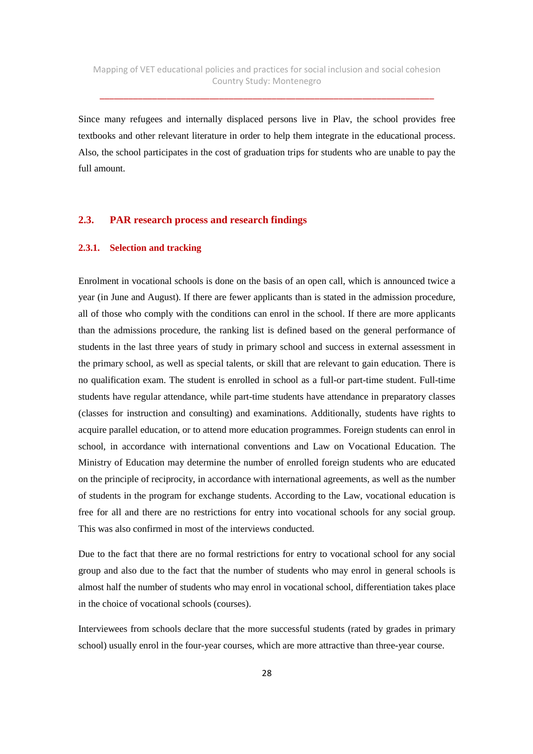Since many refugees and internally displaced persons live in Plav, the school provides free textbooks and other relevant literature in order to help them integrate in the educational process. Also, the school participates in the cost of graduation trips for students who are unable to pay the full amount.

## 2.3. PAR research process and research findings

### 2.3.1. Selection and tracking

Enrolment in vocational schools is done on the basis of an open call, which is announced twice a year (in June and August). If there are fewer applicants than is stated in the admission procedure, all of those who comply with the conditions can enrol in the school. If there are more applicants than the admissions procedure, the ranking list is defined based on the general performance of students in the last three years of study in primary school and success in external assessment in the primary school, as well as special talents, or skill that are relevant to gain education. There is no qualification exam. The student is enrolled in school as a full-or part-time student. Full-time students have regular attendance, while part-time students have attendance in preparatory classes (classes for instruction and consulting) and examinations. Additionally, students have rights to acquire parallel education, or to attend more education programmes. Foreign students can enrol in school, in accordance with international conventions and Law on Vocational Education. The Ministry of Education may determine the number of enrolled foreign students who are educated on the principle of reciprocity, in accordance with international agreements, as well as the number of students in the program for exchange students. According to the Law, vocational education is free for all and there are no restrictions for entry into vocational schools for any social group. This was also confirmed in most of the interviews conducted.

Due to the fact that there are no formal restrictions for entry to vocational school for any social group and also due to the fact that the number of students who may enrol in general schools is almost half the number of students who may enrol in vocational school, differentiation takes place in the choice of vocational schools (courses).

Interviewees from schools declare that the more successful students (rated by grades in primary school) usually enrol in the four-year courses, which are more attractive than three-year course.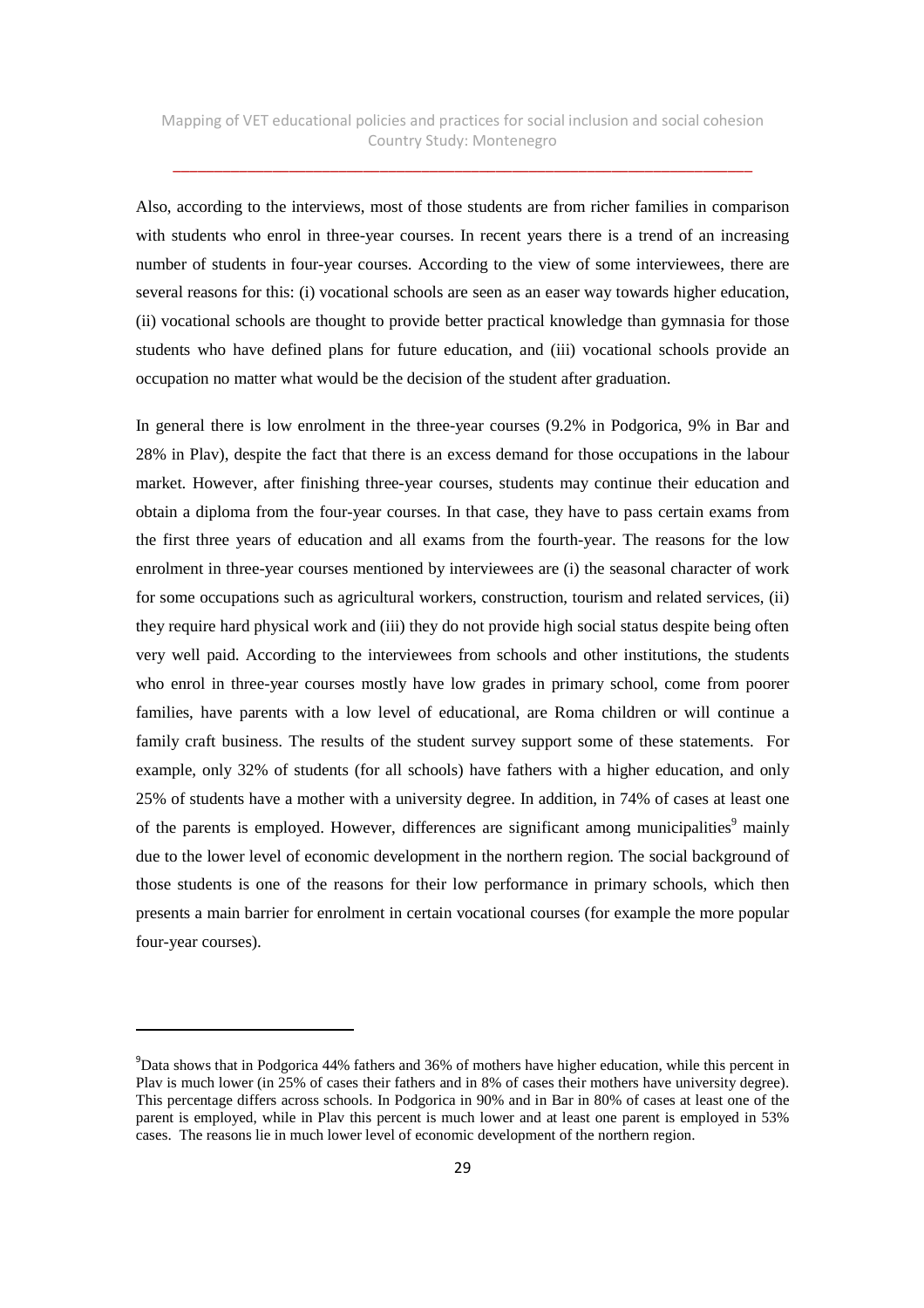Also, according to the interviews, most of those students are from richer families in comparison with students who enrol in three-year courses. In recent years there is a trend of an increasing number of students in four-year courses. According to the view of some interviewees, there are several reasons for this: (i) vocational schools are seen as an easer way towards higher education, (ii) vocational schools are thought to provide better practical knowledge than gymnasia for those students who have defined plans for future education, and (iii) vocational schools provide an occupation no matter what would be the decision of the student after graduation.

In general there is low enrolment in the three-year courses (9.2% in Podgorica, 9% in Bar and 28% in Plav), despite the fact that there is an excess demand for those occupations in the labour market. However, after finishing three-year courses, students may continue their education and obtain a diploma from the four-year courses. In that case, they have to pass certain exams from the first three years of education and all exams from the fourth-year. The reasons for the low enrolment in three-year courses mentioned by interviewees are (i) the seasonal character of work for some occupations such as agricultural workers, construction, tourism and related services, (ii) they require hard physical work and (iii) they do not provide high social status despite being often very well paid. According to the interviewees from schools and other institutions, the students who enrol in three-year courses mostly have low grades in primary school, come from poorer families, have parents with a low level of educational, are Roma children or will continue a family craft business. The results of the student survey support some of these statements. For example, only 32% of students (for all schools) have fathers with a higher education, and only 25% of students have a mother with a university degree. In addition, in 74% of cases at least one of the parents is employed. However, differences are significant among municipalities[9] mainly due to the lower level of economic development in the northern region. The social background of those students is one of the reasons for their low performance in primary schools, which then presents a main barrier for enrolment in certain vocational courses (for example the more popular four-year courses).

[9] Data shows that in Podgorica 44% fathers and 36% of mothers have higher education, while this percent in Plav is much lower (in 25% of cases their fathers and in 8% of cases their mothers have university degree). This percentage differs across schools. In Podgorica in 90% and in Bar in 80% of cases at least one of the parent is employed, while in Plav this percent is much lower and at least one parent is employed in 53% cases. The reasons lie in much lower level of economic development of the northern region.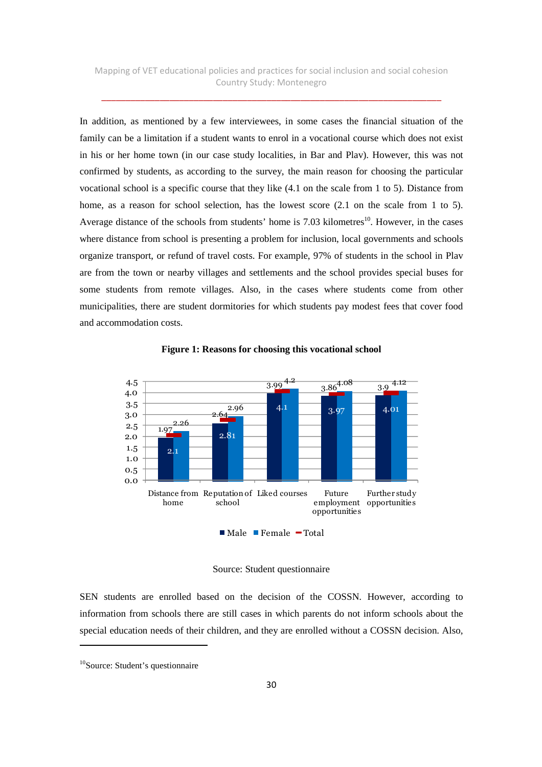In addition, as mentioned by a few interviewees, in some cases the financial situation of the family can be a limitation if a student wants to enrol in a vocational course which does not exist in his or her home town (in our case study localities, in Bar and Plav). However, this was not confirmed by students, as according to the survey, the main reason for choosing the particular vocational school is a specific course that they like (4.1 on the scale from 1 to 5). Distance from home, as a reason for school selection, has the lowest score (2.1 on the scale from 1 to 5). Average distance of the schools from students' home is 7.03 kilometres[10]. However, in the cases where distance from school is presenting a problem for inclusion, local governments and schools organize transport, or refund of travel costs. For example, 97% of students in the school in Plav are from the town or nearby villages and settlements and the school provides special buses for some students from remote villages. Also, in the cases where students come from other municipalities, there are student dormitories for which students pay modest fees that cover food and accommodation costs.

**Figure 1: Reasons for choosing this vocational school**

| | Male | Female | Total |
|---|---|---|---|
| Distance from home | 1.97 | 2.26 | 2.1 |
| Reputation of school | 2.64 | 2.96 | 2.81 |
| Liked courses | 3.99 | 4.2 | 4.1 |
| Future employment opportunities | 3.86 | 4.08 | 3.97 |
| Further study opportunities | 3.9 | 4.12 | 4.01 |

Source: Student questionnaire

SEN students are enrolled based on the decision of the COSSN. However, according to information from schools there are still cases in which parents do not inform schools about the special education needs of their children, and they are enrolled without a COSSN decision. Also,

[10] Source: Student's questionnaire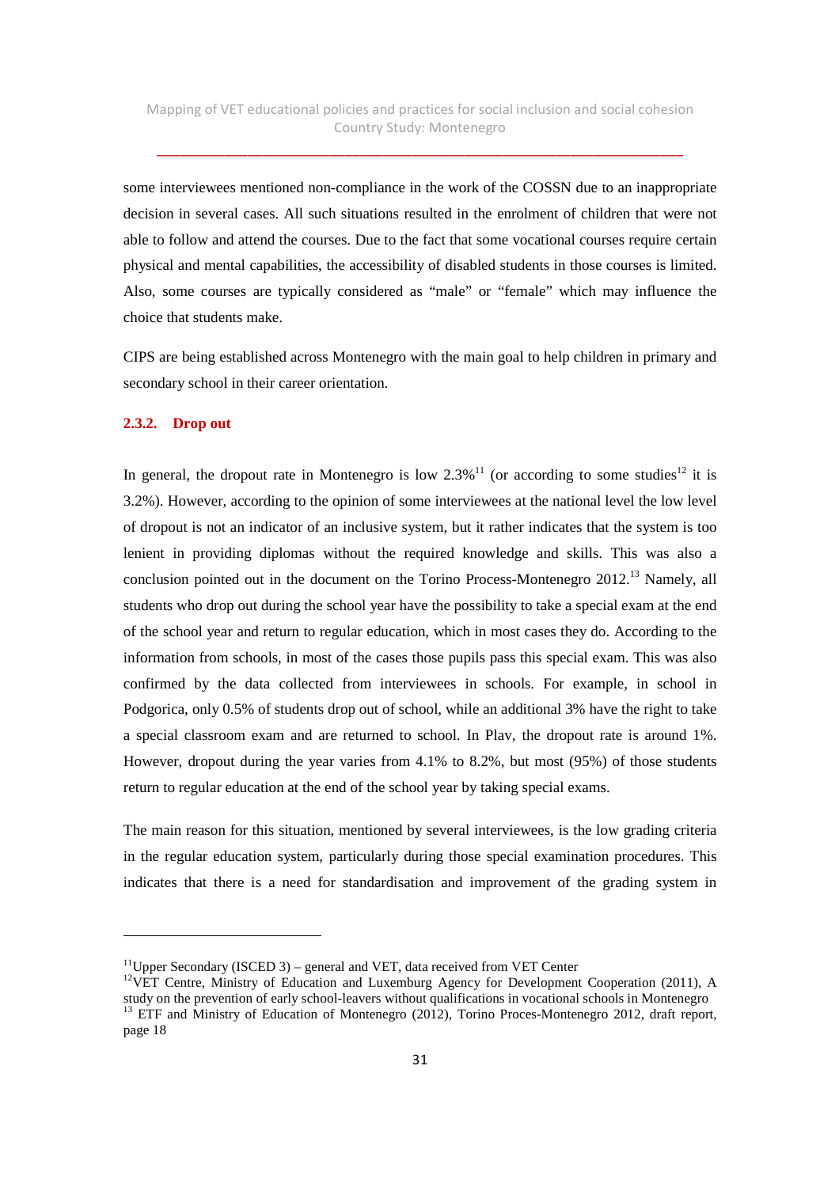some interviewees mentioned non-compliance in the work of the COSSN due to an inappropriate decision in several cases. All such situations resulted in the enrolment of children that were not able to follow and attend the courses. Due to the fact that some vocational courses require certain physical and mental capabilities, the accessibility of disabled students in those courses is limited. Also, some courses are typically considered as "male" or "female" which may influence the choice that students make.

CIPS are being established across Montenegro with the main goal to help children in primary and secondary school in their career orientation.

### 2.3.2. Drop out

In general, the dropout rate in Montenegro is low 2.3%[11] (or according to some studies[12] it is 3.2%). However, according to the opinion of some interviewees at the national level the low level of dropout is not an indicator of an inclusive system, but it rather indicates that the system is too lenient in providing diplomas without the required knowledge and skills. This was also a conclusion pointed out in the document on the Torino Process-Montenegro 2012.[13] Namely, all students who drop out during the school year have the possibility to take a special exam at the end of the school year and return to regular education, which in most cases they do. According to the information from schools, in most of the cases those pupils pass this special exam. This was also confirmed by the data collected from interviewees in schools. For example, in school in Podgorica, only 0.5% of students drop out of school, while an additional 3% have the right to take a special classroom exam and are returned to school. In Plav, the dropout rate is around 1%. However, dropout during the year varies from 4.1% to 8.2%, but most (95%) of those students return to regular education at the end of the school year by taking special exams.

The main reason for this situation, mentioned by several interviewees, is the low grading criteria in the regular education system, particularly during those special examination procedures. This indicates that there is a need for standardisation and improvement of the grading system in

---

[11] Upper Secondary (ISCED 3) – general and VET, data received from VET Center

[12] VET Centre, Ministry of Education and Luxemburg Agency for Development Cooperation (2011), A study on the prevention of early school-leavers without qualifications in vocational schools in Montenegro

[13] ETF and Ministry of Education of Montenegro (2012), Torino Proces-Montenegro 2012, draft report, page 18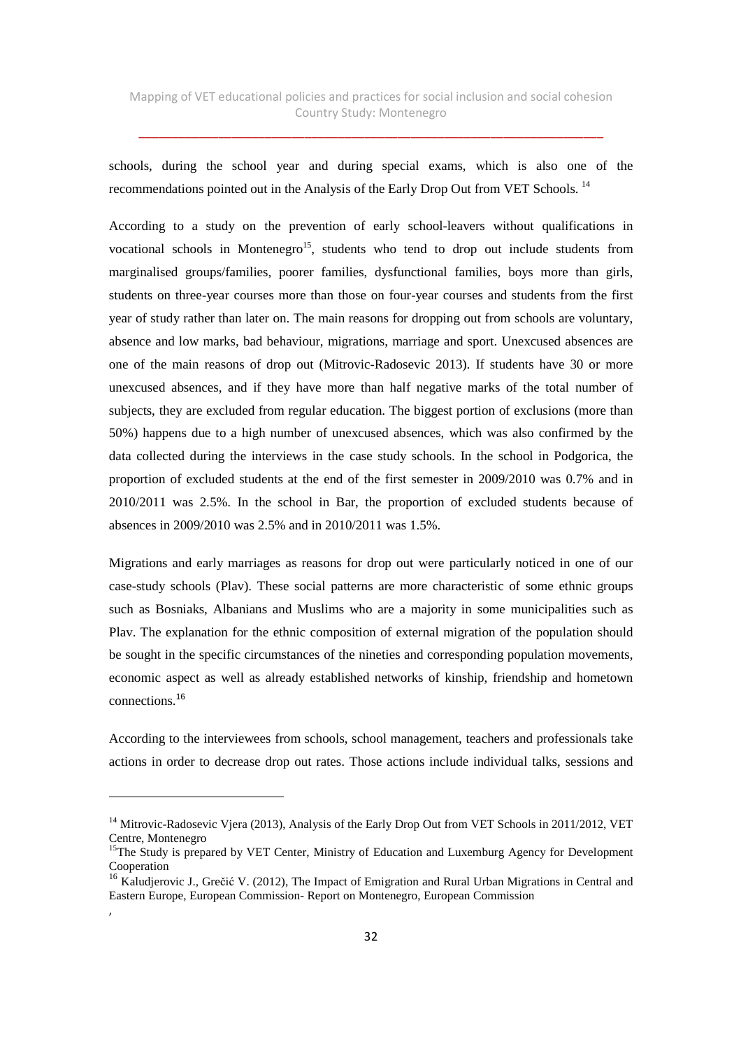schools, during the school year and during special exams, which is also one of the recommendations pointed out in the Analysis of the Early Drop Out from VET Schools. [14]

According to a study on the prevention of early school-leavers without qualifications in vocational schools in Montenegro[15], students who tend to drop out include students from marginalised groups/families, poorer families, dysfunctional families, boys more than girls, students on three-year courses more than those on four-year courses and students from the first year of study rather than later on. The main reasons for dropping out from schools are voluntary, absence and low marks, bad behaviour, migrations, marriage and sport. Unexcused absences are one of the main reasons of drop out (Mitrovic-Radosevic 2013). If students have 30 or more unexcused absences, and if they have more than half negative marks of the total number of subjects, they are excluded from regular education. The biggest portion of exclusions (more than 50%) happens due to a high number of unexcused absences, which was also confirmed by the data collected during the interviews in the case study schools. In the school in Podgorica, the proportion of excluded students at the end of the first semester in 2009/2010 was 0.7% and in 2010/2011 was 2.5%. In the school in Bar, the proportion of excluded students because of absences in 2009/2010 was 2.5% and in 2010/2011 was 1.5%.

Migrations and early marriages as reasons for drop out were particularly noticed in one of our case-study schools (Plav). These social patterns are more characteristic of some ethnic groups such as Bosniaks, Albanians and Muslims who are a majority in some municipalities such as Plav. The explanation for the ethnic composition of external migration of the population should be sought in the specific circumstances of the nineties and corresponding population movements, economic aspect as well as already established networks of kinship, friendship and hometown connections.[16]

According to the interviewees from schools, school management, teachers and professionals take actions in order to decrease drop out rates. Those actions include individual talks, sessions and

---

[14] Mitrovic-Radosevic Vjera (2013), Analysis of the Early Drop Out from VET Schools in 2011/2012, VET Centre, Montenegro

[15] The Study is prepared by VET Center, Ministry of Education and Luxemburg Agency for Development Cooperation

[16] Kaludjerovic J., Grečić V. (2012), The Impact of Emigration and Rural Urban Migrations in Central and Eastern Europe, European Commission- Report on Montenegro, European Commission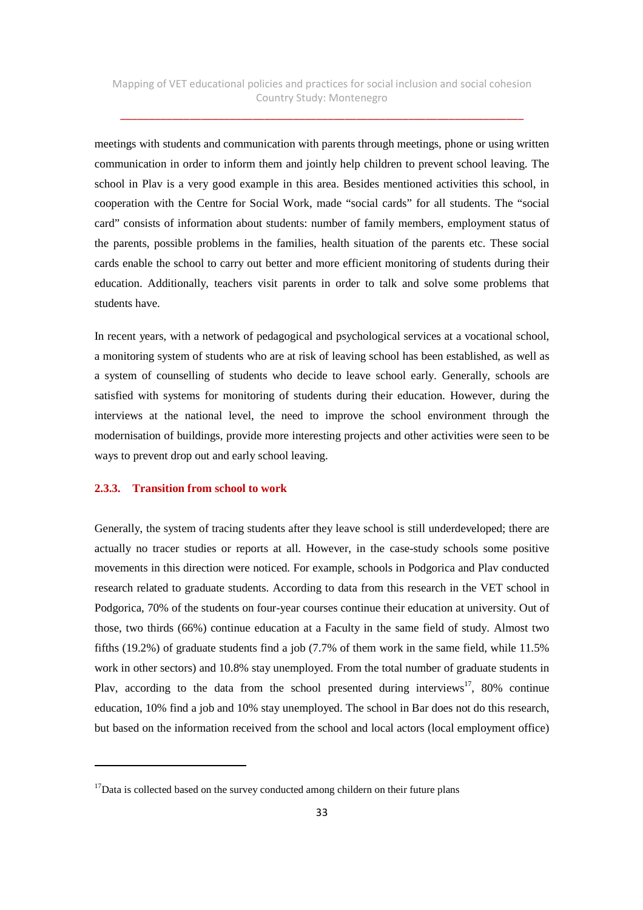meetings with students and communication with parents through meetings, phone or using written communication in order to inform them and jointly help children to prevent school leaving. The school in Plav is a very good example in this area. Besides mentioned activities this school, in cooperation with the Centre for Social Work, made "social cards" for all students. The "social card" consists of information about students: number of family members, employment status of the parents, possible problems in the families, health situation of the parents etc. These social cards enable the school to carry out better and more efficient monitoring of students during their education. Additionally, teachers visit parents in order to talk and solve some problems that students have.

In recent years, with a network of pedagogical and psychological services at a vocational school, a monitoring system of students who are at risk of leaving school has been established, as well as a system of counselling of students who decide to leave school early. Generally, schools are satisfied with systems for monitoring of students during their education. However, during the interviews at the national level, the need to improve the school environment through the modernisation of buildings, provide more interesting projects and other activities were seen to be ways to prevent drop out and early school leaving.

### 2.3.3. Transition from school to work

Generally, the system of tracing students after they leave school is still underdeveloped; there are actually no tracer studies or reports at all. However, in the case-study schools some positive movements in this direction were noticed. For example, schools in Podgorica and Plav conducted research related to graduate students. According to data from this research in the VET school in Podgorica, 70% of the students on four-year courses continue their education at university. Out of those, two thirds (66%) continue education at a Faculty in the same field of study. Almost two fifths (19.2%) of graduate students find a job (7.7% of them work in the same field, while 11.5% work in other sectors) and 10.8% stay unemployed. From the total number of graduate students in Plav, according to the data from the school presented during interviews[17], 80% continue education, 10% find a job and 10% stay unemployed. The school in Bar does not do this research, but based on the information received from the school and local actors (local employment office)

[17] Data is collected based on the survey conducted among childern on their future plans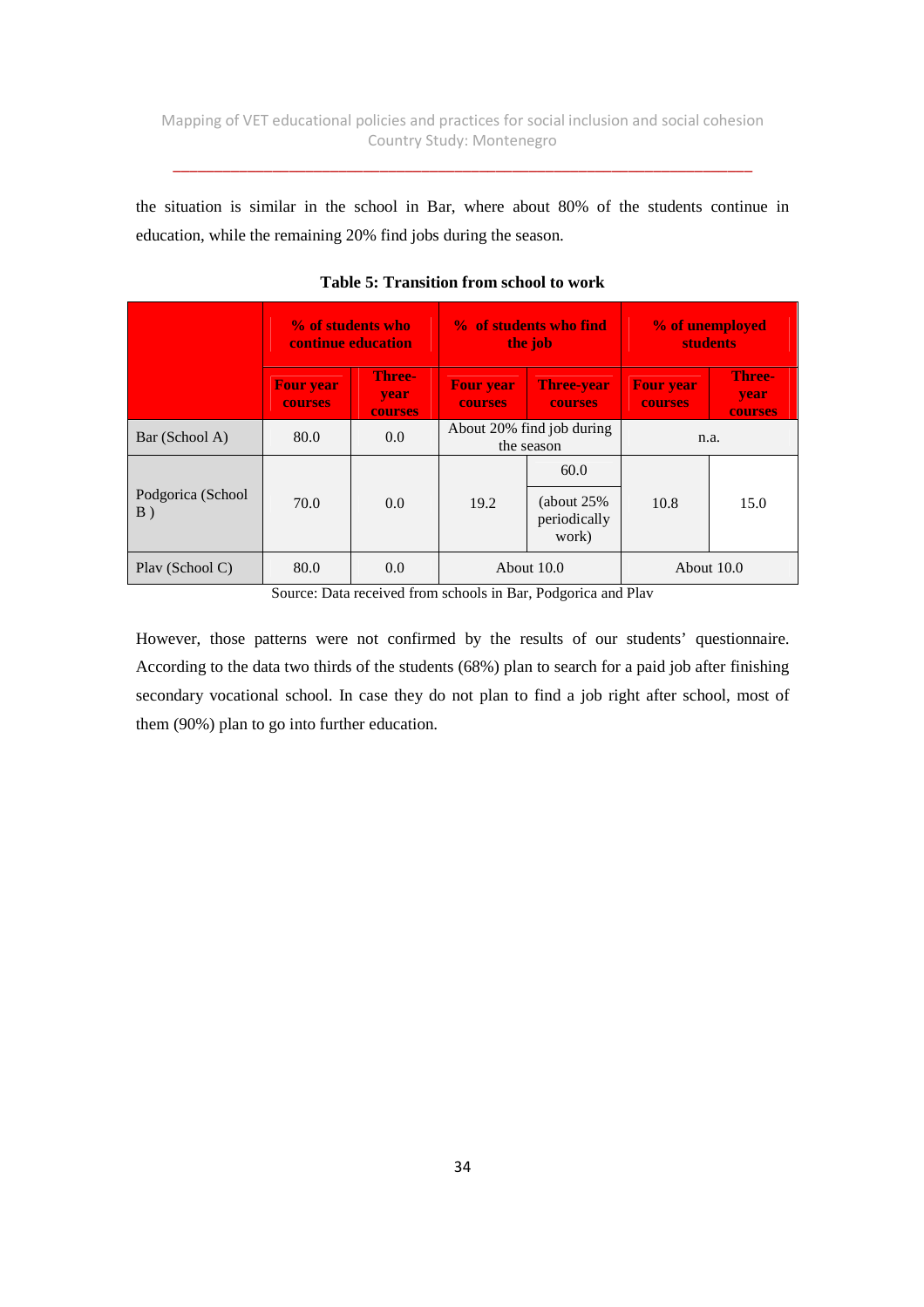the situation is similar in the school in Bar, where about 80% of the students continue in education, while the remaining 20% find jobs during the season.

**Table 5: Transition from school to work**

| | % of students who continue education | | % of students who find the job | | % of unemployed students | |
|---|---|---|---|---|---|---|
| | Four year courses | Three-year courses | Four year courses | Three-year courses | Four year courses | Three-year courses |
| Bar (School A) | 80.0 | 0.0 | About 20% find job during the season | | n.a. | |
| Podgorica (School B ) | 70.0 | 0.0 | 19.2 | 60.0 (about 25% periodically work) | 10.8 | 15.0 |
| Plav (School C) | 80.0 | 0.0 | About 10.0 | | About 10.0 | |

Source: Data received from schools in Bar, Podgorica and Plav

However, those patterns were not confirmed by the results of our students' questionnaire. According to the data two thirds of the students (68%) plan to search for a paid job after finishing secondary vocational school. In case they do not plan to find a job right after school, most of them (90%) plan to go into further education.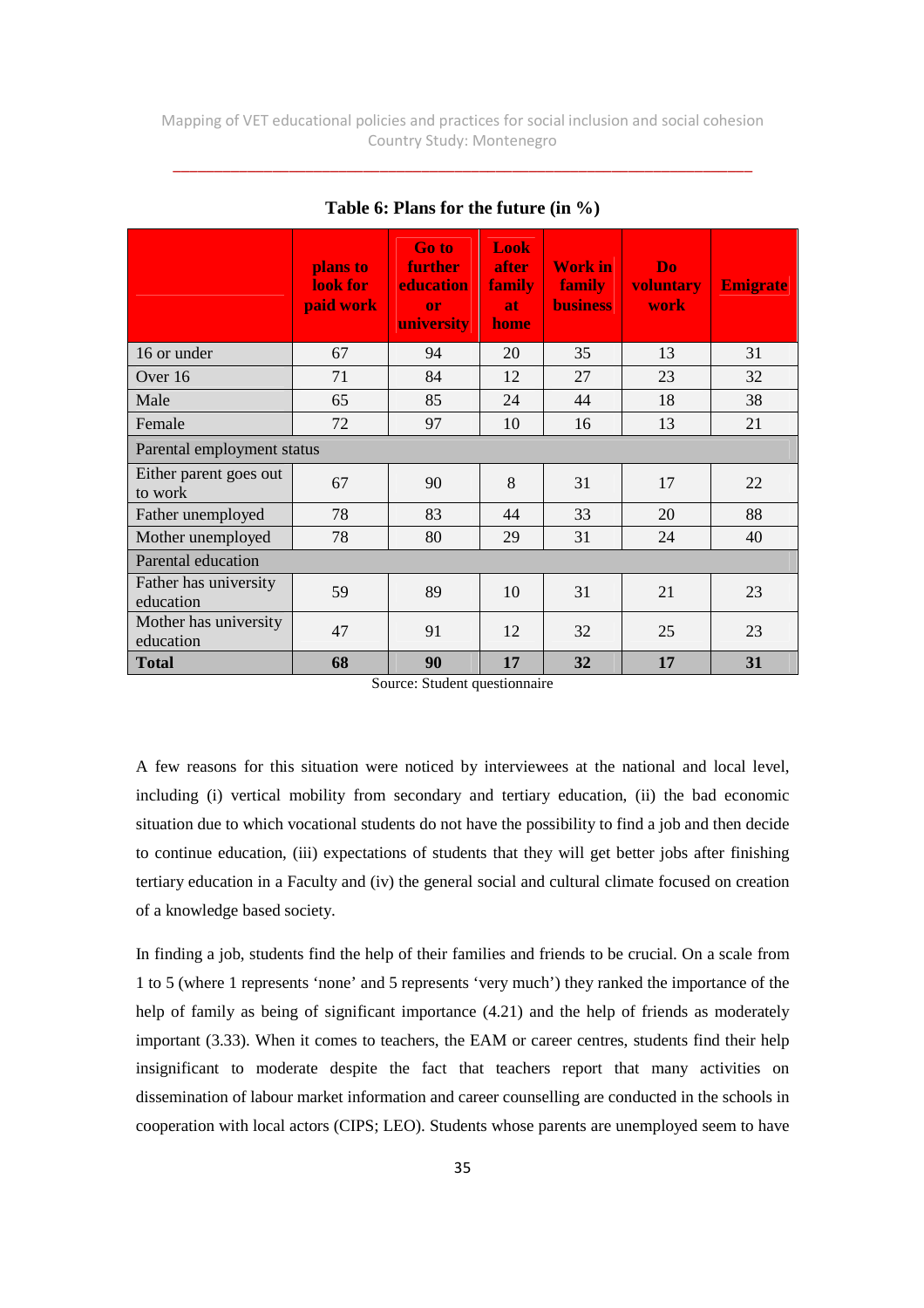**Table 6: Plans for the future (in %)**

| | plans to look for paid work | Go to further education or university | Look after family at home | Work in family business | Do voluntary work | Emigrate |
|---|---|---|---|---|---|---|
| 16 or under | 67 | 94 | 20 | 35 | 13 | 31 |
| Over 16 | 71 | 84 | 12 | 27 | 23 | 32 |
| Male | 65 | 85 | 24 | 44 | 18 | 38 |
| Female | 72 | 97 | 10 | 16 | 13 | 21 |
| Parental employment status | | | | | | |
| Either parent goes out to work | 67 | 90 | 8 | 31 | 17 | 22 |
| Father unemployed | 78 | 83 | 44 | 33 | 20 | 88 |
| Mother unemployed | 78 | 80 | 29 | 31 | 24 | 40 |
| Parental education | | | | | | |
| Father has university education | 59 | 89 | 10 | 31 | 21 | 23 |
| Mother has university education | 47 | 91 | 12 | 32 | 25 | 23 |
| **Total** | **68** | **90** | **17** | **32** | **17** | **31** |

Source: Student questionnaire

A few reasons for this situation were noticed by interviewees at the national and local level, including (i) vertical mobility from secondary and tertiary education, (ii) the bad economic situation due to which vocational students do not have the possibility to find a job and then decide to continue education, (iii) expectations of students that they will get better jobs after finishing tertiary education in a Faculty and (iv) the general social and cultural climate focused on creation of a knowledge based society.

In finding a job, students find the help of their families and friends to be crucial. On a scale from 1 to 5 (where 1 represents 'none' and 5 represents 'very much') they ranked the importance of the help of family as being of significant importance (4.21) and the help of friends as moderately important (3.33). When it comes to teachers, the EAM or career centres, students find their help insignificant to moderate despite the fact that teachers report that many activities on dissemination of labour market information and career counselling are conducted in the schools in cooperation with local actors (CIPS; LEO). Students whose parents are unemployed seem to have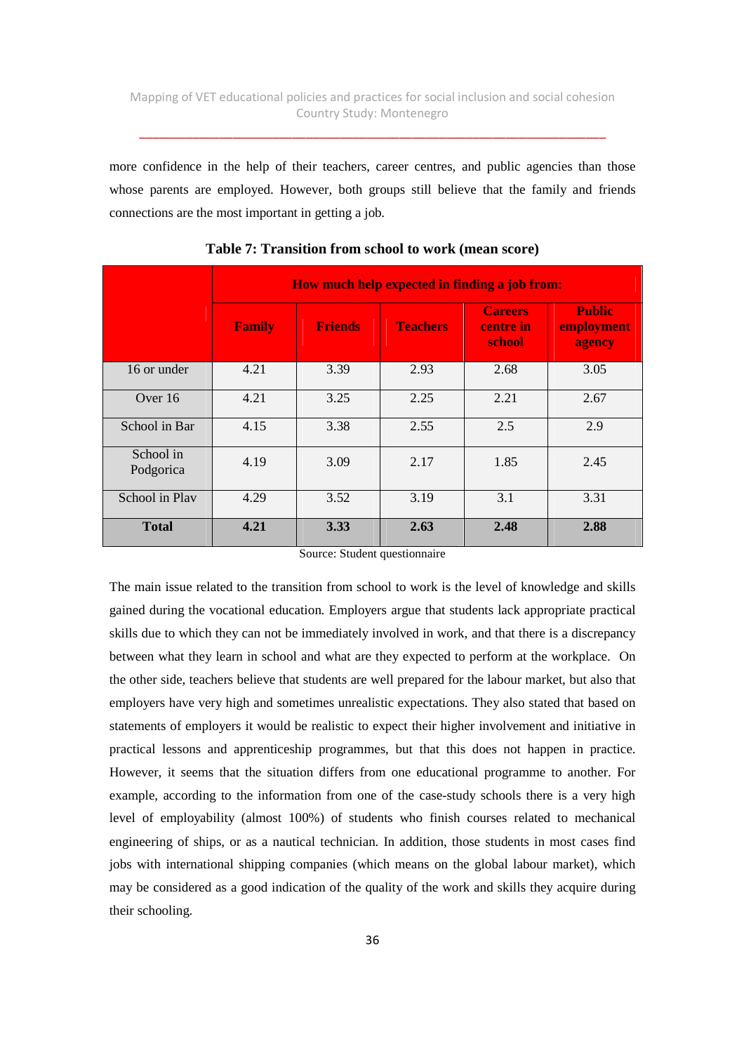more confidence in the help of their teachers, career centres, and public agencies than those whose parents are employed. However, both groups still believe that the family and friends connections are the most important in getting a job.

**Table 7: Transition from school to work (mean score)**

| | How much help expected in finding a job from: | | | | |
|---|---|---|---|---|---|
| | **Family** | **Friends** | **Teachers** | **Careers centre in school** | **Public employment agency** |
| 16 or under | 4.21 | 3.39 | 2.93 | 2.68 | 3.05 |
| Over 16 | 4.21 | 3.25 | 2.25 | 2.21 | 2.67 |
| School in Bar | 4.15 | 3.38 | 2.55 | 2.5 | 2.9 |
| School in Podgorica | 4.19 | 3.09 | 2.17 | 1.85 | 2.45 |
| School in Plav | 4.29 | 3.52 | 3.19 | 3.1 | 3.31 |
| **Total** | **4.21** | **3.33** | **2.63** | **2.48** | **2.88** |

Source: Student questionnaire

The main issue related to the transition from school to work is the level of knowledge and skills gained during the vocational education. Employers argue that students lack appropriate practical skills due to which they can not be immediately involved in work, and that there is a discrepancy between what they learn in school and what are they expected to perform at the workplace. On the other side, teachers believe that students are well prepared for the labour market, but also that employers have very high and sometimes unrealistic expectations. They also stated that based on statements of employers it would be realistic to expect their higher involvement and initiative in practical lessons and apprenticeship programmes, but that this does not happen in practice. However, it seems that the situation differs from one educational programme to another. For example, according to the information from one of the case-study schools there is a very high level of employability (almost 100%) of students who finish courses related to mechanical engineering of ships, or as a nautical technician. In addition, those students in most cases find jobs with international shipping companies (which means on the global labour market), which may be considered as a good indication of the quality of the work and skills they acquire during their schooling.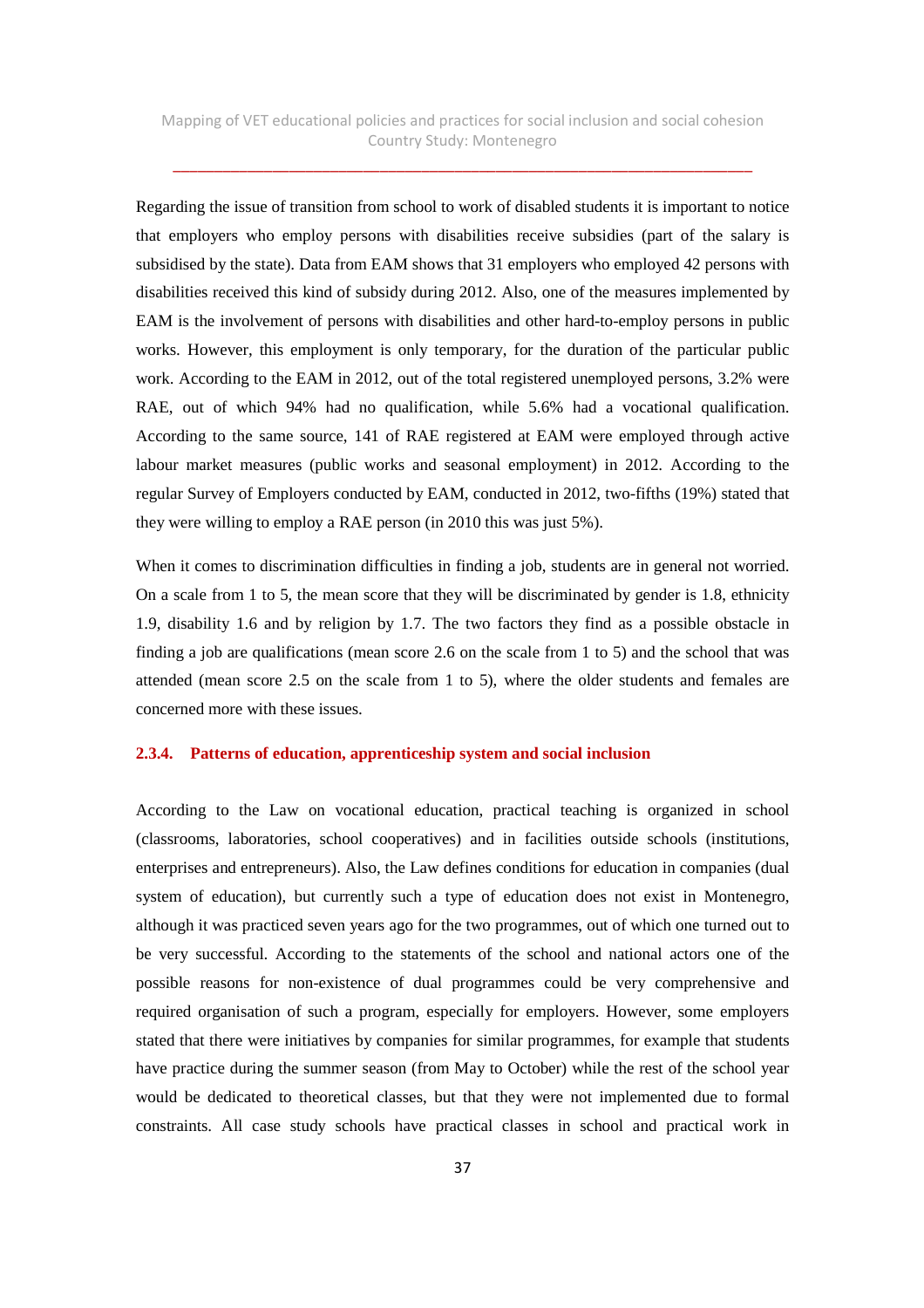Regarding the issue of transition from school to work of disabled students it is important to notice that employers who employ persons with disabilities receive subsidies (part of the salary is subsidised by the state). Data from EAM shows that 31 employers who employed 42 persons with disabilities received this kind of subsidy during 2012. Also, one of the measures implemented by EAM is the involvement of persons with disabilities and other hard-to-employ persons in public works. However, this employment is only temporary, for the duration of the particular public work. According to the EAM in 2012, out of the total registered unemployed persons, 3.2% were RAE, out of which 94% had no qualification, while 5.6% had a vocational qualification. According to the same source, 141 of RAE registered at EAM were employed through active labour market measures (public works and seasonal employment) in 2012. According to the regular Survey of Employers conducted by EAM, conducted in 2012, two-fifths (19%) stated that they were willing to employ a RAE person (in 2010 this was just 5%).

When it comes to discrimination difficulties in finding a job, students are in general not worried. On a scale from 1 to 5, the mean score that they will be discriminated by gender is 1.8, ethnicity 1.9, disability 1.6 and by religion by 1.7. The two factors they find as a possible obstacle in finding a job are qualifications (mean score 2.6 on the scale from 1 to 5) and the school that was attended (mean score 2.5 on the scale from 1 to 5), where the older students and females are concerned more with these issues.

#### 2.3.4. Patterns of education, apprenticeship system and social inclusion

According to the Law on vocational education, practical teaching is organized in school (classrooms, laboratories, school cooperatives) and in facilities outside schools (institutions, enterprises and entrepreneurs). Also, the Law defines conditions for education in companies (dual system of education), but currently such a type of education does not exist in Montenegro, although it was practiced seven years ago for the two programmes, out of which one turned out to be very successful. According to the statements of the school and national actors one of the possible reasons for non-existence of dual programmes could be very comprehensive and required organisation of such a program, especially for employers. However, some employers stated that there were initiatives by companies for similar programmes, for example that students have practice during the summer season (from May to October) while the rest of the school year would be dedicated to theoretical classes, but that they were not implemented due to formal constraints. All case study schools have practical classes in school and practical work in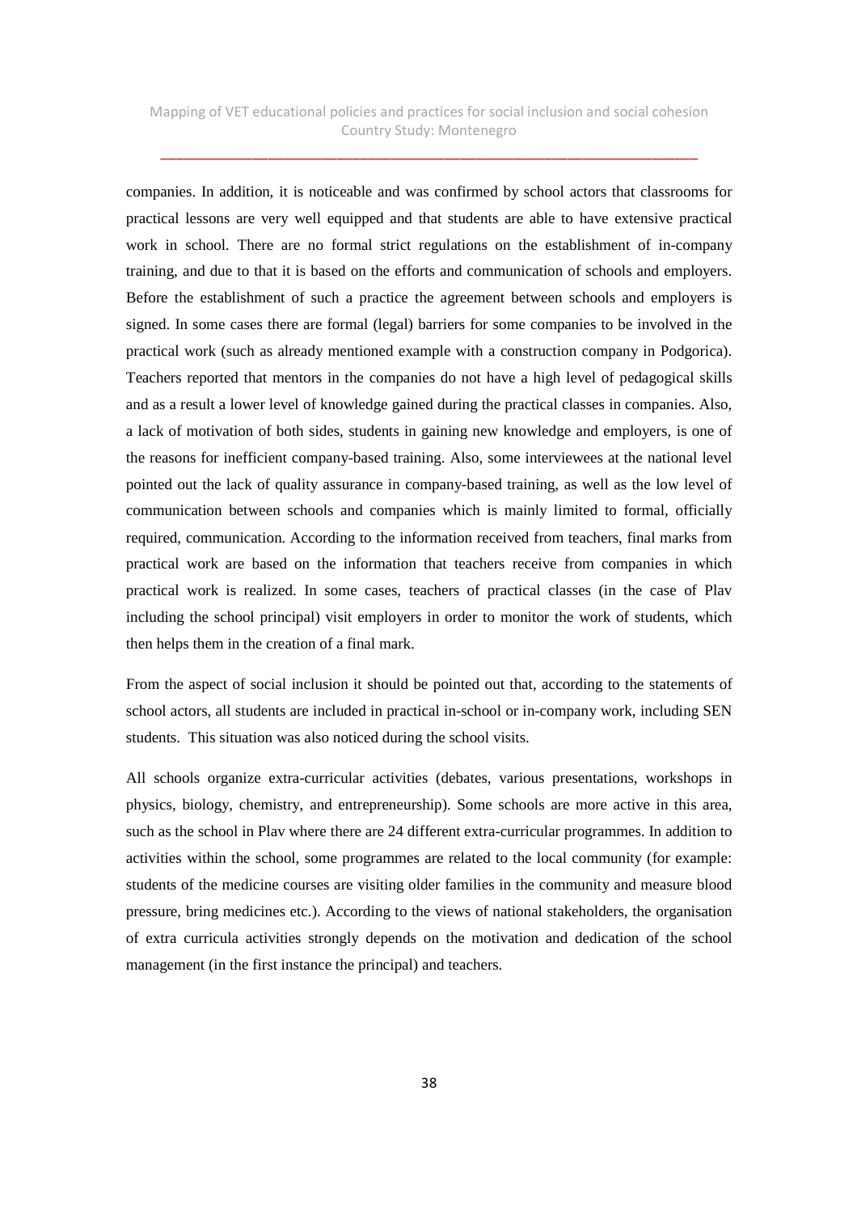companies. In addition, it is noticeable and was confirmed by school actors that classrooms for practical lessons are very well equipped and that students are able to have extensive practical work in school. There are no formal strict regulations on the establishment of in-company training, and due to that it is based on the efforts and communication of schools and employers. Before the establishment of such a practice the agreement between schools and employers is signed. In some cases there are formal (legal) barriers for some companies to be involved in the practical work (such as already mentioned example with a construction company in Podgorica). Teachers reported that mentors in the companies do not have a high level of pedagogical skills and as a result a lower level of knowledge gained during the practical classes in companies. Also, a lack of motivation of both sides, students in gaining new knowledge and employers, is one of the reasons for inefficient company-based training. Also, some interviewees at the national level pointed out the lack of quality assurance in company-based training, as well as the low level of communication between schools and companies which is mainly limited to formal, officially required, communication. According to the information received from teachers, final marks from practical work are based on the information that teachers receive from companies in which practical work is realized. In some cases, teachers of practical classes (in the case of Plav including the school principal) visit employers in order to monitor the work of students, which then helps them in the creation of a final mark.

From the aspect of social inclusion it should be pointed out that, according to the statements of school actors, all students are included in practical in-school or in-company work, including SEN students. This situation was also noticed during the school visits.

All schools organize extra-curricular activities (debates, various presentations, workshops in physics, biology, chemistry, and entrepreneurship). Some schools are more active in this area, such as the school in Plav where there are 24 different extra-curricular programmes. In addition to activities within the school, some programmes are related to the local community (for example: students of the medicine courses are visiting older families in the community and measure blood pressure, bring medicines etc.). According to the views of national stakeholders, the organisation of extra curricula activities strongly depends on the motivation and dedication of the school management (in the first instance the principal) and teachers.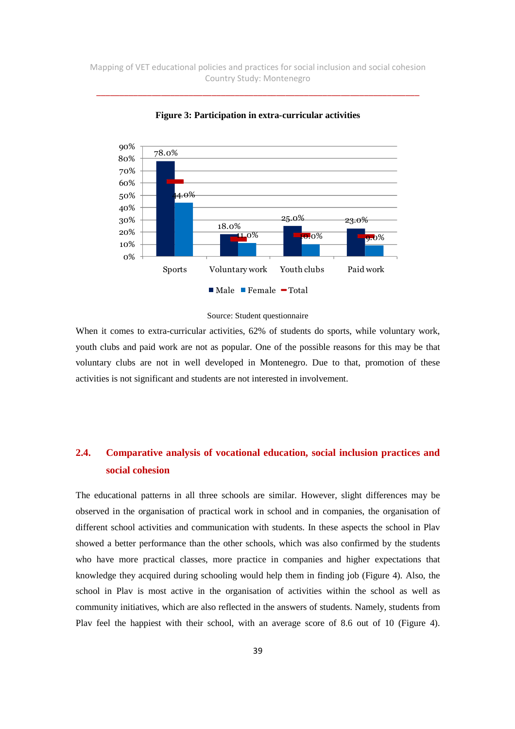**Figure 3: Participation in extra-curricular activities**

Source: Student questionnaire

When it comes to extra-curricular activities, 62% of students do sports, while voluntary work, youth clubs and paid work are not as popular. One of the possible reasons for this may be that voluntary clubs are not in well developed in Montenegro. Due to that, promotion of these activities is not significant and students are not interested in involvement.

## 2.4. Comparative analysis of vocational education, social inclusion practices and social cohesion

The educational patterns in all three schools are similar. However, slight differences may be observed in the organisation of practical work in school and in companies, the organisation of different school activities and communication with students. In these aspects the school in Plav showed a better performance than the other schools, which was also confirmed by the students who have more practical classes, more practice in companies and higher expectations that knowledge they acquired during schooling would help them in finding job (Figure 4). Also, the school in Plav is most active in the organisation of activities within the school as well as community initiatives, which are also reflected in the answers of students. Namely, students from Plav feel the happiest with their school, with an average score of 8.6 out of 10 (Figure 4).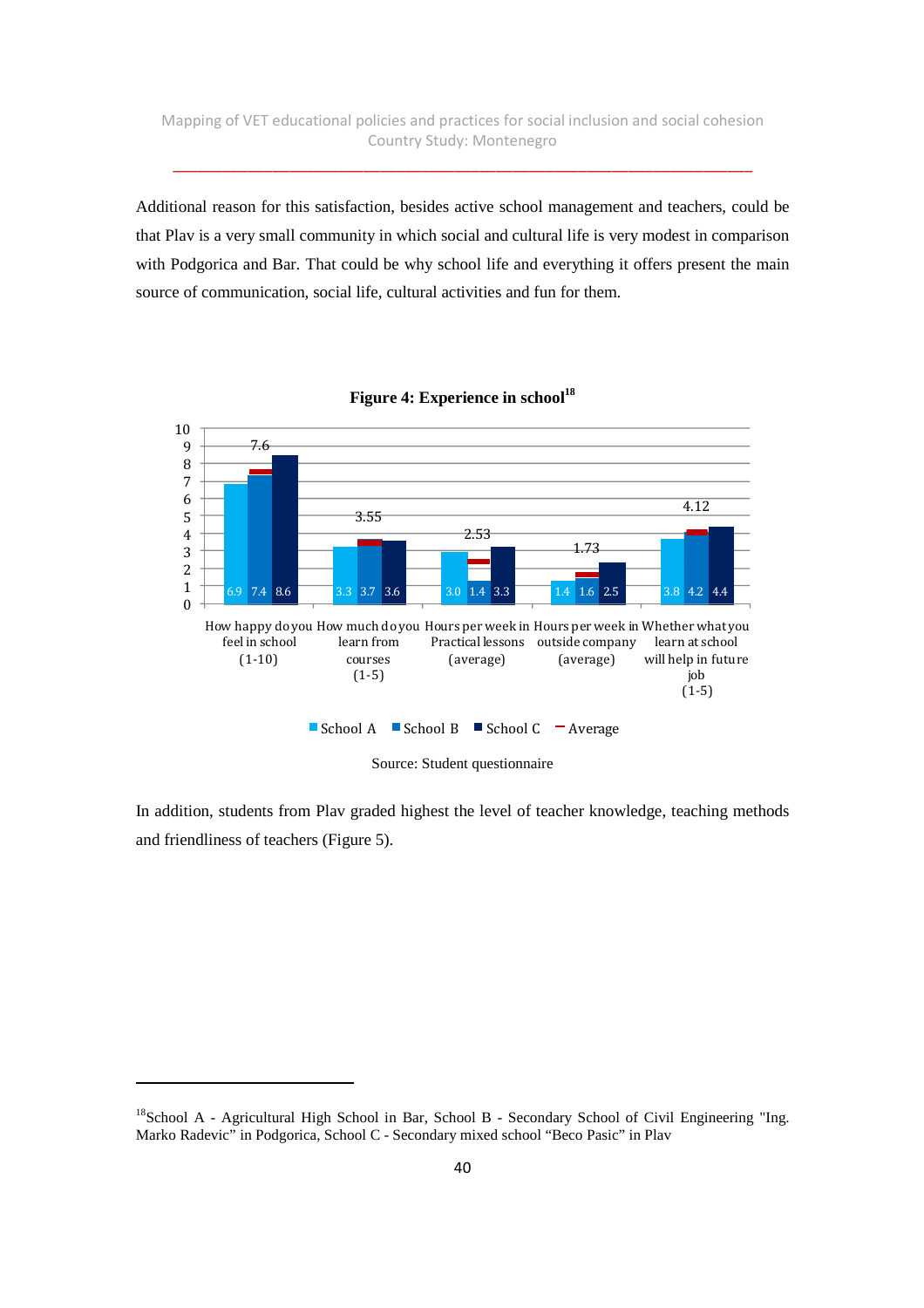Additional reason for this satisfaction, besides active school management and teachers, could be that Plav is a very small community in which social and cultural life is very modest in comparison with Podgorica and Bar. That could be why school life and everything it offers present the main source of communication, social life, cultural activities and fun for them.

**Figure 4: Experience in school**[18]

| | School A | School B | School C | Average |
|---|---|---|---|---|
| How happy do you feel in school (1-10) | 6.9 | 7.4 | 8.6 | 7.6 |
| How much do you learn from courses (1-5) | 3.3 | 3.7 | 3.6 | 3.55 |
| Hours per week in Practical lessons (average) | 3.0 | 1.4 | 3.3 | 2.53 |
| Hours per week in outside company (average) | 1.4 | 1.6 | 2.5 | 1.73 |
| Whether what you learn at school will help in future job (1-5) | 3.8 | 4.2 | 4.4 | 4.12 |

Source: Student questionnaire

In addition, students from Plav graded highest the level of teacher knowledge, teaching methods and friendliness of teachers (Figure 5).

---

[18] School A - Agricultural High School in Bar, School B - Secondary School of Civil Engineering "Ing. Marko Radevic" in Podgorica, School C - Secondary mixed school "Beco Pasic" in Plav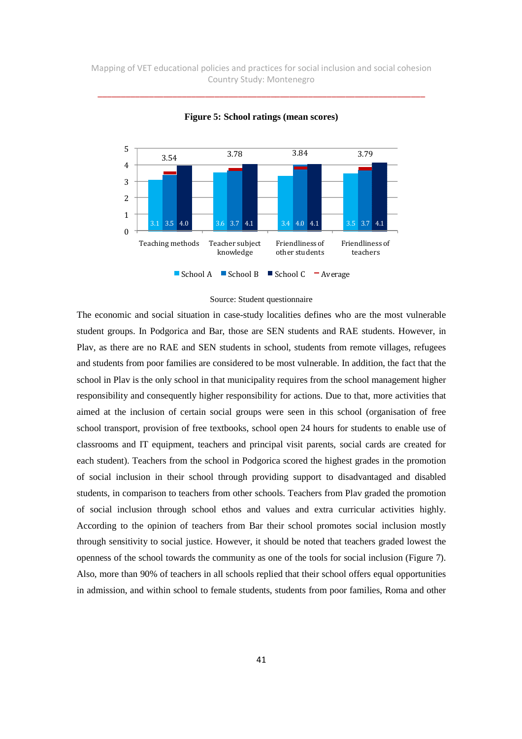**Figure 5: School ratings (mean scores)**

| | School A | School B | School C | Average |
|---|---|---|---|---|
| Teaching methods | 3.1 | 3.5 | 4.0 | 3.54 |
| Teacher subject knowledge | 3.6 | 3.7 | 4.1 | 3.78 |
| Friendliness of other students | 3.4 | 4.0 | 4.1 | 3.84 |
| Friendliness of teachers | 3.5 | 3.7 | 4.1 | 3.79 |

Source: Student questionnaire

The economic and social situation in case-study localities defines who are the most vulnerable student groups. In Podgorica and Bar, those are SEN students and RAE students. However, in Plav, as there are no RAE and SEN students in school, students from remote villages, refugees and students from poor families are considered to be most vulnerable. In addition, the fact that the school in Plav is the only school in that municipality requires from the school management higher responsibility and consequently higher responsibility for actions. Due to that, more activities that aimed at the inclusion of certain social groups were seen in this school (organisation of free school transport, provision of free textbooks, school open 24 hours for students to enable use of classrooms and IT equipment, teachers and principal visit parents, social cards are created for each student). Teachers from the school in Podgorica scored the highest grades in the promotion of social inclusion in their school through providing support to disadvantaged and disabled students, in comparison to teachers from other schools. Teachers from Plav graded the promotion of social inclusion through school ethos and values and extra curricular activities highly. According to the opinion of teachers from Bar their school promotes social inclusion mostly through sensitivity to social justice. However, it should be noted that teachers graded lowest the openness of the school towards the community as one of the tools for social inclusion (Figure 7). Also, more than 90% of teachers in all schools replied that their school offers equal opportunities in admission, and within school to female students, students from poor families, Roma and other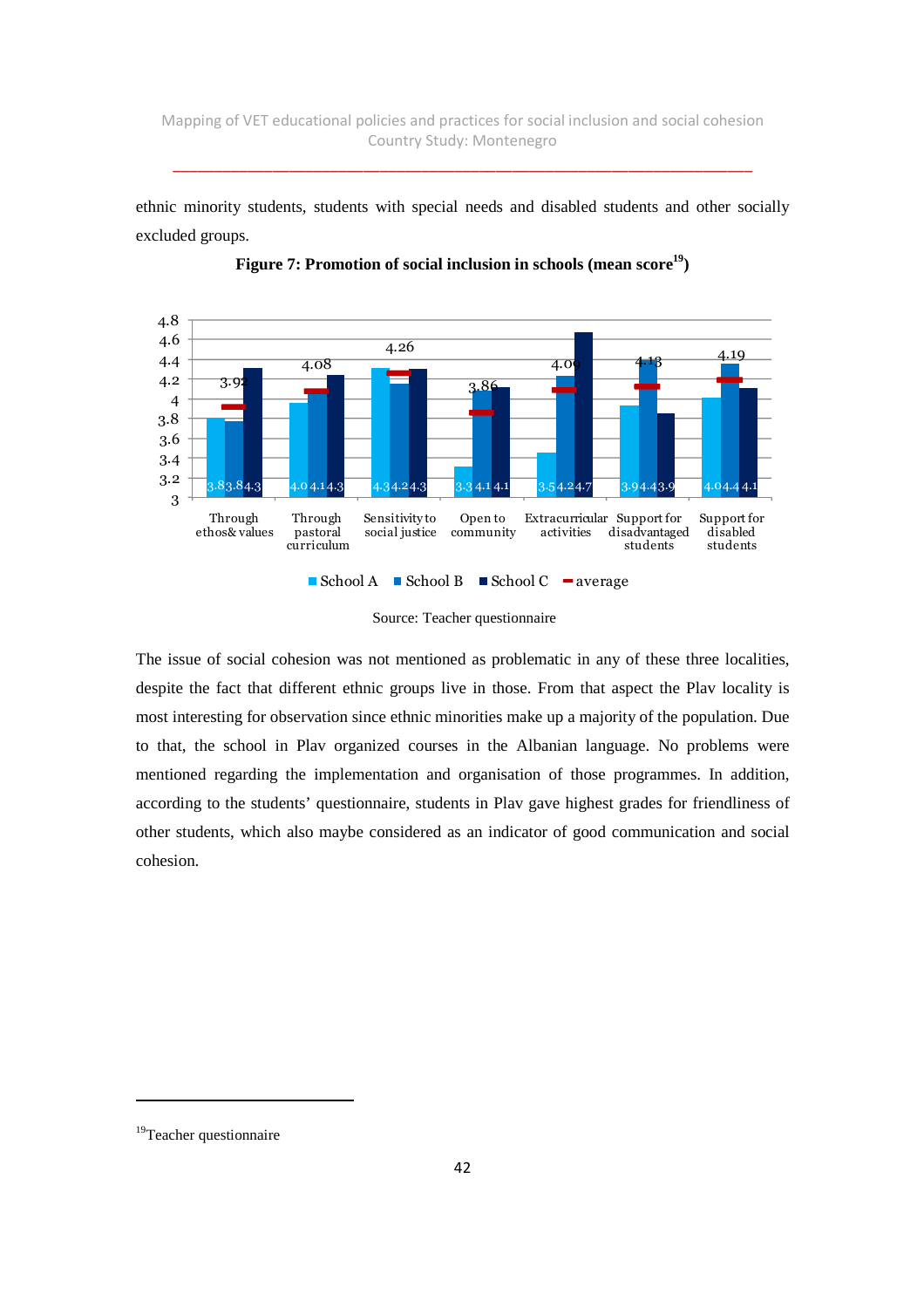ethnic minority students, students with special needs and disabled students and other socially excluded groups.

**Figure 7: Promotion of social inclusion in schools (mean score[19])**

| | Through ethos& values | Through pastoral curriculum | Sensitivity to social justice | Open to community | Extracurricular activities | Support for disadvantaged students | Support for disabled students |
|---|---|---|---|---|---|---|---|
| School A | 3.8 | 4.0 | 4.3 | 3.3 | 3.5 | 3.9 | 4.0 |
| School B | 3.8 | 4.1 | 4.2 | 4.1 | 4.2 | 4.4 | 4.4 |
| School C | 4.3 | 4.3 | 4.3 | 4.1 | 4.7 | 3.9 | 4.1 |
| average | 3.92 | 4.08 | 4.26 | 3.86 | 4.09 | 4.18 | 4.19 |

Source: Teacher questionnaire

The issue of social cohesion was not mentioned as problematic in any of these three localities, despite the fact that different ethnic groups live in those. From that aspect the Plav locality is most interesting for observation since ethnic minorities make up a majority of the population. Due to that, the school in Plav organized courses in the Albanian language. No problems were mentioned regarding the implementation and organisation of those programmes. In addition, according to the students' questionnaire, students in Plav gave highest grades for friendliness of other students, which also maybe considered as an indicator of good communication and social cohesion.

[19] Teacher questionnaire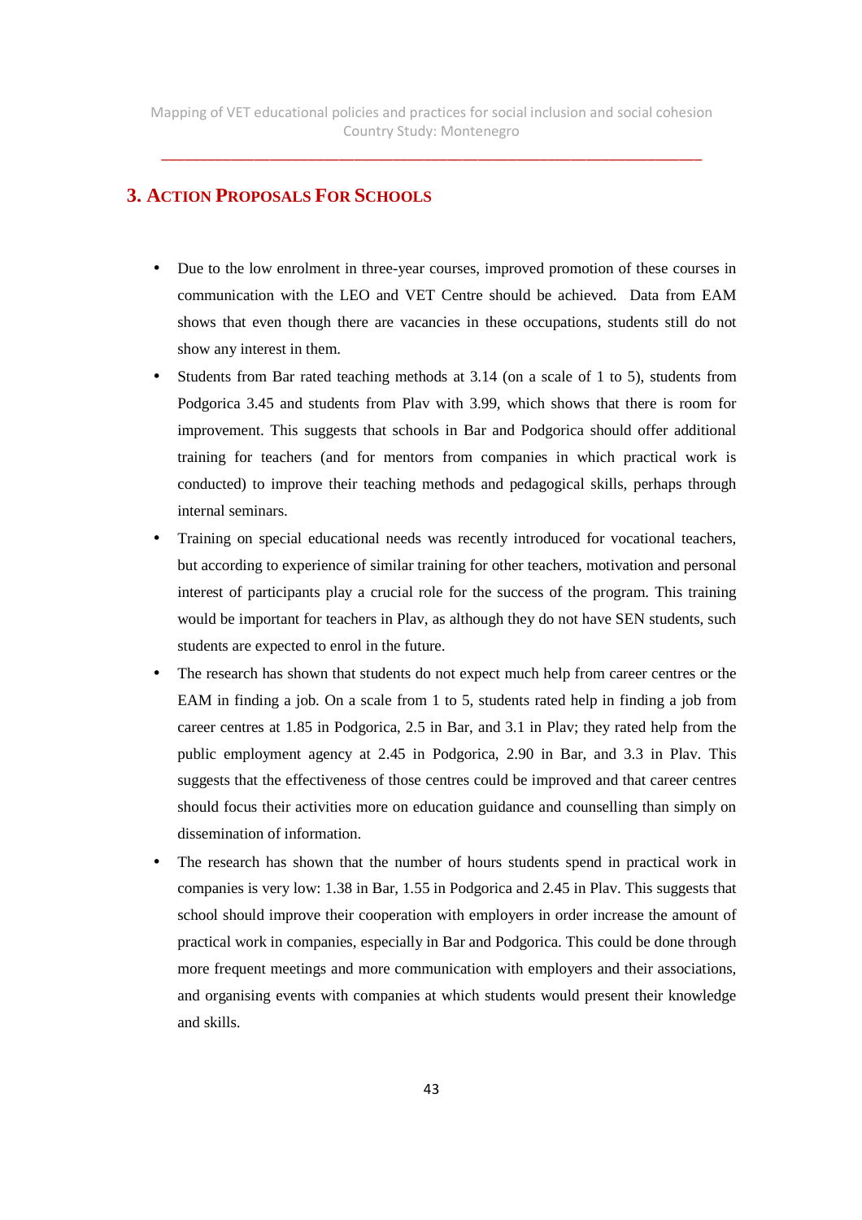## 3. Action Proposals For Schools

- Due to the low enrolment in three-year courses, improved promotion of these courses in communication with the LEO and VET Centre should be achieved. Data from EAM shows that even though there are vacancies in these occupations, students still do not show any interest in them.
- Students from Bar rated teaching methods at 3.14 (on a scale of 1 to 5), students from Podgorica 3.45 and students from Plav with 3.99, which shows that there is room for improvement. This suggests that schools in Bar and Podgorica should offer additional training for teachers (and for mentors from companies in which practical work is conducted) to improve their teaching methods and pedagogical skills, perhaps through internal seminars.
- Training on special educational needs was recently introduced for vocational teachers, but according to experience of similar training for other teachers, motivation and personal interest of participants play a crucial role for the success of the program. This training would be important for teachers in Plav, as although they do not have SEN students, such students are expected to enrol in the future.
- The research has shown that students do not expect much help from career centres or the EAM in finding a job. On a scale from 1 to 5, students rated help in finding a job from career centres at 1.85 in Podgorica, 2.5 in Bar, and 3.1 in Plav; they rated help from the public employment agency at 2.45 in Podgorica, 2.90 in Bar, and 3.3 in Plav. This suggests that the effectiveness of those centres could be improved and that career centres should focus their activities more on education guidance and counselling than simply on dissemination of information.
- The research has shown that the number of hours students spend in practical work in companies is very low: 1.38 in Bar, 1.55 in Podgorica and 2.45 in Plav. This suggests that school should improve their cooperation with employers in order increase the amount of practical work in companies, especially in Bar and Podgorica. This could be done through more frequent meetings and more communication with employers and their associations, and organising events with companies at which students would present their knowledge and skills.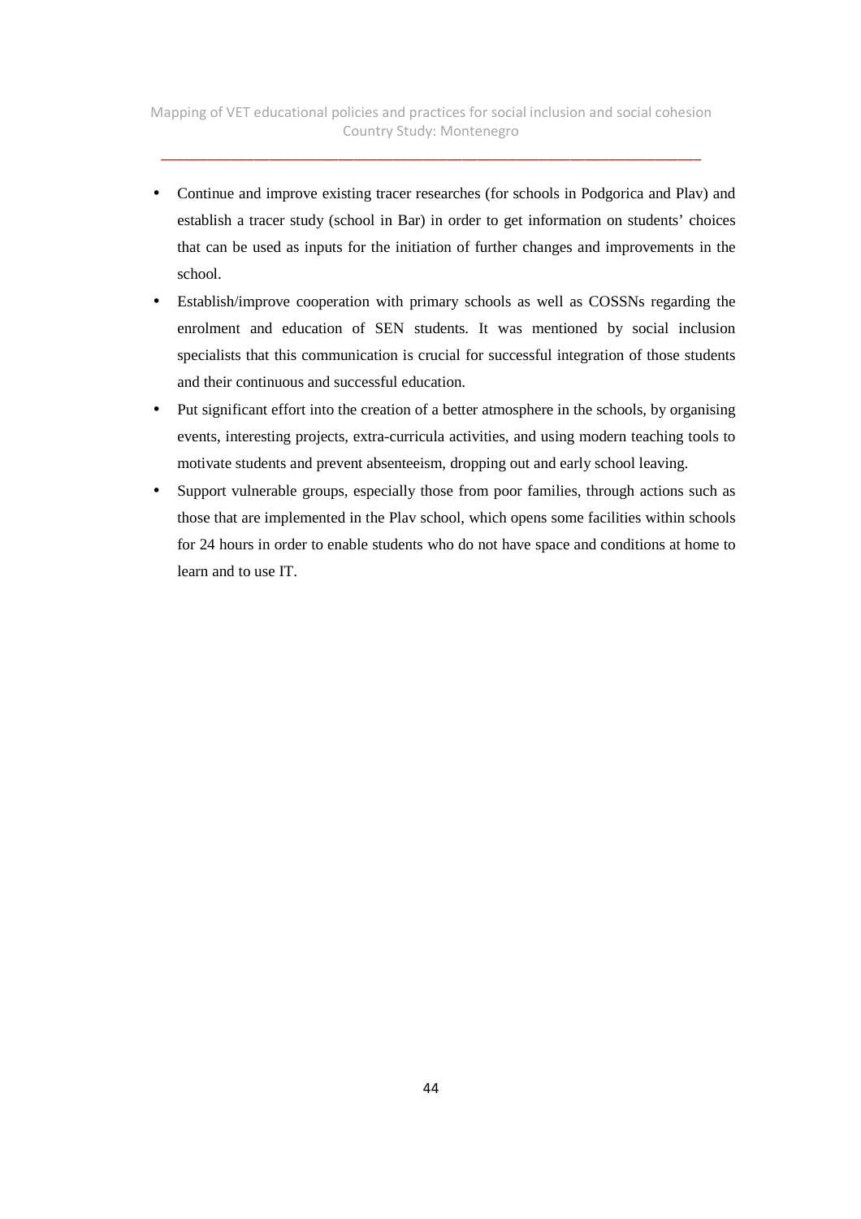- Continue and improve existing tracer researches (for schools in Podgorica and Plav) and establish a tracer study (school in Bar) in order to get information on students' choices that can be used as inputs for the initiation of further changes and improvements in the school.
- Establish/improve cooperation with primary schools as well as COSSNs regarding the enrolment and education of SEN students. It was mentioned by social inclusion specialists that this communication is crucial for successful integration of those students and their continuous and successful education.
- Put significant effort into the creation of a better atmosphere in the schools, by organising events, interesting projects, extra-curricula activities, and using modern teaching tools to motivate students and prevent absenteeism, dropping out and early school leaving.
- Support vulnerable groups, especially those from poor families, through actions such as those that are implemented in the Plav school, which opens some facilities within schools for 24 hours in order to enable students who do not have space and conditions at home to learn and to use IT.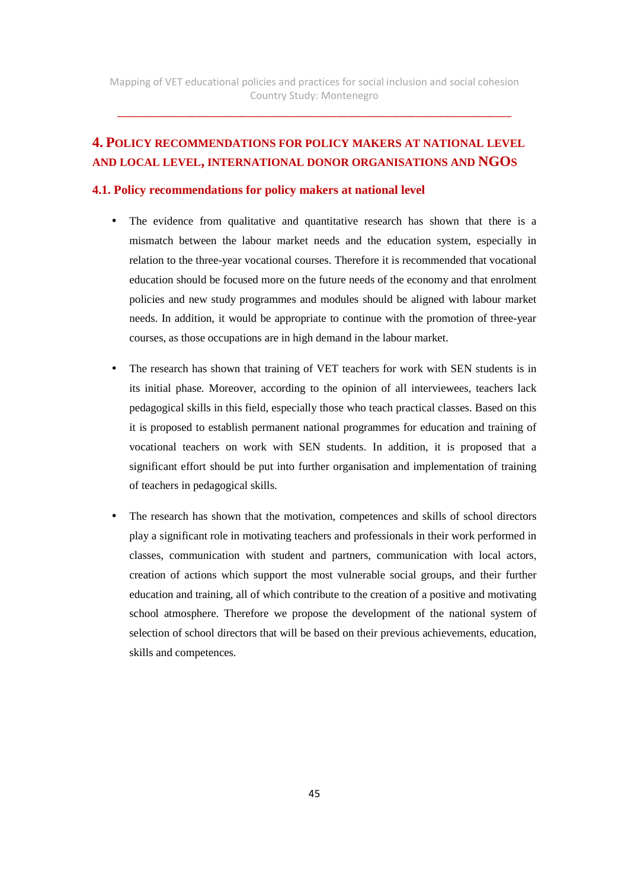# 4. Policy recommendations for policy makers at national level and local level, international donor organisations and NGOs

## 4.1. Policy recommendations for policy makers at national level

- The evidence from qualitative and quantitative research has shown that there is a mismatch between the labour market needs and the education system, especially in relation to the three-year vocational courses. Therefore it is recommended that vocational education should be focused more on the future needs of the economy and that enrolment policies and new study programmes and modules should be aligned with labour market needs. In addition, it would be appropriate to continue with the promotion of three-year courses, as those occupations are in high demand in the labour market.

- The research has shown that training of VET teachers for work with SEN students is in its initial phase. Moreover, according to the opinion of all interviewees, teachers lack pedagogical skills in this field, especially those who teach practical classes. Based on this it is proposed to establish permanent national programmes for education and training of vocational teachers on work with SEN students. In addition, it is proposed that a significant effort should be put into further organisation and implementation of training of teachers in pedagogical skills.

- The research has shown that the motivation, competences and skills of school directors play a significant role in motivating teachers and professionals in their work performed in classes, communication with student and partners, communication with local actors, creation of actions which support the most vulnerable social groups, and their further education and training, all of which contribute to the creation of a positive and motivating school atmosphere. Therefore we propose the development of the national system of selection of school directors that will be based on their previous achievements, education, skills and competences.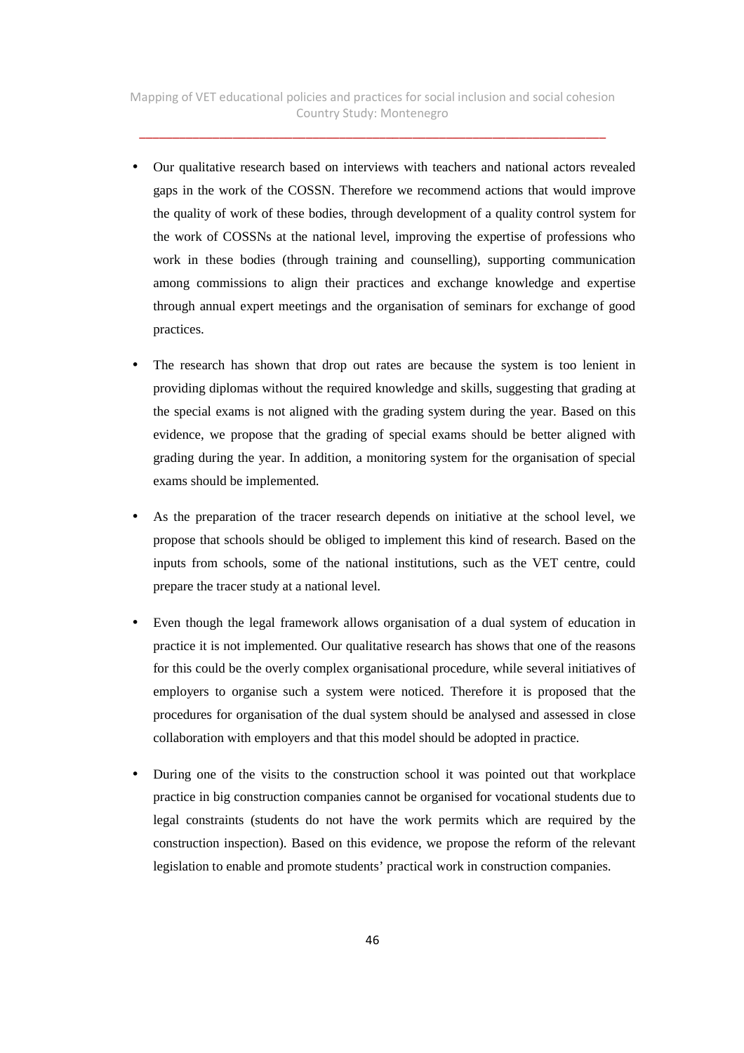- Our qualitative research based on interviews with teachers and national actors revealed gaps in the work of the COSSN. Therefore we recommend actions that would improve the quality of work of these bodies, through development of a quality control system for the work of COSSNs at the national level, improving the expertise of professions who work in these bodies (through training and counselling), supporting communication among commissions to align their practices and exchange knowledge and expertise through annual expert meetings and the organisation of seminars for exchange of good practices.

- The research has shown that drop out rates are because the system is too lenient in providing diplomas without the required knowledge and skills, suggesting that grading at the special exams is not aligned with the grading system during the year. Based on this evidence, we propose that the grading of special exams should be better aligned with grading during the year. In addition, a monitoring system for the organisation of special exams should be implemented.

- As the preparation of the tracer research depends on initiative at the school level, we propose that schools should be obliged to implement this kind of research. Based on the inputs from schools, some of the national institutions, such as the VET centre, could prepare the tracer study at a national level.

- Even though the legal framework allows organisation of a dual system of education in practice it is not implemented. Our qualitative research has shows that one of the reasons for this could be the overly complex organisational procedure, while several initiatives of employers to organise such a system were noticed. Therefore it is proposed that the procedures for organisation of the dual system should be analysed and assessed in close collaboration with employers and that this model should be adopted in practice.

- During one of the visits to the construction school it was pointed out that workplace practice in big construction companies cannot be organised for vocational students due to legal constraints (students do not have the work permits which are required by the construction inspection). Based on this evidence, we propose the reform of the relevant legislation to enable and promote students' practical work in construction companies.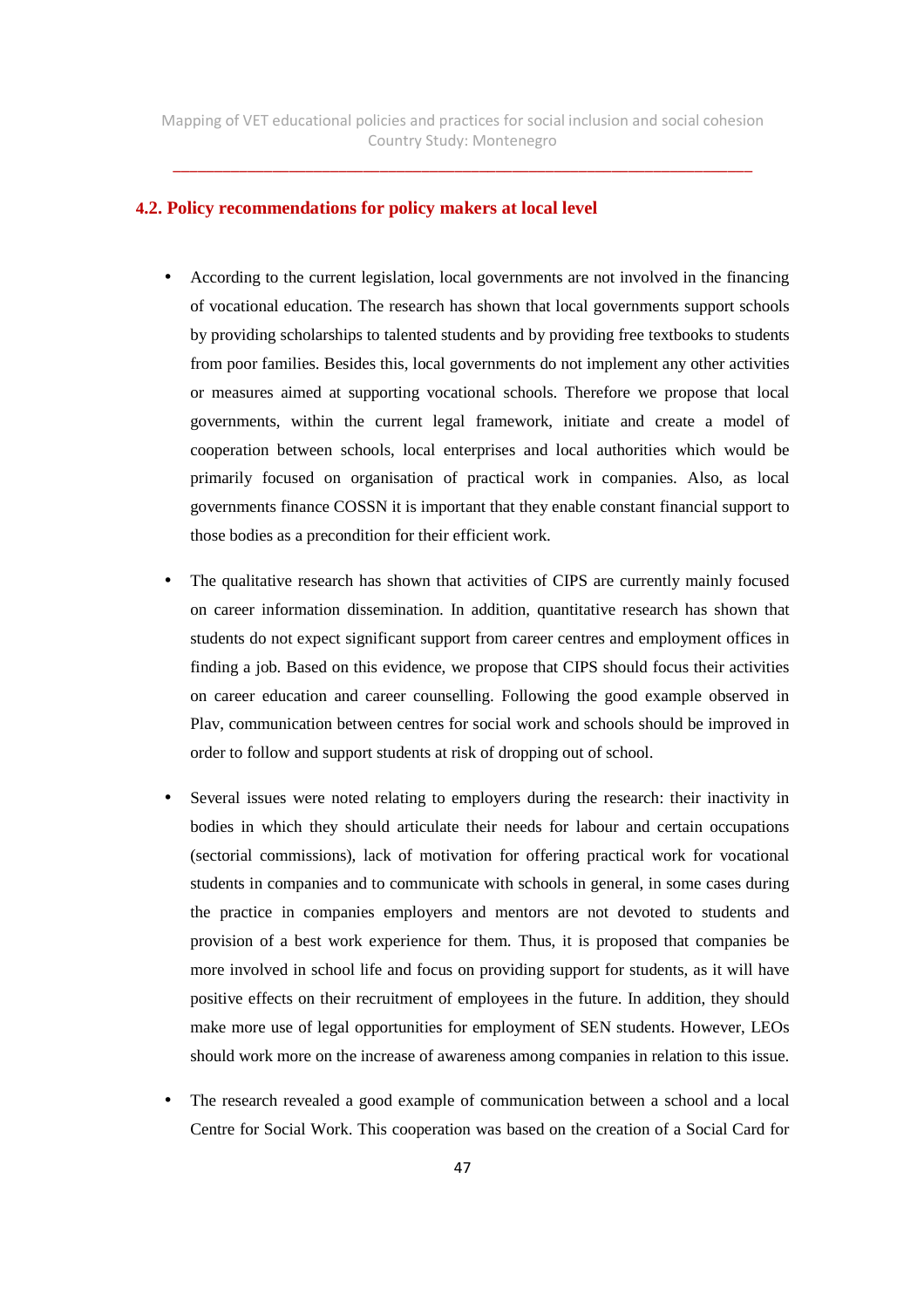## 4.2. Policy recommendations for policy makers at local level

- According to the current legislation, local governments are not involved in the financing of vocational education. The research has shown that local governments support schools by providing scholarships to talented students and by providing free textbooks to students from poor families. Besides this, local governments do not implement any other activities or measures aimed at supporting vocational schools. Therefore we propose that local governments, within the current legal framework, initiate and create a model of cooperation between schools, local enterprises and local authorities which would be primarily focused on organisation of practical work in companies. Also, as local governments finance COSSN it is important that they enable constant financial support to those bodies as a precondition for their efficient work.

- The qualitative research has shown that activities of CIPS are currently mainly focused on career information dissemination. In addition, quantitative research has shown that students do not expect significant support from career centres and employment offices in finding a job. Based on this evidence, we propose that CIPS should focus their activities on career education and career counselling. Following the good example observed in Plav, communication between centres for social work and schools should be improved in order to follow and support students at risk of dropping out of school.

- Several issues were noted relating to employers during the research: their inactivity in bodies in which they should articulate their needs for labour and certain occupations (sectorial commissions), lack of motivation for offering practical work for vocational students in companies and to communicate with schools in general, in some cases during the practice in companies employers and mentors are not devoted to students and provision of a best work experience for them. Thus, it is proposed that companies be more involved in school life and focus on providing support for students, as it will have positive effects on their recruitment of employees in the future. In addition, they should make more use of legal opportunities for employment of SEN students. However, LEOs should work more on the increase of awareness among companies in relation to this issue.

- The research revealed a good example of communication between a school and a local Centre for Social Work. This cooperation was based on the creation of a Social Card for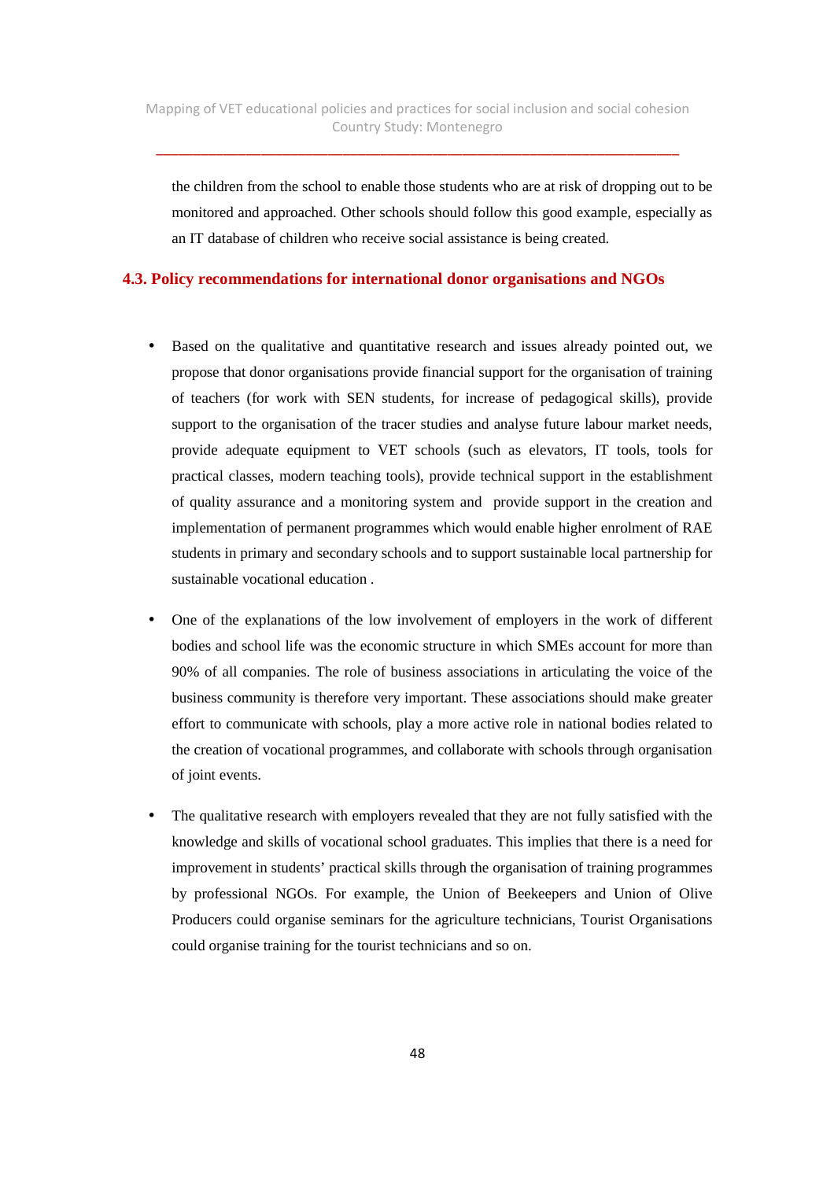the children from the school to enable those students who are at risk of dropping out to be monitored and approached. Other schools should follow this good example, especially as an IT database of children who receive social assistance is being created.

## 4.3. Policy recommendations for international donor organisations and NGOs

- Based on the qualitative and quantitative research and issues already pointed out, we propose that donor organisations provide financial support for the organisation of training of teachers (for work with SEN students, for increase of pedagogical skills), provide support to the organisation of the tracer studies and analyse future labour market needs, provide adequate equipment to VET schools (such as elevators, IT tools, tools for practical classes, modern teaching tools), provide technical support in the establishment of quality assurance and a monitoring system and provide support in the creation and implementation of permanent programmes which would enable higher enrolment of RAE students in primary and secondary schools and to support sustainable local partnership for sustainable vocational education .

- One of the explanations of the low involvement of employers in the work of different bodies and school life was the economic structure in which SMEs account for more than 90% of all companies. The role of business associations in articulating the voice of the business community is therefore very important. These associations should make greater effort to communicate with schools, play a more active role in national bodies related to the creation of vocational programmes, and collaborate with schools through organisation of joint events.

- The qualitative research with employers revealed that they are not fully satisfied with the knowledge and skills of vocational school graduates. This implies that there is a need for improvement in students' practical skills through the organisation of training programmes by professional NGOs. For example, the Union of Beekeepers and Union of Olive Producers could organise seminars for the agriculture technicians, Tourist Organisations could organise training for the tourist technicians and so on.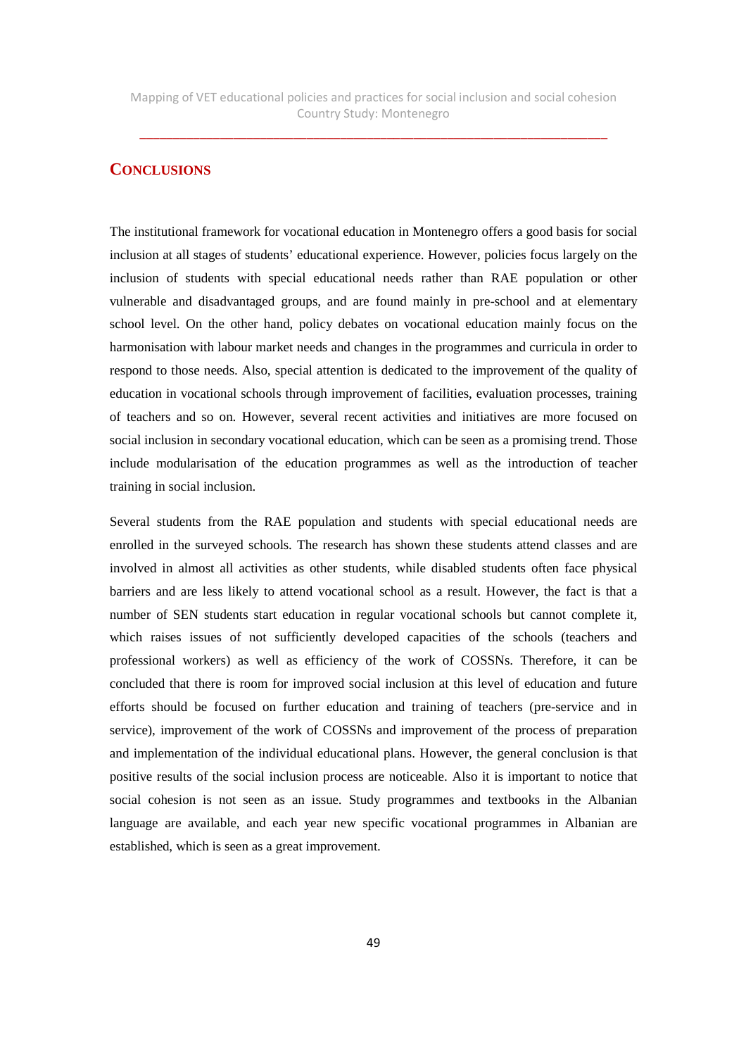## CONCLUSIONS

The institutional framework for vocational education in Montenegro offers a good basis for social inclusion at all stages of students' educational experience. However, policies focus largely on the inclusion of students with special educational needs rather than RAE population or other vulnerable and disadvantaged groups, and are found mainly in pre-school and at elementary school level. On the other hand, policy debates on vocational education mainly focus on the harmonisation with labour market needs and changes in the programmes and curricula in order to respond to those needs. Also, special attention is dedicated to the improvement of the quality of education in vocational schools through improvement of facilities, evaluation processes, training of teachers and so on. However, several recent activities and initiatives are more focused on social inclusion in secondary vocational education, which can be seen as a promising trend. Those include modularisation of the education programmes as well as the introduction of teacher training in social inclusion.

Several students from the RAE population and students with special educational needs are enrolled in the surveyed schools. The research has shown these students attend classes and are involved in almost all activities as other students, while disabled students often face physical barriers and are less likely to attend vocational school as a result. However, the fact is that a number of SEN students start education in regular vocational schools but cannot complete it, which raises issues of not sufficiently developed capacities of the schools (teachers and professional workers) as well as efficiency of the work of COSSNs. Therefore, it can be concluded that there is room for improved social inclusion at this level of education and future efforts should be focused on further education and training of teachers (pre-service and in service), improvement of the work of COSSNs and improvement of the process of preparation and implementation of the individual educational plans. However, the general conclusion is that positive results of the social inclusion process are noticeable. Also it is important to notice that social cohesion is not seen as an issue. Study programmes and textbooks in the Albanian language are available, and each year new specific vocational programmes in Albanian are established, which is seen as a great improvement.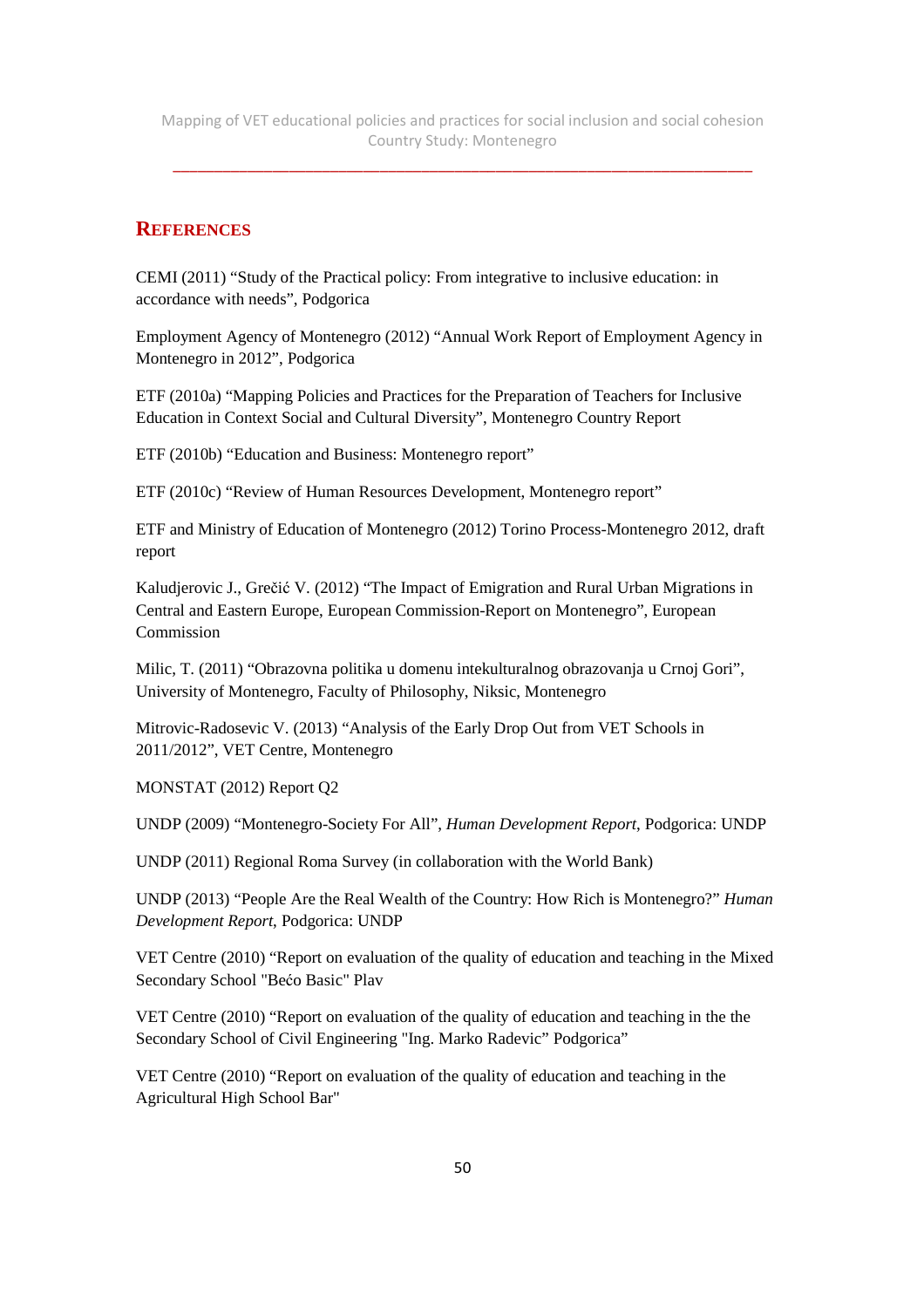# REFERENCES

CEMI (2011) "Study of the Practical policy: From integrative to inclusive education: in accordance with needs", Podgorica

Employment Agency of Montenegro (2012) "Annual Work Report of Employment Agency in Montenegro in 2012", Podgorica

ETF (2010a) "Mapping Policies and Practices for the Preparation of Teachers for Inclusive Education in Context Social and Cultural Diversity", Montenegro Country Report

ETF (2010b) "Education and Business: Montenegro report"

ETF (2010c) "Review of Human Resources Development, Montenegro report"

ETF and Ministry of Education of Montenegro (2012) Torino Process-Montenegro 2012, draft report

Kaludjerovic J., Grečić V. (2012) "The Impact of Emigration and Rural Urban Migrations in Central and Eastern Europe, European Commission-Report on Montenegro", European Commission

Milic, T. (2011) "Obrazovna politika u domenu intekulturalnog obrazovanja u Crnoj Gori", University of Montenegro, Faculty of Philosophy, Niksic, Montenegro

Mitrovic-Radosevic V. (2013) "Analysis of the Early Drop Out from VET Schools in 2011/2012", VET Centre, Montenegro

MONSTAT (2012) Report Q2

UNDP (2009) "Montenegro-Society For All", *Human Development Report*, Podgorica: UNDP

UNDP (2011) Regional Roma Survey (in collaboration with the World Bank)

UNDP (2013) "People Are the Real Wealth of the Country: How Rich is Montenegro?" *Human Development Report*, Podgorica: UNDP

VET Centre (2010) "Report on evaluation of the quality of education and teaching in the Mixed Secondary School "Bećo Basic" Plav

VET Centre (2010) "Report on evaluation of the quality of education and teaching in the the Secondary School of Civil Engineering "Ing. Marko Radevic" Podgorica"

VET Centre (2010) "Report on evaluation of the quality of education and teaching in the Agricultural High School Bar"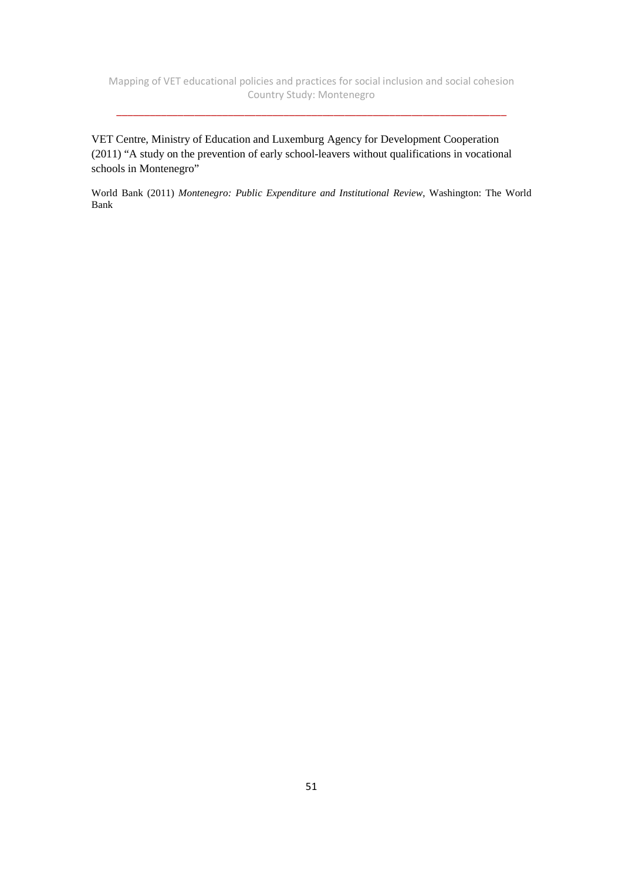VET Centre, Ministry of Education and Luxemburg Agency for Development Cooperation (2011) "A study on the prevention of early school-leavers without qualifications in vocational schools in Montenegro"

World Bank (2011) *Montenegro: Public Expenditure and Institutional Review*, Washington: The World Bank